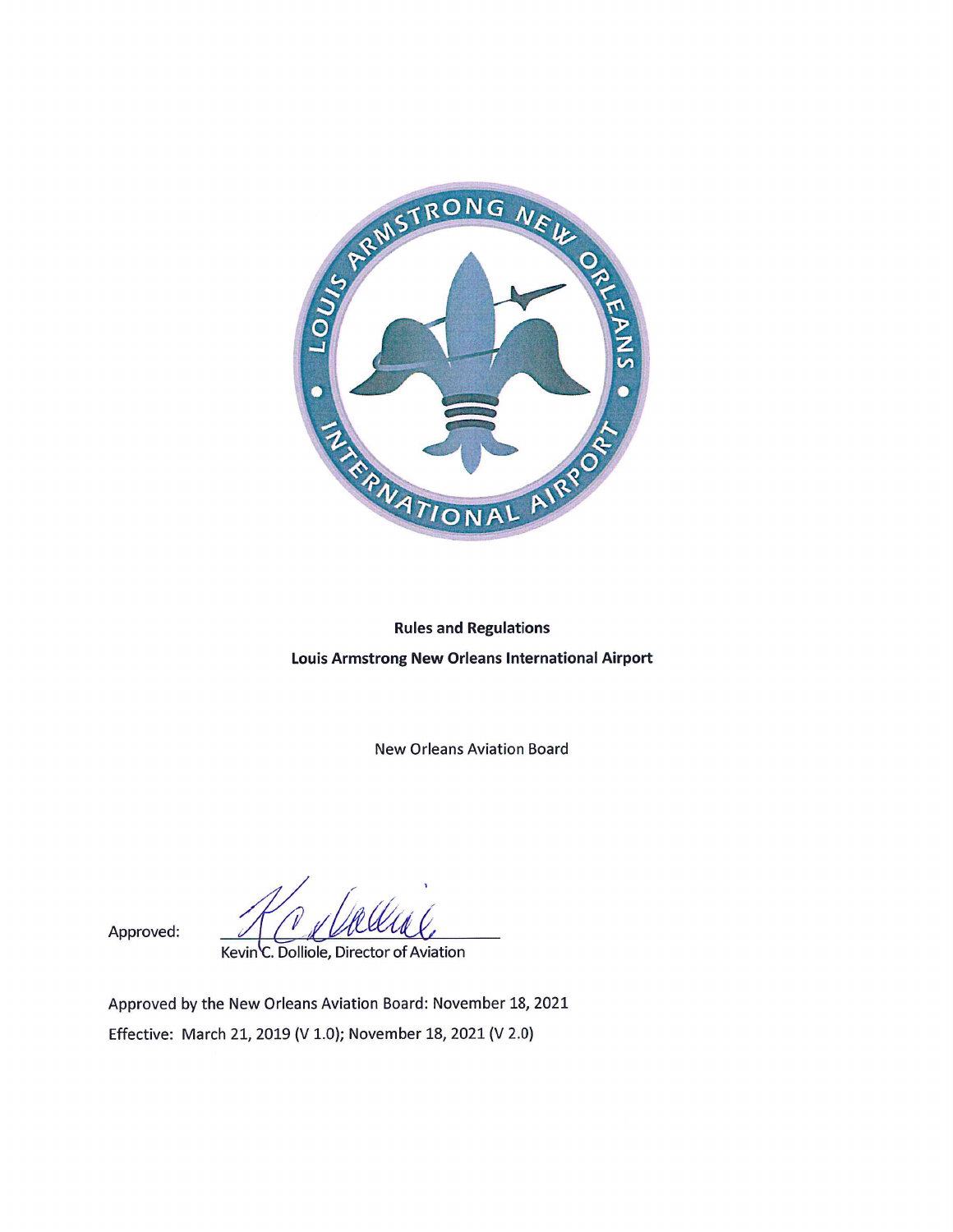**Rules and Regulations**

**Louis Armstrong New Orleans International Airport**

New Orleans Aviation Board

Approved: Kevin C. Dolliole, Director of Aviation

Approved by the New Orleans Aviation Board: November 18, 2021

Effective: March 21, 2019 (V 1.0); November 18, 2021 (V 2.0)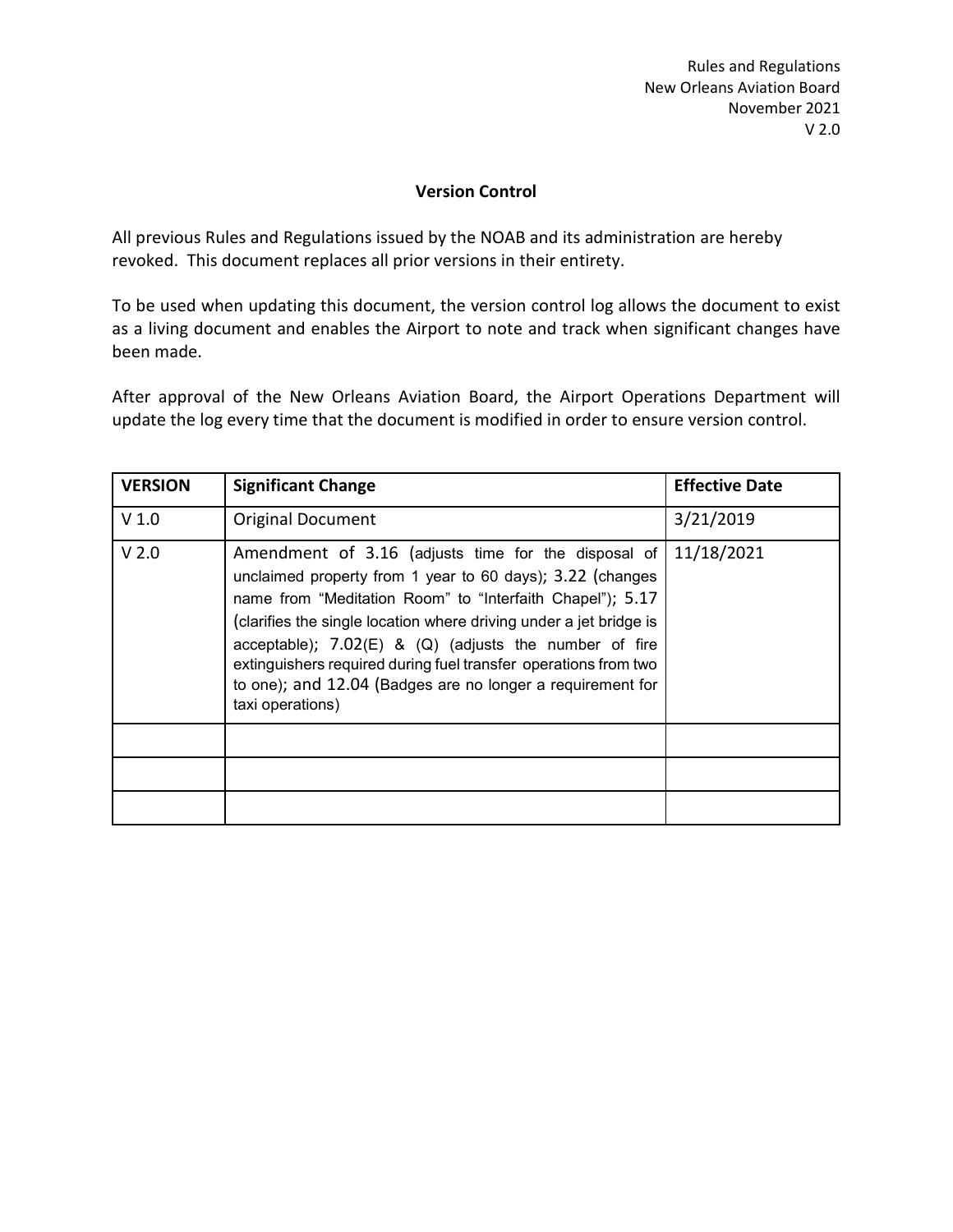## Version Control

All previous Rules and Regulations issued by the NOAB and its administration are hereby revoked. This document replaces all prior versions in their entirety.

To be used when updating this document, the version control log allows the document to exist as a living document and enables the Airport to note and track when significant changes have been made.

After approval of the New Orleans Aviation Board, the Airport Operations Department will update the log every time that the document is modified in order to ensure version control.

| VERSION | Significant Change | Effective Date |
|---|---|---|
| V 1.0 | Original Document | 3/21/2019 |
| V 2.0 | Amendment of 3.16 (adjusts time for the disposal of unclaimed property from 1 year to 60 days); 3.22 (changes name from "Meditation Room" to "Interfaith Chapel"); 5.17 (clarifies the single location where driving under a jet bridge is acceptable); 7.02(E) & (Q) (adjusts the number of fire extinguishers required during fuel transfer operations from two to one); and 12.04 (Badges are no longer a requirement for taxi operations) | 11/18/2021 |
| | | |
| | | |
| | | |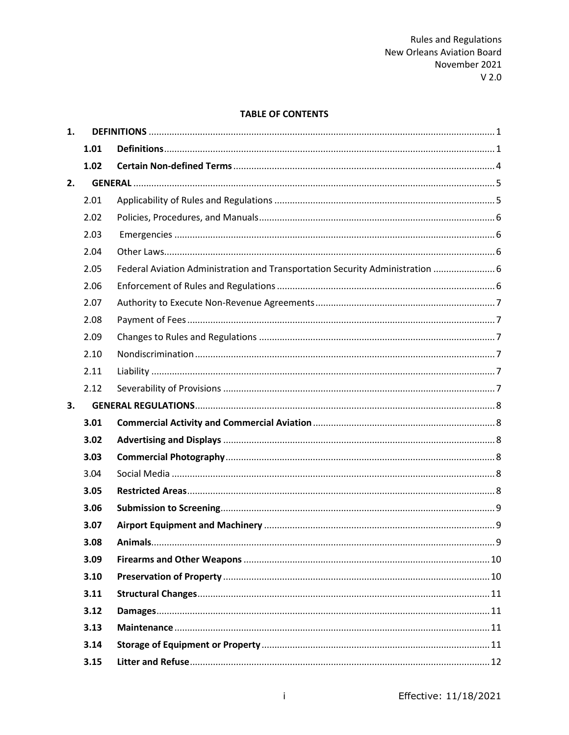# TABLE OF CONTENTS

| | | | |
|---|---|---|---|
| **1.** | **DEFINITIONS** | | 1 |
| | **1.01** | **Definitions** | 1 |
| | **1.02** | **Certain Non-defined Terms** | 4 |
| **2.** | **GENERAL** | | 5 |
| | 2.01 | Applicability of Rules and Regulations | 5 |
| | 2.02 | Policies, Procedures, and Manuals | 6 |
| | 2.03 | Emergencies | 6 |
| | 2.04 | Other Laws | 6 |
| | 2.05 | Federal Aviation Administration and Transportation Security Administration | 6 |
| | 2.06 | Enforcement of Rules and Regulations | 6 |
| | 2.07 | Authority to Execute Non-Revenue Agreements | 7 |
| | 2.08 | Payment of Fees | 7 |
| | 2.09 | Changes to Rules and Regulations | 7 |
| | 2.10 | Nondiscrimination | 7 |
| | 2.11 | Liability | 7 |
| | 2.12 | Severability of Provisions | 7 |
| **3.** | **GENERAL REGULATIONS** | | 8 |
| | **3.01** | **Commercial Activity and Commercial Aviation** | 8 |
| | **3.02** | **Advertising and Displays** | 8 |
| | **3.03** | **Commercial Photography** | 8 |
| | 3.04 | Social Media | 8 |
| | **3.05** | **Restricted Areas** | 8 |
| | **3.06** | **Submission to Screening** | 9 |
| | **3.07** | **Airport Equipment and Machinery** | 9 |
| | **3.08** | **Animals** | 9 |
| | **3.09** | **Firearms and Other Weapons** | 10 |
| | **3.10** | **Preservation of Property** | 10 |
| | **3.11** | **Structural Changes** | 11 |
| | **3.12** | **Damages** | 11 |
| | **3.13** | **Maintenance** | 11 |
| | **3.14** | **Storage of Equipment or Property** | 11 |
| | **3.15** | **Litter and Refuse** | 12 |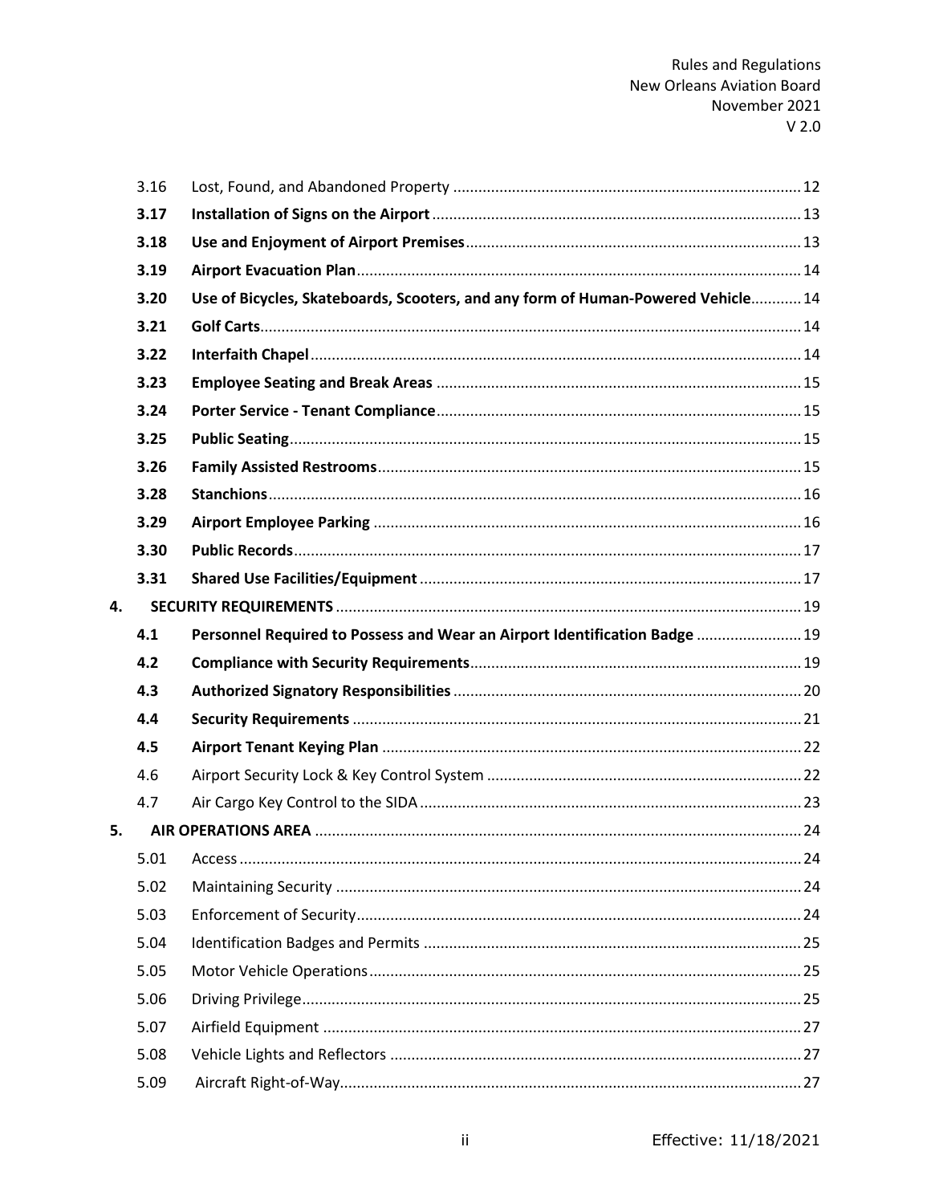| | | | |
|---|---|---|---|
| | 3.16 | Lost, Found, and Abandoned Property | 12 |
| | **3.17** | **Installation of Signs on the Airport** | 13 |
| | **3.18** | **Use and Enjoyment of Airport Premises** | 13 |
| | **3.19** | **Airport Evacuation Plan** | 14 |
| | **3.20** | **Use of Bicycles, Skateboards, Scooters, and any form of Human-Powered Vehicle** | 14 |
| | **3.21** | **Golf Carts** | 14 |
| | **3.22** | **Interfaith Chapel** | 14 |
| | **3.23** | **Employee Seating and Break Areas** | 15 |
| | **3.24** | **Porter Service - Tenant Compliance** | 15 |
| | **3.25** | **Public Seating** | 15 |
| | **3.26** | **Family Assisted Restrooms** | 15 |
| | **3.28** | **Stanchions** | 16 |
| | **3.29** | **Airport Employee Parking** | 16 |
| | **3.30** | **Public Records** | 17 |
| | **3.31** | **Shared Use Facilities/Equipment** | 17 |
| **4.** | **SECURITY REQUIREMENTS** | | 19 |
| | **4.1** | **Personnel Required to Possess and Wear an Airport Identification Badge** | 19 |
| | **4.2** | **Compliance with Security Requirements** | 19 |
| | **4.3** | **Authorized Signatory Responsibilities** | 20 |
| | **4.4** | **Security Requirements** | 21 |
| | **4.5** | **Airport Tenant Keying Plan** | 22 |
| | 4.6 | Airport Security Lock & Key Control System | 22 |
| | 4.7 | Air Cargo Key Control to the SIDA | 23 |
| **5.** | **AIR OPERATIONS AREA** | | 24 |
| | 5.01 | Access | 24 |
| | 5.02 | Maintaining Security | 24 |
| | 5.03 | Enforcement of Security | 24 |
| | 5.04 | Identification Badges and Permits | 25 |
| | 5.05 | Motor Vehicle Operations | 25 |
| | 5.06 | Driving Privilege | 25 |
| | 5.07 | Airfield Equipment | 27 |
| | 5.08 | Vehicle Lights and Reflectors | 27 |
| | 5.09 | Aircraft Right-of-Way | 27 |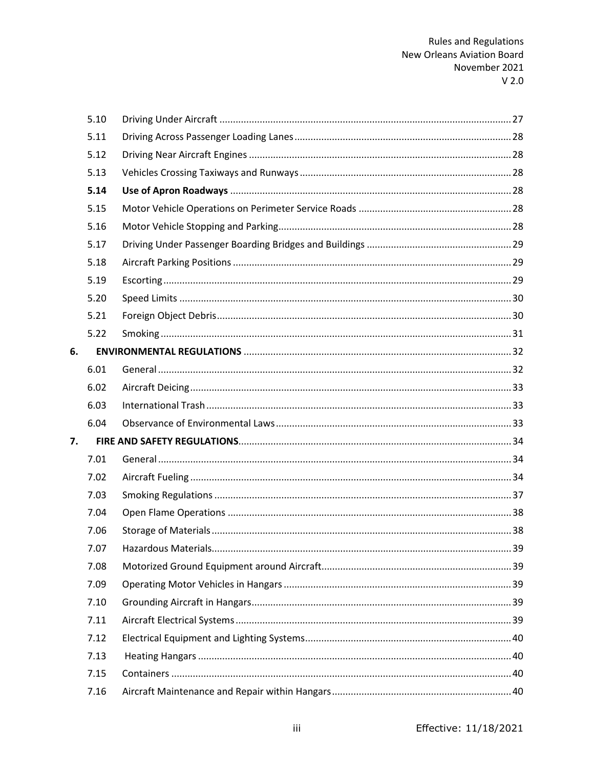| | | | |
|---|---|---|---|
| | 5.10 | Driving Under Aircraft | 27 |
| | 5.11 | Driving Across Passenger Loading Lanes | 28 |
| | 5.12 | Driving Near Aircraft Engines | 28 |
| | 5.13 | Vehicles Crossing Taxiways and Runways | 28 |
| | **5.14** | **Use of Apron Roadways** | 28 |
| | 5.15 | Motor Vehicle Operations on Perimeter Service Roads | 28 |
| | 5.16 | Motor Vehicle Stopping and Parking | 28 |
| | 5.17 | Driving Under Passenger Boarding Bridges and Buildings | 29 |
| | 5.18 | Aircraft Parking Positions | 29 |
| | 5.19 | Escorting | 29 |
| | 5.20 | Speed Limits | 30 |
| | 5.21 | Foreign Object Debris | 30 |
| | 5.22 | Smoking | 31 |
| **6.** | | **ENVIRONMENTAL REGULATIONS** | 32 |
| | 6.01 | General | 32 |
| | 6.02 | Aircraft Deicing | 33 |
| | 6.03 | International Trash | 33 |
| | 6.04 | Observance of Environmental Laws | 33 |
| **7.** | | **FIRE AND SAFETY REGULATIONS** | 34 |
| | 7.01 | General | 34 |
| | 7.02 | Aircraft Fueling | 34 |
| | 7.03 | Smoking Regulations | 37 |
| | 7.04 | Open Flame Operations | 38 |
| | 7.06 | Storage of Materials | 38 |
| | 7.07 | Hazardous Materials | 39 |
| | 7.08 | Motorized Ground Equipment around Aircraft | 39 |
| | 7.09 | Operating Motor Vehicles in Hangars | 39 |
| | 7.10 | Grounding Aircraft in Hangars | 39 |
| | 7.11 | Aircraft Electrical Systems | 39 |
| | 7.12 | Electrical Equipment and Lighting Systems | 40 |
| | 7.13 | Heating Hangars | 40 |
| | 7.15 | Containers | 40 |
| | 7.16 | Aircraft Maintenance and Repair within Hangars | 40 |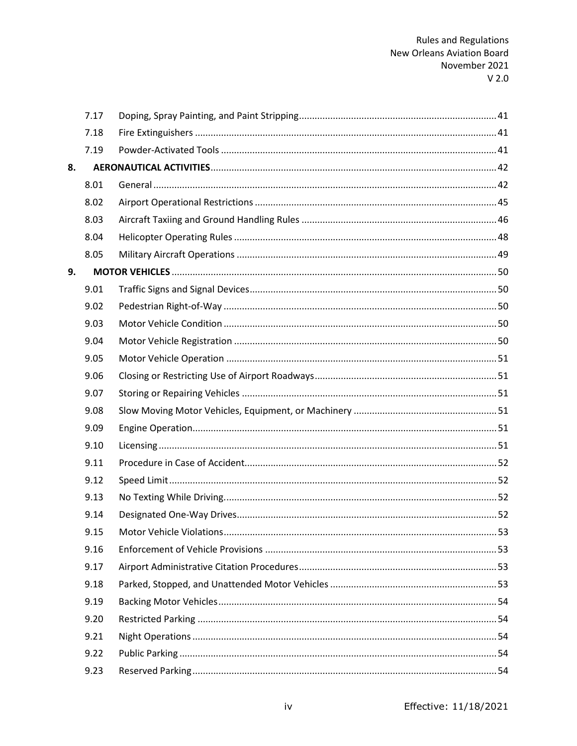| | | | |
|---|---|---|---|
| | 7.17 | Doping, Spray Painting, and Paint Stripping | 41 |
| | 7.18 | Fire Extinguishers | 41 |
| | 7.19 | Powder-Activated Tools | 41 |
| **8.** | | **AERONAUTICAL ACTIVITIES** | 42 |
| | 8.01 | General | 42 |
| | 8.02 | Airport Operational Restrictions | 45 |
| | 8.03 | Aircraft Taxiing and Ground Handling Rules | 46 |
| | 8.04 | Helicopter Operating Rules | 48 |
| | 8.05 | Military Aircraft Operations | 49 |
| **9.** | | **MOTOR VEHICLES** | 50 |
| | 9.01 | Traffic Signs and Signal Devices | 50 |
| | 9.02 | Pedestrian Right-of-Way | 50 |
| | 9.03 | Motor Vehicle Condition | 50 |
| | 9.04 | Motor Vehicle Registration | 50 |
| | 9.05 | Motor Vehicle Operation | 51 |
| | 9.06 | Closing or Restricting Use of Airport Roadways | 51 |
| | 9.07 | Storing or Repairing Vehicles | 51 |
| | 9.08 | Slow Moving Motor Vehicles, Equipment, or Machinery | 51 |
| | 9.09 | Engine Operation | 51 |
| | 9.10 | Licensing | 51 |
| | 9.11 | Procedure in Case of Accident | 52 |
| | 9.12 | Speed Limit | 52 |
| | 9.13 | No Texting While Driving. | 52 |
| | 9.14 | Designated One-Way Drives | 52 |
| | 9.15 | Motor Vehicle Violations | 53 |
| | 9.16 | Enforcement of Vehicle Provisions | 53 |
| | 9.17 | Airport Administrative Citation Procedures | 53 |
| | 9.18 | Parked, Stopped, and Unattended Motor Vehicles | 53 |
| | 9.19 | Backing Motor Vehicles | 54 |
| | 9.20 | Restricted Parking | 54 |
| | 9.21 | Night Operations | 54 |
| | 9.22 | Public Parking | 54 |
| | 9.23 | Reserved Parking | 54 |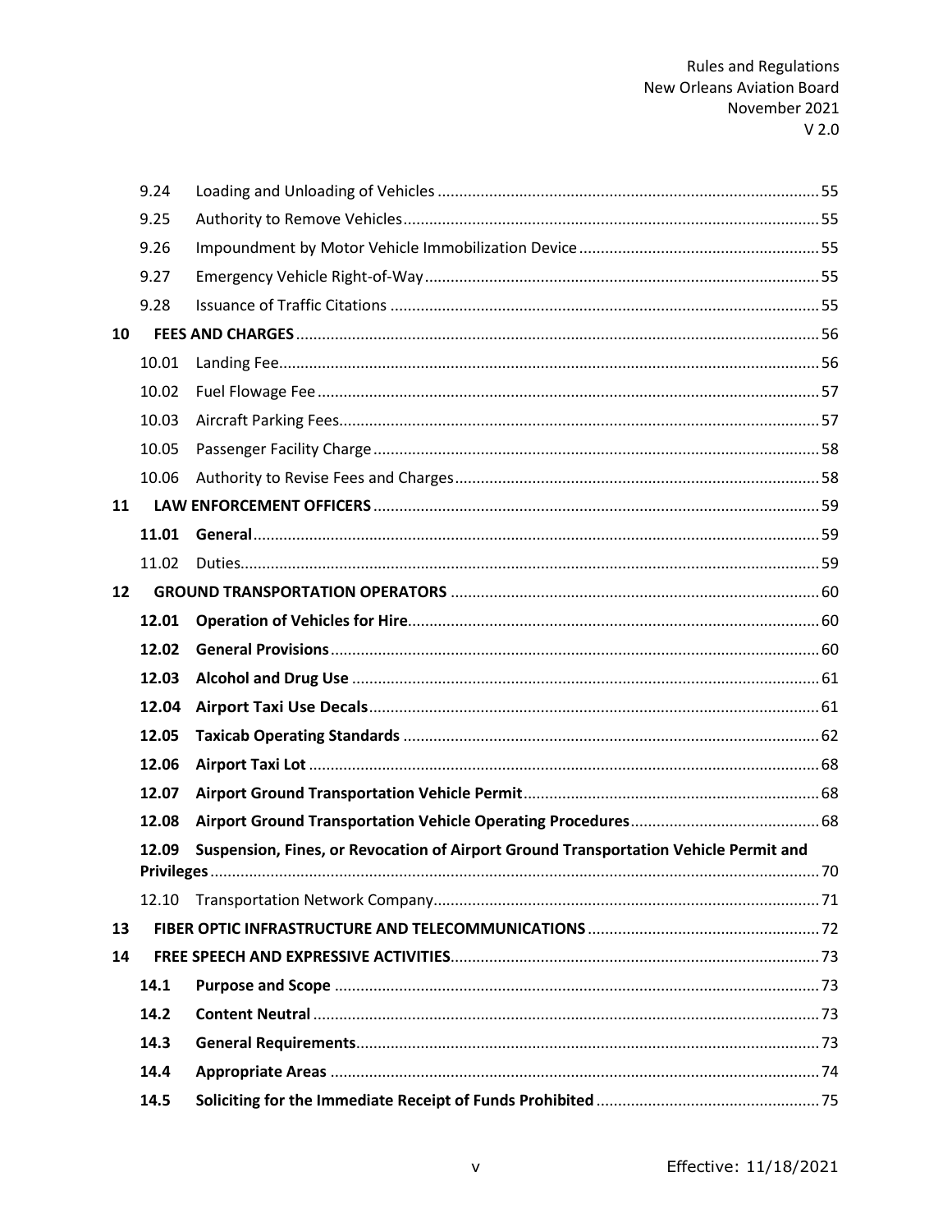| | | |
|---|---|---|
| 9.24 | Loading and Unloading of Vehicles | 55 |
| 9.25 | Authority to Remove Vehicles | 55 |
| 9.26 | Impoundment by Motor Vehicle Immobilization Device | 55 |
| 9.27 | Emergency Vehicle Right-of-Way | 55 |
| 9.28 | Issuance of Traffic Citations | 55 |
| **10** | **FEES AND CHARGES** | 56 |
| 10.01 | Landing Fee | 56 |
| 10.02 | Fuel Flowage Fee | 57 |
| 10.03 | Aircraft Parking Fees | 57 |
| 10.05 | Passenger Facility Charge | 58 |
| 10.06 | Authority to Revise Fees and Charges | 58 |
| **11** | **LAW ENFORCEMENT OFFICERS** | 59 |
| **11.01** | **General** | 59 |
| 11.02 | Duties | 59 |
| **12** | **GROUND TRANSPORTATION OPERATORS** | 60 |
| **12.01** | **Operation of Vehicles for Hire** | 60 |
| **12.02** | **General Provisions** | 60 |
| **12.03** | **Alcohol and Drug Use** | 61 |
| **12.04** | **Airport Taxi Use Decals** | 61 |
| **12.05** | **Taxicab Operating Standards** | 62 |
| **12.06** | **Airport Taxi Lot** | 68 |
| **12.07** | **Airport Ground Transportation Vehicle Permit** | 68 |
| **12.08** | **Airport Ground Transportation Vehicle Operating Procedures** | 68 |
| **12.09** | **Suspension, Fines, or Revocation of Airport Ground Transportation Vehicle Permit and Privileges** | 70 |
| 12.10 | Transportation Network Company | 71 |
| **13** | **FIBER OPTIC INFRASTRUCTURE AND TELECOMMUNICATIONS** | 72 |
| **14** | **FREE SPEECH AND EXPRESSIVE ACTIVITIES** | 73 |
| **14.1** | **Purpose and Scope** | 73 |
| **14.2** | **Content Neutral** | 73 |
| **14.3** | **General Requirements** | 73 |
| **14.4** | **Appropriate Areas** | 74 |
| **14.5** | **Soliciting for the Immediate Receipt of Funds Prohibited** | 75 |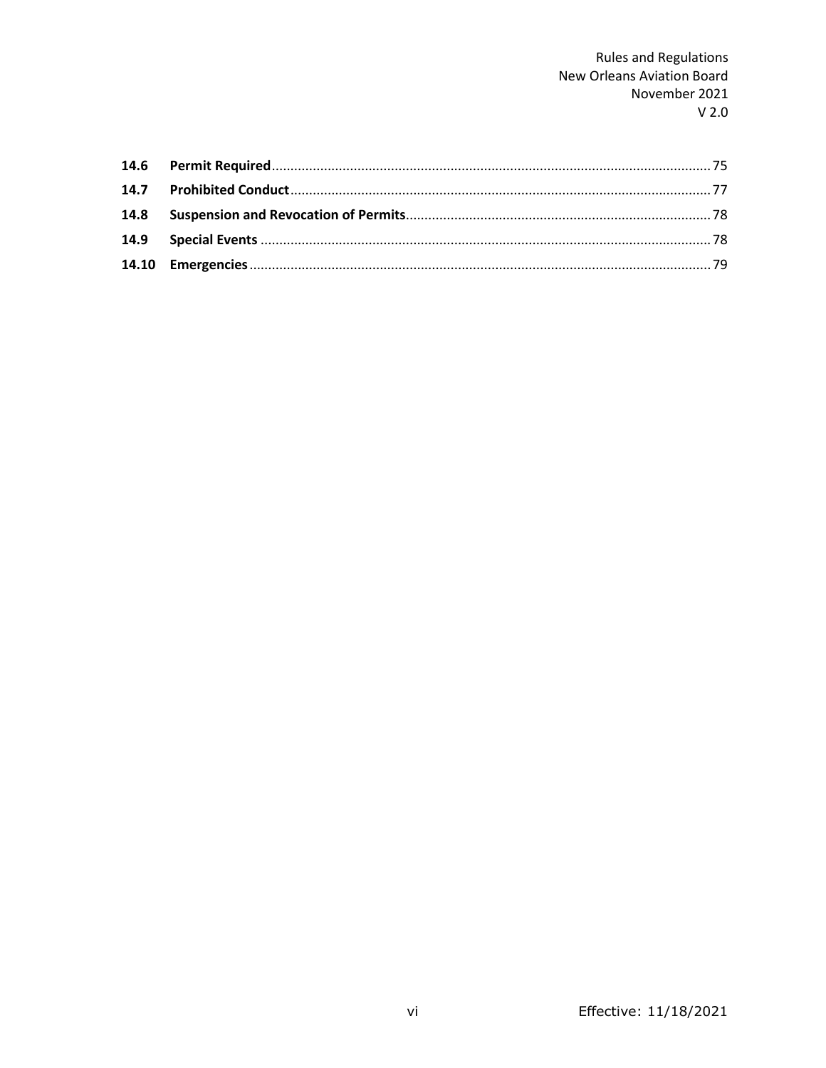| | | |
|---|---|---|
| **14.6** | **Permit Required** | 75 |
| **14.7** | **Prohibited Conduct** | 77 |
| **14.8** | **Suspension and Revocation of Permits** | 78 |
| **14.9** | **Special Events** | 78 |
| **14.10** | **Emergencies** | 79 |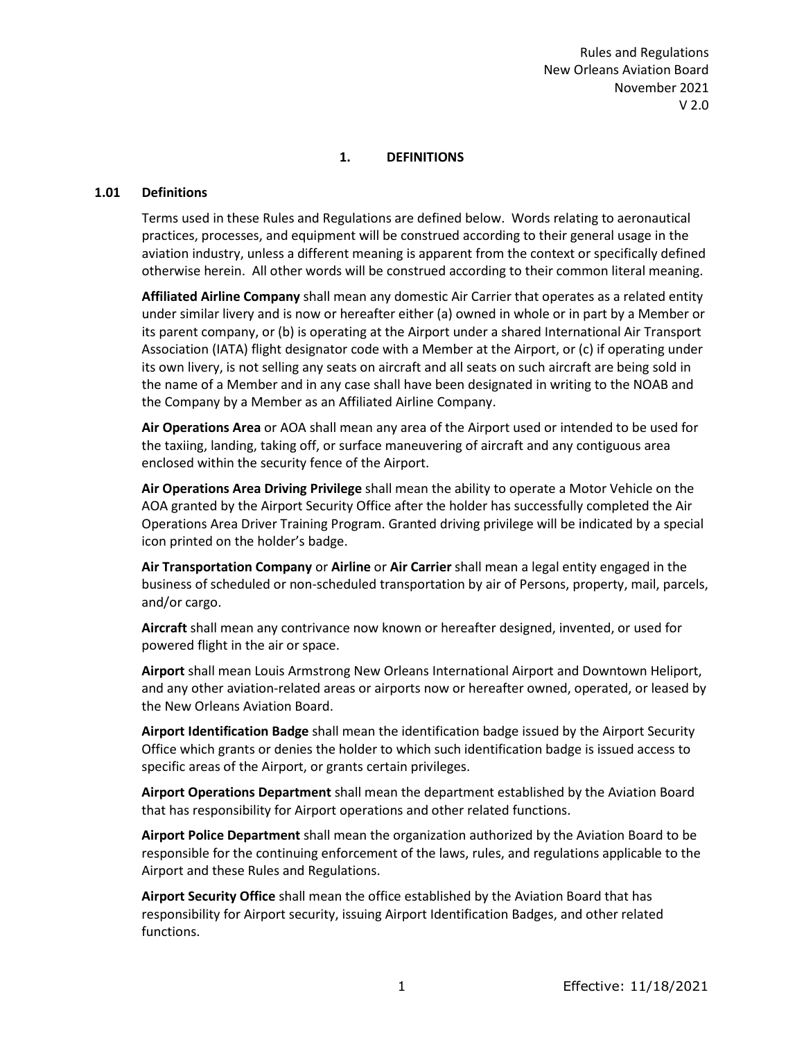# 1. DEFINITIONS

## 1.01 Definitions

Terms used in these Rules and Regulations are defined below. Words relating to aeronautical practices, processes, and equipment will be construed according to their general usage in the aviation industry, unless a different meaning is apparent from the context or specifically defined otherwise herein. All other words will be construed according to their common literal meaning.

**Affiliated Airline Company** shall mean any domestic Air Carrier that operates as a related entity under similar livery and is now or hereafter either (a) owned in whole or in part by a Member or its parent company, or (b) is operating at the Airport under a shared International Air Transport Association (IATA) flight designator code with a Member at the Airport, or (c) if operating under its own livery, is not selling any seats on aircraft and all seats on such aircraft are being sold in the name of a Member and in any case shall have been designated in writing to the NOAB and the Company by a Member as an Affiliated Airline Company.

**Air Operations Area** or AOA shall mean any area of the Airport used or intended to be used for the taxiing, landing, taking off, or surface maneuvering of aircraft and any contiguous area enclosed within the security fence of the Airport.

**Air Operations Area Driving Privilege** shall mean the ability to operate a Motor Vehicle on the AOA granted by the Airport Security Office after the holder has successfully completed the Air Operations Area Driver Training Program. Granted driving privilege will be indicated by a special icon printed on the holder's badge.

**Air Transportation Company** or **Airline** or **Air Carrier** shall mean a legal entity engaged in the business of scheduled or non-scheduled transportation by air of Persons, property, mail, parcels, and/or cargo.

**Aircraft** shall mean any contrivance now known or hereafter designed, invented, or used for powered flight in the air or space.

**Airport** shall mean Louis Armstrong New Orleans International Airport and Downtown Heliport, and any other aviation-related areas or airports now or hereafter owned, operated, or leased by the New Orleans Aviation Board.

**Airport Identification Badge** shall mean the identification badge issued by the Airport Security Office which grants or denies the holder to which such identification badge is issued access to specific areas of the Airport, or grants certain privileges.

**Airport Operations Department** shall mean the department established by the Aviation Board that has responsibility for Airport operations and other related functions.

**Airport Police Department** shall mean the organization authorized by the Aviation Board to be responsible for the continuing enforcement of the laws, rules, and regulations applicable to the Airport and these Rules and Regulations.

**Airport Security Office** shall mean the office established by the Aviation Board that has responsibility for Airport security, issuing Airport Identification Badges, and other related functions.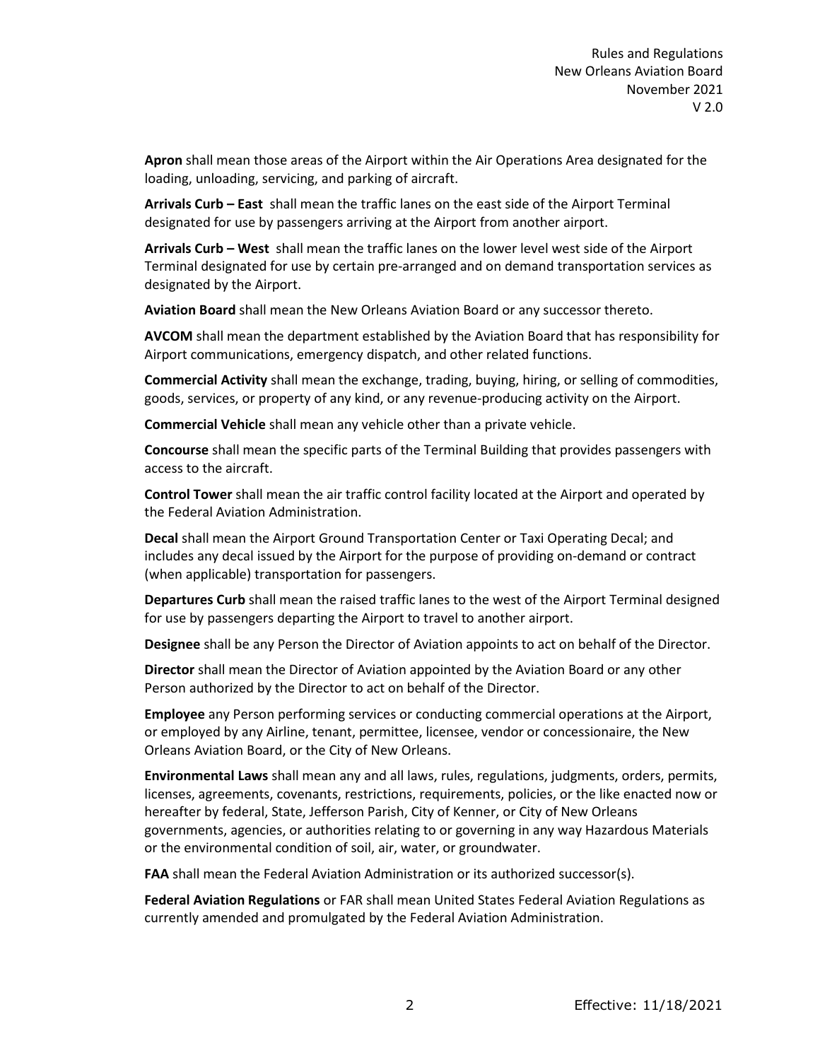**Apron** shall mean those areas of the Airport within the Air Operations Area designated for the loading, unloading, servicing, and parking of aircraft.

**Arrivals Curb – East** shall mean the traffic lanes on the east side of the Airport Terminal designated for use by passengers arriving at the Airport from another airport.

**Arrivals Curb – West** shall mean the traffic lanes on the lower level west side of the Airport Terminal designated for use by certain pre-arranged and on demand transportation services as designated by the Airport.

**Aviation Board** shall mean the New Orleans Aviation Board or any successor thereto.

**AVCOM** shall mean the department established by the Aviation Board that has responsibility for Airport communications, emergency dispatch, and other related functions.

**Commercial Activity** shall mean the exchange, trading, buying, hiring, or selling of commodities, goods, services, or property of any kind, or any revenue-producing activity on the Airport.

**Commercial Vehicle** shall mean any vehicle other than a private vehicle.

**Concourse** shall mean the specific parts of the Terminal Building that provides passengers with access to the aircraft.

**Control Tower** shall mean the air traffic control facility located at the Airport and operated by the Federal Aviation Administration.

**Decal** shall mean the Airport Ground Transportation Center or Taxi Operating Decal; and includes any decal issued by the Airport for the purpose of providing on-demand or contract (when applicable) transportation for passengers.

**Departures Curb** shall mean the raised traffic lanes to the west of the Airport Terminal designed for use by passengers departing the Airport to travel to another airport.

**Designee** shall be any Person the Director of Aviation appoints to act on behalf of the Director.

**Director** shall mean the Director of Aviation appointed by the Aviation Board or any other Person authorized by the Director to act on behalf of the Director.

**Employee** any Person performing services or conducting commercial operations at the Airport, or employed by any Airline, tenant, permittee, licensee, vendor or concessionaire, the New Orleans Aviation Board, or the City of New Orleans.

**Environmental Laws** shall mean any and all laws, rules, regulations, judgments, orders, permits, licenses, agreements, covenants, restrictions, requirements, policies, or the like enacted now or hereafter by federal, State, Jefferson Parish, City of Kenner, or City of New Orleans governments, agencies, or authorities relating to or governing in any way Hazardous Materials or the environmental condition of soil, air, water, or groundwater.

**FAA** shall mean the Federal Aviation Administration or its authorized successor(s).

**Federal Aviation Regulations** or FAR shall mean United States Federal Aviation Regulations as currently amended and promulgated by the Federal Aviation Administration.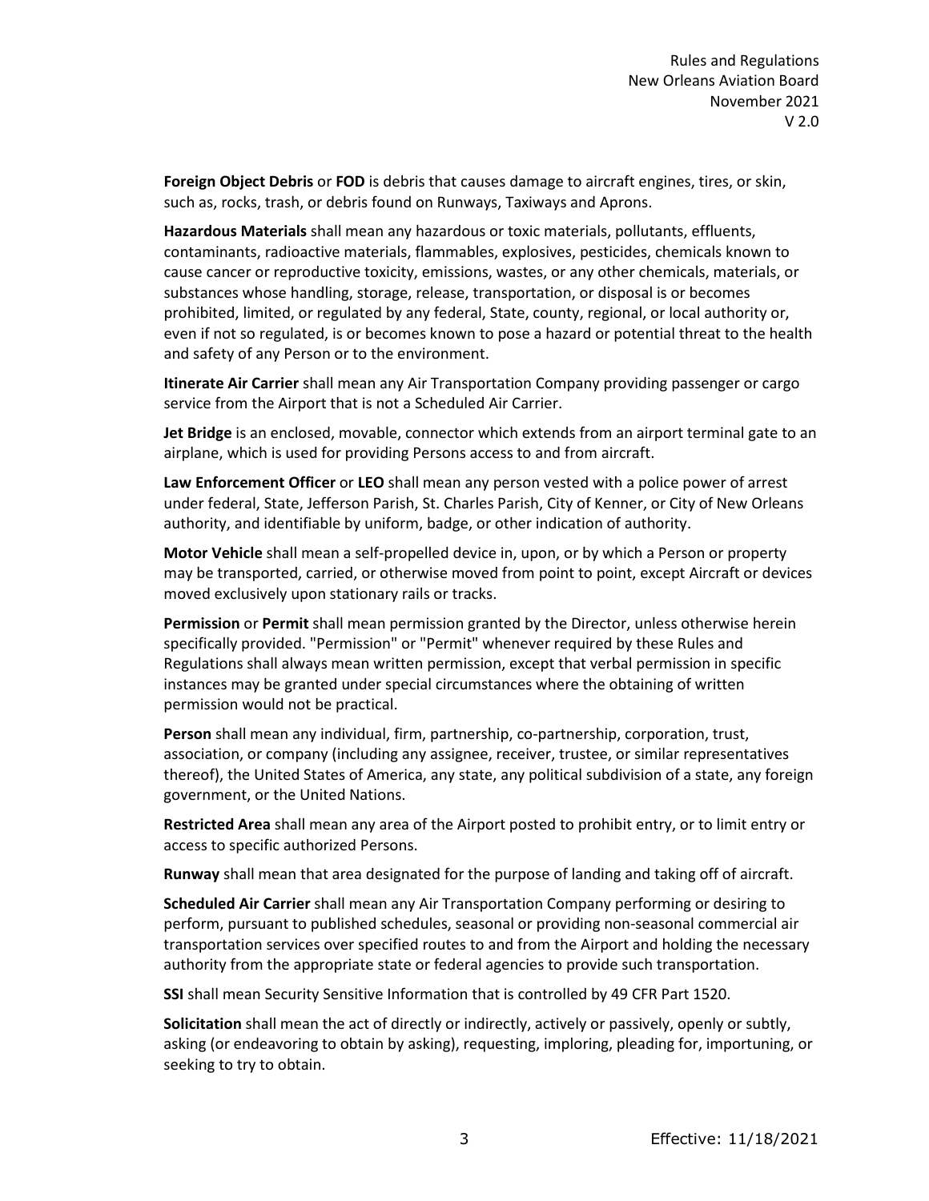**Foreign Object Debris** or **FOD** is debris that causes damage to aircraft engines, tires, or skin, such as, rocks, trash, or debris found on Runways, Taxiways and Aprons.

**Hazardous Materials** shall mean any hazardous or toxic materials, pollutants, effluents, contaminants, radioactive materials, flammables, explosives, pesticides, chemicals known to cause cancer or reproductive toxicity, emissions, wastes, or any other chemicals, materials, or substances whose handling, storage, release, transportation, or disposal is or becomes prohibited, limited, or regulated by any federal, State, county, regional, or local authority or, even if not so regulated, is or becomes known to pose a hazard or potential threat to the health and safety of any Person or to the environment.

**Itinerate Air Carrier** shall mean any Air Transportation Company providing passenger or cargo service from the Airport that is not a Scheduled Air Carrier.

**Jet Bridge** is an enclosed, movable, connector which extends from an airport terminal gate to an airplane, which is used for providing Persons access to and from aircraft.

**Law Enforcement Officer** or **LEO** shall mean any person vested with a police power of arrest under federal, State, Jefferson Parish, St. Charles Parish, City of Kenner, or City of New Orleans authority, and identifiable by uniform, badge, or other indication of authority.

**Motor Vehicle** shall mean a self-propelled device in, upon, or by which a Person or property may be transported, carried, or otherwise moved from point to point, except Aircraft or devices moved exclusively upon stationary rails or tracks.

**Permission** or **Permit** shall mean permission granted by the Director, unless otherwise herein specifically provided. "Permission" or "Permit" whenever required by these Rules and Regulations shall always mean written permission, except that verbal permission in specific instances may be granted under special circumstances where the obtaining of written permission would not be practical.

**Person** shall mean any individual, firm, partnership, co-partnership, corporation, trust, association, or company (including any assignee, receiver, trustee, or similar representatives thereof), the United States of America, any state, any political subdivision of a state, any foreign government, or the United Nations.

**Restricted Area** shall mean any area of the Airport posted to prohibit entry, or to limit entry or access to specific authorized Persons.

**Runway** shall mean that area designated for the purpose of landing and taking off of aircraft.

**Scheduled Air Carrier** shall mean any Air Transportation Company performing or desiring to perform, pursuant to published schedules, seasonal or providing non-seasonal commercial air transportation services over specified routes to and from the Airport and holding the necessary authority from the appropriate state or federal agencies to provide such transportation.

**SSI** shall mean Security Sensitive Information that is controlled by 49 CFR Part 1520.

**Solicitation** shall mean the act of directly or indirectly, actively or passively, openly or subtly, asking (or endeavoring to obtain by asking), requesting, imploring, pleading for, importuning, or seeking to try to obtain.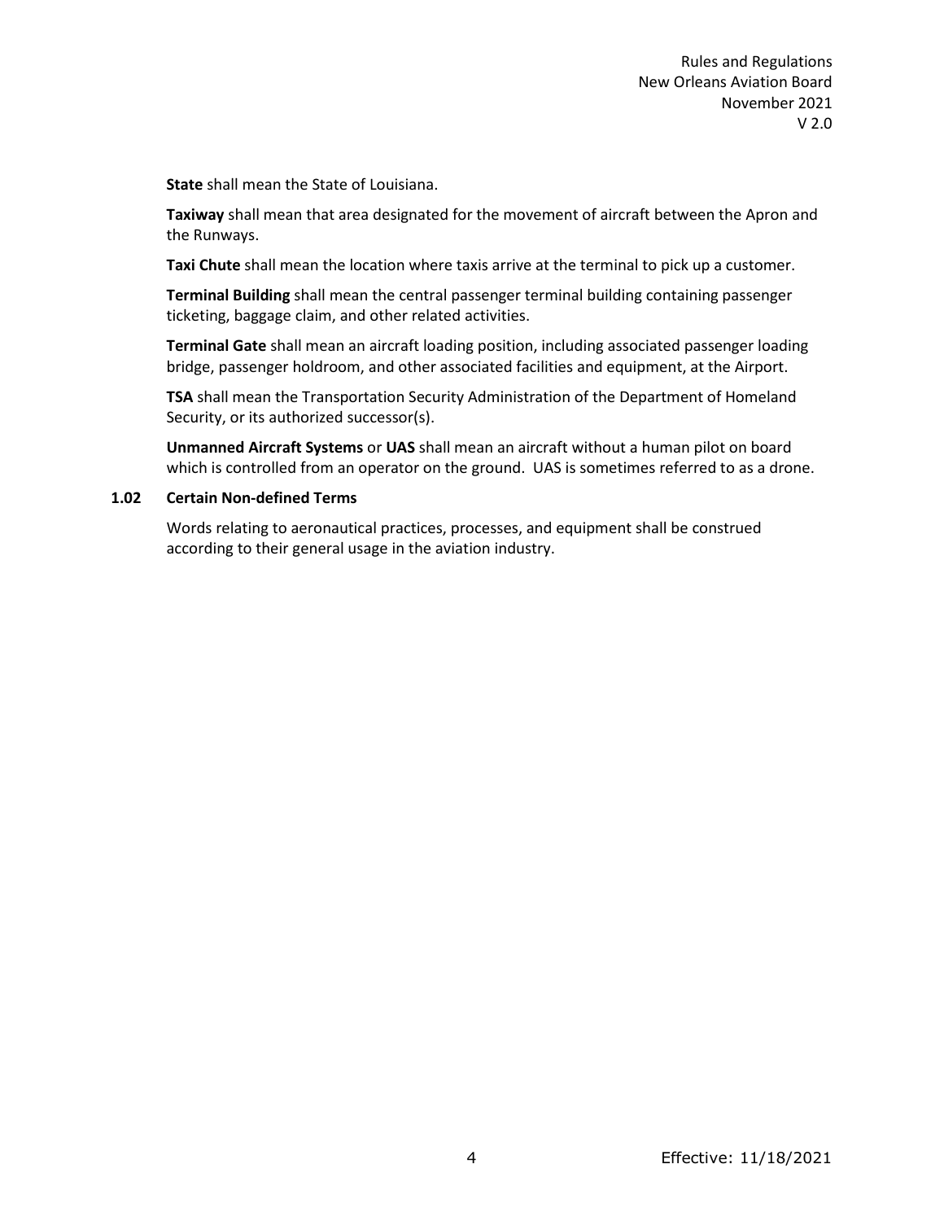**State** shall mean the State of Louisiana.

**Taxiway** shall mean that area designated for the movement of aircraft between the Apron and the Runways.

**Taxi Chute** shall mean the location where taxis arrive at the terminal to pick up a customer.

**Terminal Building** shall mean the central passenger terminal building containing passenger ticketing, baggage claim, and other related activities.

**Terminal Gate** shall mean an aircraft loading position, including associated passenger loading bridge, passenger holdroom, and other associated facilities and equipment, at the Airport.

**TSA** shall mean the Transportation Security Administration of the Department of Homeland Security, or its authorized successor(s).

**Unmanned Aircraft Systems** or **UAS** shall mean an aircraft without a human pilot on board which is controlled from an operator on the ground. UAS is sometimes referred to as a drone.

### 1.02 Certain Non-defined Terms

Words relating to aeronautical practices, processes, and equipment shall be construed according to their general usage in the aviation industry.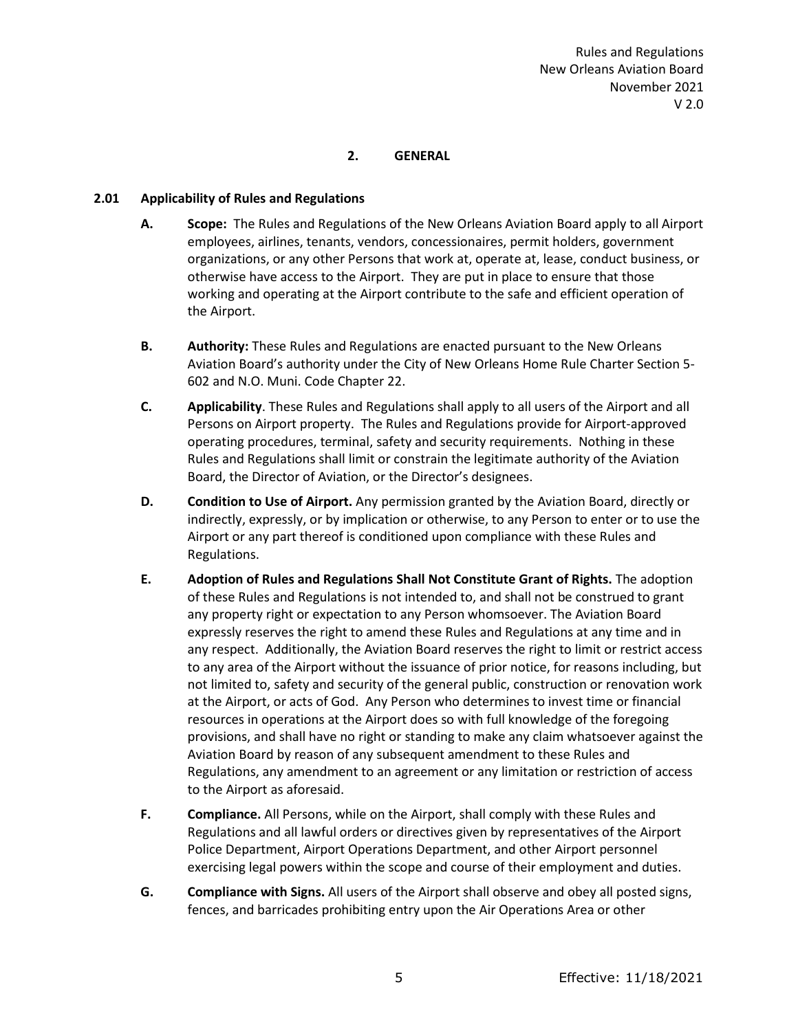## 2. GENERAL

### 2.01 Applicability of Rules and Regulations

**A. Scope:** The Rules and Regulations of the New Orleans Aviation Board apply to all Airport employees, airlines, tenants, vendors, concessionaires, permit holders, government organizations, or any other Persons that work at, operate at, lease, conduct business, or otherwise have access to the Airport. They are put in place to ensure that those working and operating at the Airport contribute to the safe and efficient operation of the Airport.

**B. Authority:** These Rules and Regulations are enacted pursuant to the New Orleans Aviation Board's authority under the City of New Orleans Home Rule Charter Section 5-602 and N.O. Muni. Code Chapter 22.

**C. Applicability**. These Rules and Regulations shall apply to all users of the Airport and all Persons on Airport property. The Rules and Regulations provide for Airport-approved operating procedures, terminal, safety and security requirements. Nothing in these Rules and Regulations shall limit or constrain the legitimate authority of the Aviation Board, the Director of Aviation, or the Director's designees.

**D. Condition to Use of Airport.** Any permission granted by the Aviation Board, directly or indirectly, expressly, or by implication or otherwise, to any Person to enter or to use the Airport or any part thereof is conditioned upon compliance with these Rules and Regulations.

**E. Adoption of Rules and Regulations Shall Not Constitute Grant of Rights.** The adoption of these Rules and Regulations is not intended to, and shall not be construed to grant any property right or expectation to any Person whomsoever. The Aviation Board expressly reserves the right to amend these Rules and Regulations at any time and in any respect. Additionally, the Aviation Board reserves the right to limit or restrict access to any area of the Airport without the issuance of prior notice, for reasons including, but not limited to, safety and security of the general public, construction or renovation work at the Airport, or acts of God. Any Person who determines to invest time or financial resources in operations at the Airport does so with full knowledge of the foregoing provisions, and shall have no right or standing to make any claim whatsoever against the Aviation Board by reason of any subsequent amendment to these Rules and Regulations, any amendment to an agreement or any limitation or restriction of access to the Airport as aforesaid.

**F. Compliance.** All Persons, while on the Airport, shall comply with these Rules and Regulations and all lawful orders or directives given by representatives of the Airport Police Department, Airport Operations Department, and other Airport personnel exercising legal powers within the scope and course of their employment and duties.

**G. Compliance with Signs.** All users of the Airport shall observe and obey all posted signs, fences, and barricades prohibiting entry upon the Air Operations Area or other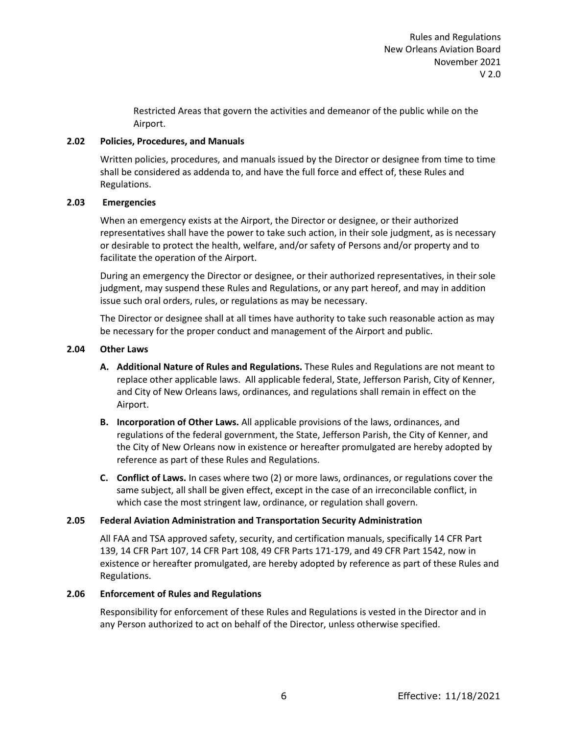Restricted Areas that govern the activities and demeanor of the public while on the Airport.

### 2.02 Policies, Procedures, and Manuals

Written policies, procedures, and manuals issued by the Director or designee from time to time shall be considered as addenda to, and have the full force and effect of, these Rules and Regulations.

### 2.03 Emergencies

When an emergency exists at the Airport, the Director or designee, or their authorized representatives shall have the power to take such action, in their sole judgment, as is necessary or desirable to protect the health, welfare, and/or safety of Persons and/or property and to facilitate the operation of the Airport.

During an emergency the Director or designee, or their authorized representatives, in their sole judgment, may suspend these Rules and Regulations, or any part hereof, and may in addition issue such oral orders, rules, or regulations as may be necessary.

The Director or designee shall at all times have authority to take such reasonable action as may be necessary for the proper conduct and management of the Airport and public.

### 2.04 Other Laws

- **A. Additional Nature of Rules and Regulations.** These Rules and Regulations are not meant to replace other applicable laws. All applicable federal, State, Jefferson Parish, City of Kenner, and City of New Orleans laws, ordinances, and regulations shall remain in effect on the Airport.
- **B. Incorporation of Other Laws.** All applicable provisions of the laws, ordinances, and regulations of the federal government, the State, Jefferson Parish, the City of Kenner, and the City of New Orleans now in existence or hereafter promulgated are hereby adopted by reference as part of these Rules and Regulations.
- **C. Conflict of Laws.** In cases where two (2) or more laws, ordinances, or regulations cover the same subject, all shall be given effect, except in the case of an irreconcilable conflict, in which case the most stringent law, ordinance, or regulation shall govern.

### 2.05 Federal Aviation Administration and Transportation Security Administration

All FAA and TSA approved safety, security, and certification manuals, specifically 14 CFR Part 139, 14 CFR Part 107, 14 CFR Part 108, 49 CFR Parts 171-179, and 49 CFR Part 1542, now in existence or hereafter promulgated, are hereby adopted by reference as part of these Rules and Regulations.

### 2.06 Enforcement of Rules and Regulations

Responsibility for enforcement of these Rules and Regulations is vested in the Director and in any Person authorized to act on behalf of the Director, unless otherwise specified.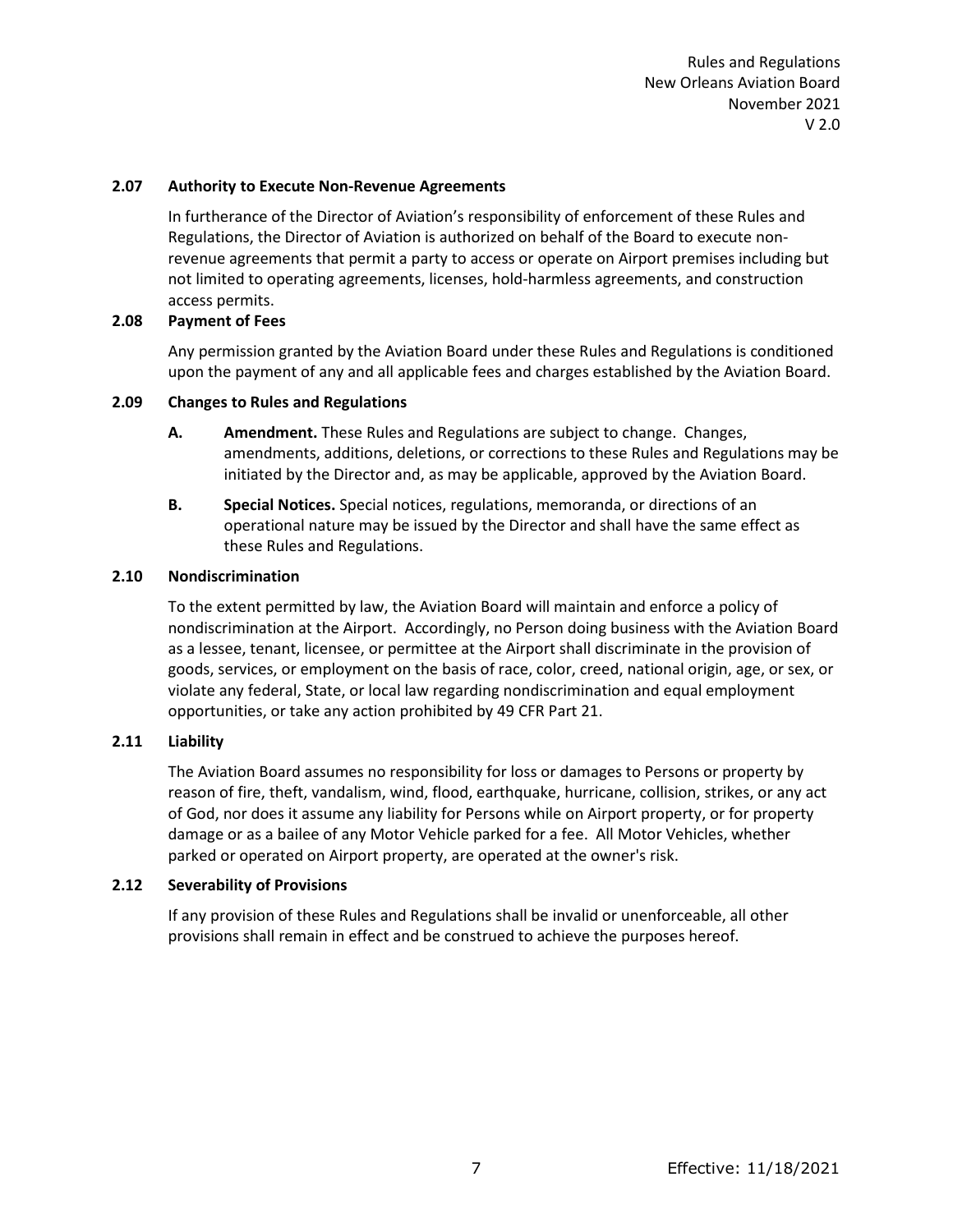### 2.07 Authority to Execute Non-Revenue Agreements

In furtherance of the Director of Aviation's responsibility of enforcement of these Rules and Regulations, the Director of Aviation is authorized on behalf of the Board to execute non-revenue agreements that permit a party to access or operate on Airport premises including but not limited to operating agreements, licenses, hold-harmless agreements, and construction access permits.

### 2.08 Payment of Fees

Any permission granted by the Aviation Board under these Rules and Regulations is conditioned upon the payment of any and all applicable fees and charges established by the Aviation Board.

### 2.09 Changes to Rules and Regulations

**A. Amendment.** These Rules and Regulations are subject to change. Changes, amendments, additions, deletions, or corrections to these Rules and Regulations may be initiated by the Director and, as may be applicable, approved by the Aviation Board.

**B. Special Notices.** Special notices, regulations, memoranda, or directions of an operational nature may be issued by the Director and shall have the same effect as these Rules and Regulations.

### 2.10 Nondiscrimination

To the extent permitted by law, the Aviation Board will maintain and enforce a policy of nondiscrimination at the Airport. Accordingly, no Person doing business with the Aviation Board as a lessee, tenant, licensee, or permittee at the Airport shall discriminate in the provision of goods, services, or employment on the basis of race, color, creed, national origin, age, or sex, or violate any federal, State, or local law regarding nondiscrimination and equal employment opportunities, or take any action prohibited by 49 CFR Part 21.

### 2.11 Liability

The Aviation Board assumes no responsibility for loss or damages to Persons or property by reason of fire, theft, vandalism, wind, flood, earthquake, hurricane, collision, strikes, or any act of God, nor does it assume any liability for Persons while on Airport property, or for property damage or as a bailee of any Motor Vehicle parked for a fee. All Motor Vehicles, whether parked or operated on Airport property, are operated at the owner's risk.

### 2.12 Severability of Provisions

If any provision of these Rules and Regulations shall be invalid or unenforceable, all other provisions shall remain in effect and be construed to achieve the purposes hereof.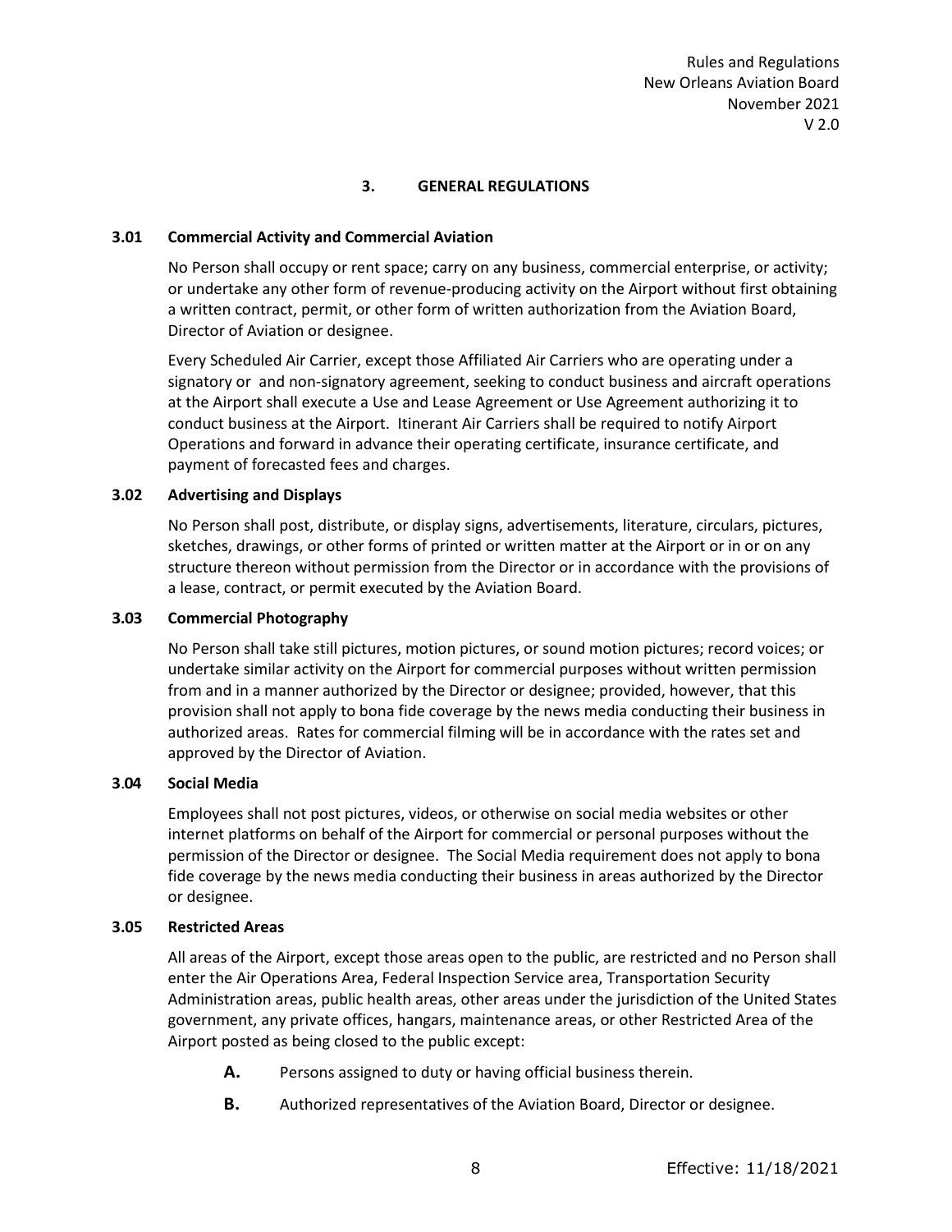## 3. GENERAL REGULATIONS

### 3.01 Commercial Activity and Commercial Aviation

No Person shall occupy or rent space; carry on any business, commercial enterprise, or activity; or undertake any other form of revenue-producing activity on the Airport without first obtaining a written contract, permit, or other form of written authorization from the Aviation Board, Director of Aviation or designee.

Every Scheduled Air Carrier, except those Affiliated Air Carriers who are operating under a signatory or and non-signatory agreement, seeking to conduct business and aircraft operations at the Airport shall execute a Use and Lease Agreement or Use Agreement authorizing it to conduct business at the Airport. Itinerant Air Carriers shall be required to notify Airport Operations and forward in advance their operating certificate, insurance certificate, and payment of forecasted fees and charges.

### 3.02 Advertising and Displays

No Person shall post, distribute, or display signs, advertisements, literature, circulars, pictures, sketches, drawings, or other forms of printed or written matter at the Airport or in or on any structure thereon without permission from the Director or in accordance with the provisions of a lease, contract, or permit executed by the Aviation Board.

### 3.03 Commercial Photography

No Person shall take still pictures, motion pictures, or sound motion pictures; record voices; or undertake similar activity on the Airport for commercial purposes without written permission from and in a manner authorized by the Director or designee; provided, however, that this provision shall not apply to bona fide coverage by the news media conducting their business in authorized areas. Rates for commercial filming will be in accordance with the rates set and approved by the Director of Aviation.

### 3.04 Social Media

Employees shall not post pictures, videos, or otherwise on social media websites or other internet platforms on behalf of the Airport for commercial or personal purposes without the permission of the Director or designee. The Social Media requirement does not apply to bona fide coverage by the news media conducting their business in areas authorized by the Director or designee.

### 3.05 Restricted Areas

All areas of the Airport, except those areas open to the public, are restricted and no Person shall enter the Air Operations Area, Federal Inspection Service area, Transportation Security Administration areas, public health areas, other areas under the jurisdiction of the United States government, any private offices, hangars, maintenance areas, or other Restricted Area of the Airport posted as being closed to the public except:

- **A.** Persons assigned to duty or having official business therein.
- **B.** Authorized representatives of the Aviation Board, Director or designee.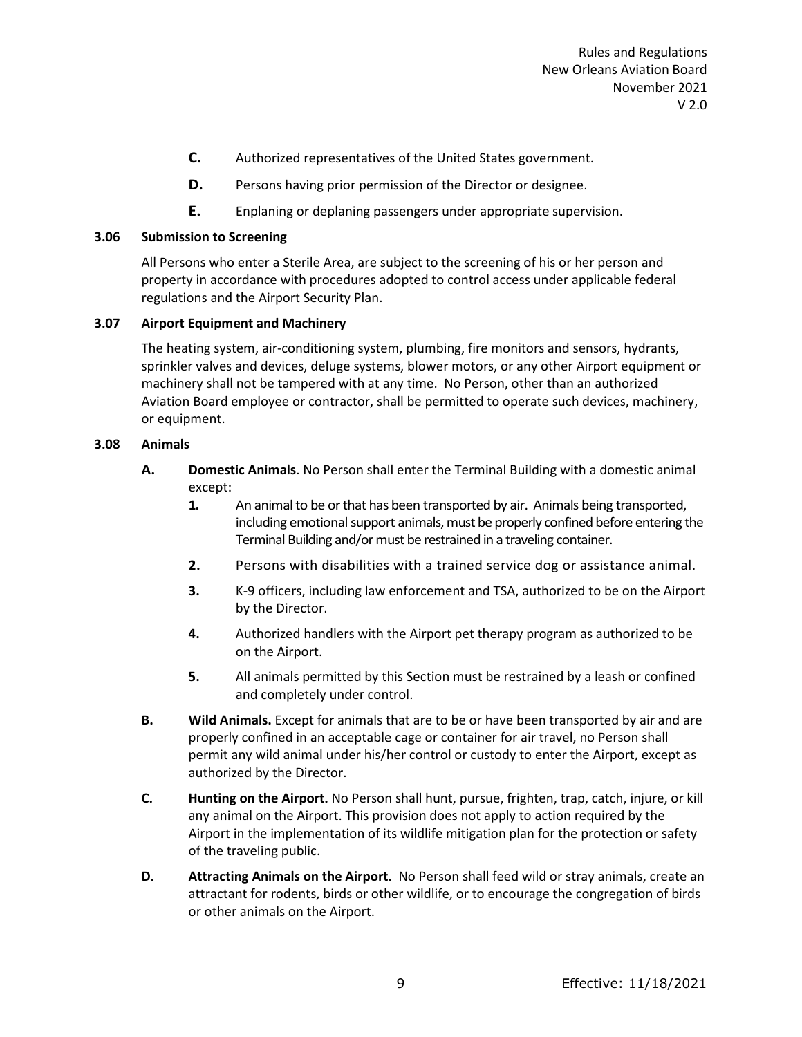**C.** Authorized representatives of the United States government.

**D.** Persons having prior permission of the Director or designee.

**E.** Enplaning or deplaning passengers under appropriate supervision.

### 3.06 Submission to Screening

All Persons who enter a Sterile Area, are subject to the screening of his or her person and property in accordance with procedures adopted to control access under applicable federal regulations and the Airport Security Plan.

### 3.07 Airport Equipment and Machinery

The heating system, air-conditioning system, plumbing, fire monitors and sensors, hydrants, sprinkler valves and devices, deluge systems, blower motors, or any other Airport equipment or machinery shall not be tampered with at any time. No Person, other than an authorized Aviation Board employee or contractor, shall be permitted to operate such devices, machinery, or equipment.

### 3.08 Animals

**A.** **Domestic Animals**. No Person shall enter the Terminal Building with a domestic animal except:

**1.** An animal to be or that has been transported by air. Animals being transported, including emotional support animals, must be properly confined before entering the Terminal Building and/or must be restrained in a traveling container.

**2.** Persons with disabilities with a trained service dog or assistance animal.

**3.** K-9 officers, including law enforcement and TSA, authorized to be on the Airport by the Director.

**4.** Authorized handlers with the Airport pet therapy program as authorized to be on the Airport.

**5.** All animals permitted by this Section must be restrained by a leash or confined and completely under control.

**B.** **Wild Animals.** Except for animals that are to be or have been transported by air and are properly confined in an acceptable cage or container for air travel, no Person shall permit any wild animal under his/her control or custody to enter the Airport, except as authorized by the Director.

**C.** **Hunting on the Airport.** No Person shall hunt, pursue, frighten, trap, catch, injure, or kill any animal on the Airport. This provision does not apply to action required by the Airport in the implementation of its wildlife mitigation plan for the protection or safety of the traveling public.

**D.** **Attracting Animals on the Airport.** No Person shall feed wild or stray animals, create an attractant for rodents, birds or other wildlife, or to encourage the congregation of birds or other animals on the Airport.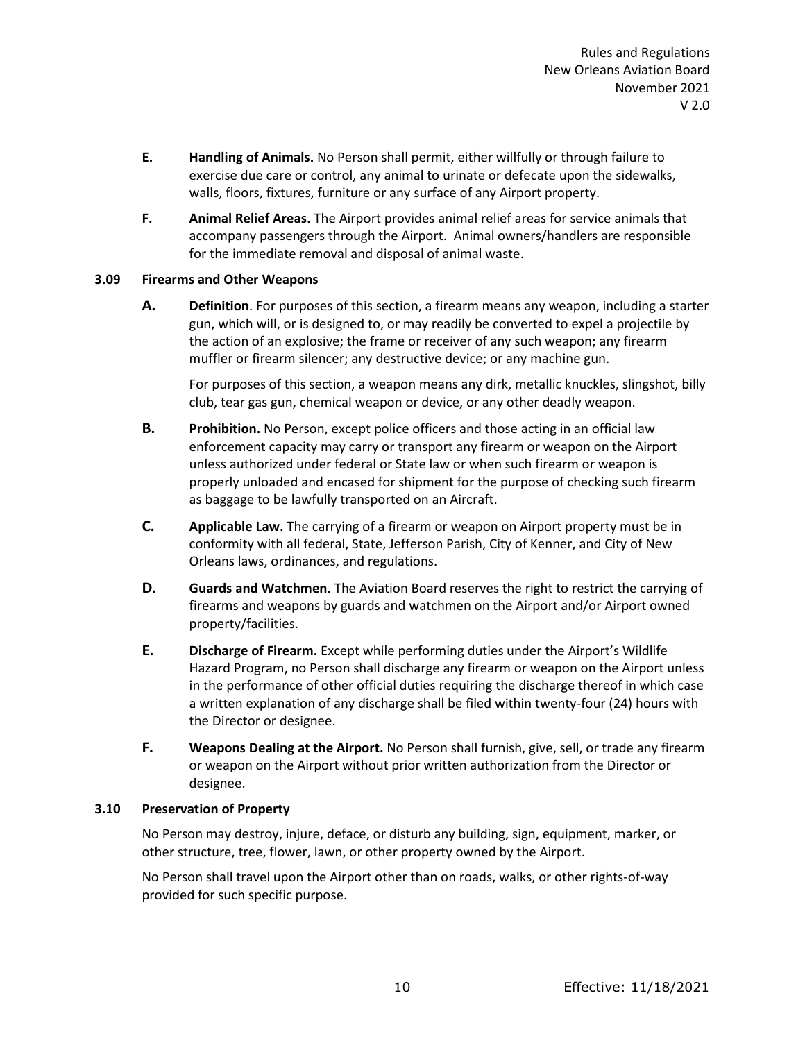**E.** **Handling of Animals.** No Person shall permit, either willfully or through failure to exercise due care or control, any animal to urinate or defecate upon the sidewalks, walls, floors, fixtures, furniture or any surface of any Airport property.

**F.** **Animal Relief Areas.** The Airport provides animal relief areas for service animals that accompany passengers through the Airport. Animal owners/handlers are responsible for the immediate removal and disposal of animal waste.

### 3.09 Firearms and Other Weapons

**A.** **Definition**. For purposes of this section, a firearm means any weapon, including a starter gun, which will, or is designed to, or may readily be converted to expel a projectile by the action of an explosive; the frame or receiver of any such weapon; any firearm muffler or firearm silencer; any destructive device; or any machine gun.

For purposes of this section, a weapon means any dirk, metallic knuckles, slingshot, billy club, tear gas gun, chemical weapon or device, or any other deadly weapon.

**B.** **Prohibition.** No Person, except police officers and those acting in an official law enforcement capacity may carry or transport any firearm or weapon on the Airport unless authorized under federal or State law or when such firearm or weapon is properly unloaded and encased for shipment for the purpose of checking such firearm as baggage to be lawfully transported on an Aircraft.

**C.** **Applicable Law.** The carrying of a firearm or weapon on Airport property must be in conformity with all federal, State, Jefferson Parish, City of Kenner, and City of New Orleans laws, ordinances, and regulations.

**D.** **Guards and Watchmen.** The Aviation Board reserves the right to restrict the carrying of firearms and weapons by guards and watchmen on the Airport and/or Airport owned property/facilities.

**E.** **Discharge of Firearm.** Except while performing duties under the Airport's Wildlife Hazard Program, no Person shall discharge any firearm or weapon on the Airport unless in the performance of other official duties requiring the discharge thereof in which case a written explanation of any discharge shall be filed within twenty-four (24) hours with the Director or designee.

**F.** **Weapons Dealing at the Airport.** No Person shall furnish, give, sell, or trade any firearm or weapon on the Airport without prior written authorization from the Director or designee.

### 3.10 Preservation of Property

No Person may destroy, injure, deface, or disturb any building, sign, equipment, marker, or other structure, tree, flower, lawn, or other property owned by the Airport.

No Person shall travel upon the Airport other than on roads, walks, or other rights-of-way provided for such specific purpose.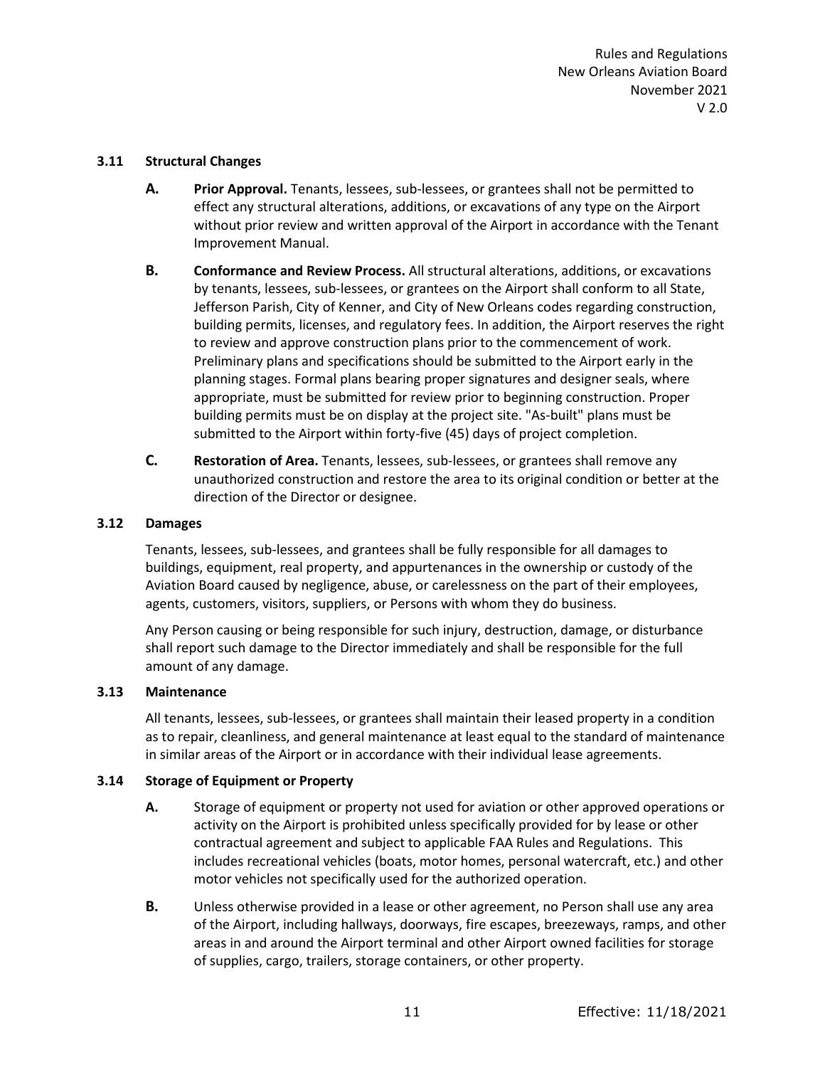### 3.11 Structural Changes

**A. Prior Approval.** Tenants, lessees, sub-lessees, or grantees shall not be permitted to effect any structural alterations, additions, or excavations of any type on the Airport without prior review and written approval of the Airport in accordance with the Tenant Improvement Manual.

**B. Conformance and Review Process.** All structural alterations, additions, or excavations by tenants, lessees, sub-lessees, or grantees on the Airport shall conform to all State, Jefferson Parish, City of Kenner, and City of New Orleans codes regarding construction, building permits, licenses, and regulatory fees. In addition, the Airport reserves the right to review and approve construction plans prior to the commencement of work. Preliminary plans and specifications should be submitted to the Airport early in the planning stages. Formal plans bearing proper signatures and designer seals, where appropriate, must be submitted for review prior to beginning construction. Proper building permits must be on display at the project site. "As-built" plans must be submitted to the Airport within forty-five (45) days of project completion.

**C. Restoration of Area.** Tenants, lessees, sub-lessees, or grantees shall remove any unauthorized construction and restore the area to its original condition or better at the direction of the Director or designee.

### 3.12 Damages

Tenants, lessees, sub-lessees, and grantees shall be fully responsible for all damages to buildings, equipment, real property, and appurtenances in the ownership or custody of the Aviation Board caused by negligence, abuse, or carelessness on the part of their employees, agents, customers, visitors, suppliers, or Persons with whom they do business.

Any Person causing or being responsible for such injury, destruction, damage, or disturbance shall report such damage to the Director immediately and shall be responsible for the full amount of any damage.

### 3.13 Maintenance

All tenants, lessees, sub-lessees, or grantees shall maintain their leased property in a condition as to repair, cleanliness, and general maintenance at least equal to the standard of maintenance in similar areas of the Airport or in accordance with their individual lease agreements.

### 3.14 Storage of Equipment or Property

**A.** Storage of equipment or property not used for aviation or other approved operations or activity on the Airport is prohibited unless specifically provided for by lease or other contractual agreement and subject to applicable FAA Rules and Regulations. This includes recreational vehicles (boats, motor homes, personal watercraft, etc.) and other motor vehicles not specifically used for the authorized operation.

**B.** Unless otherwise provided in a lease or other agreement, no Person shall use any area of the Airport, including hallways, doorways, fire escapes, breezeways, ramps, and other areas in and around the Airport terminal and other Airport owned facilities for storage of supplies, cargo, trailers, storage containers, or other property.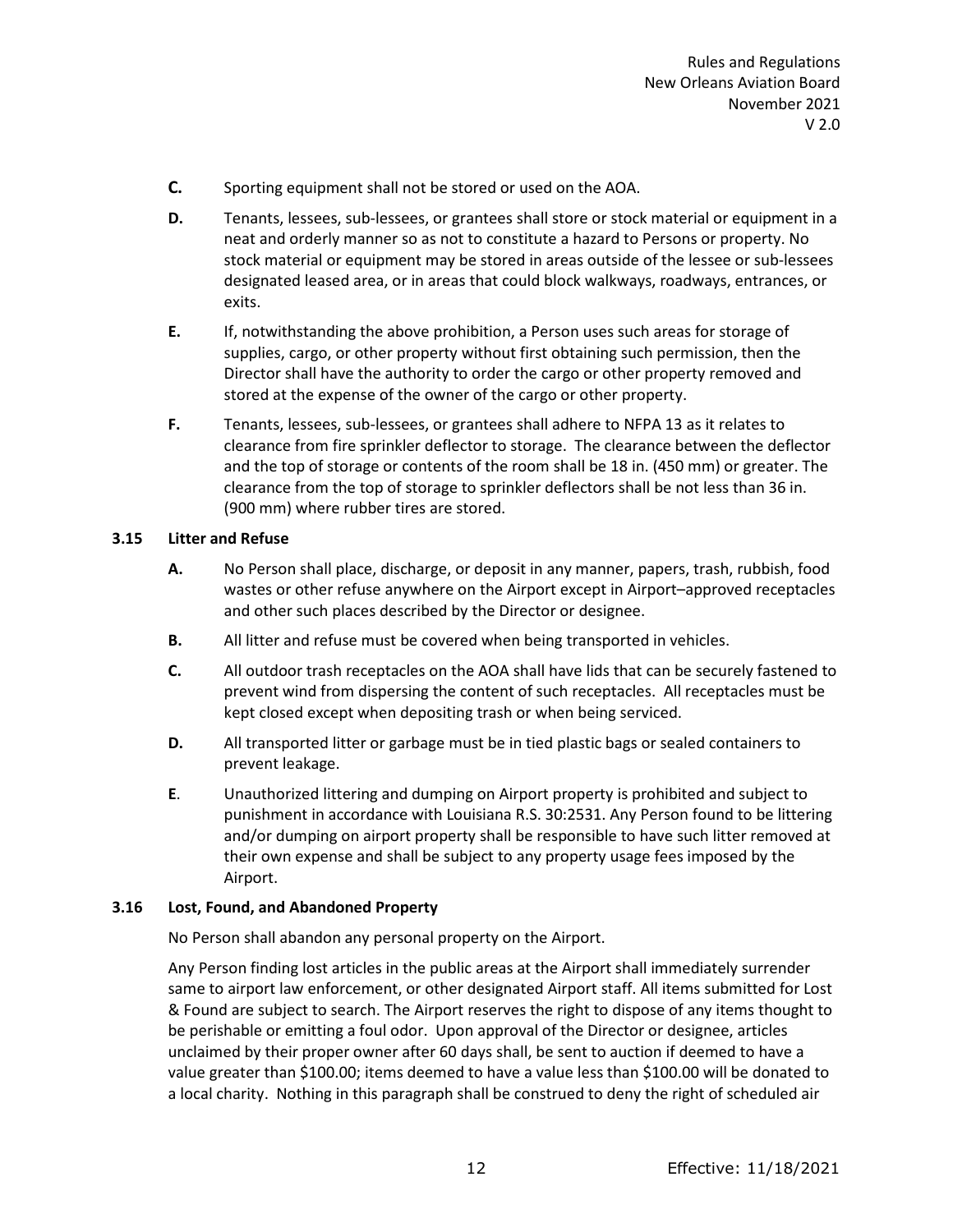**C.** Sporting equipment shall not be stored or used on the AOA.

**D.** Tenants, lessees, sub-lessees, or grantees shall store or stock material or equipment in a neat and orderly manner so as not to constitute a hazard to Persons or property. No stock material or equipment may be stored in areas outside of the lessee or sub-lessees designated leased area, or in areas that could block walkways, roadways, entrances, or exits.

**E.** If, notwithstanding the above prohibition, a Person uses such areas for storage of supplies, cargo, or other property without first obtaining such permission, then the Director shall have the authority to order the cargo or other property removed and stored at the expense of the owner of the cargo or other property.

**F.** Tenants, lessees, sub-lessees, or grantees shall adhere to NFPA 13 as it relates to clearance from fire sprinkler deflector to storage. The clearance between the deflector and the top of storage or contents of the room shall be 18 in. (450 mm) or greater. The clearance from the top of storage to sprinkler deflectors shall be not less than 36 in. (900 mm) where rubber tires are stored.

### 3.15 Litter and Refuse

**A.** No Person shall place, discharge, or deposit in any manner, papers, trash, rubbish, food wastes or other refuse anywhere on the Airport except in Airport–approved receptacles and other such places described by the Director or designee.

**B.** All litter and refuse must be covered when being transported in vehicles.

**C.** All outdoor trash receptacles on the AOA shall have lids that can be securely fastened to prevent wind from dispersing the content of such receptacles. All receptacles must be kept closed except when depositing trash or when being serviced.

**D.** All transported litter or garbage must be in tied plastic bags or sealed containers to prevent leakage.

**E**. Unauthorized littering and dumping on Airport property is prohibited and subject to punishment in accordance with Louisiana R.S. 30:2531. Any Person found to be littering and/or dumping on airport property shall be responsible to have such litter removed at their own expense and shall be subject to any property usage fees imposed by the Airport.

### 3.16 Lost, Found, and Abandoned Property

No Person shall abandon any personal property on the Airport.

Any Person finding lost articles in the public areas at the Airport shall immediately surrender same to airport law enforcement, or other designated Airport staff. All items submitted for Lost & Found are subject to search. The Airport reserves the right to dispose of any items thought to be perishable or emitting a foul odor. Upon approval of the Director or designee, articles unclaimed by their proper owner after 60 days shall, be sent to auction if deemed to have a value greater than $100.00; items deemed to have a value less than $100.00 will be donated to a local charity. Nothing in this paragraph shall be construed to deny the right of scheduled air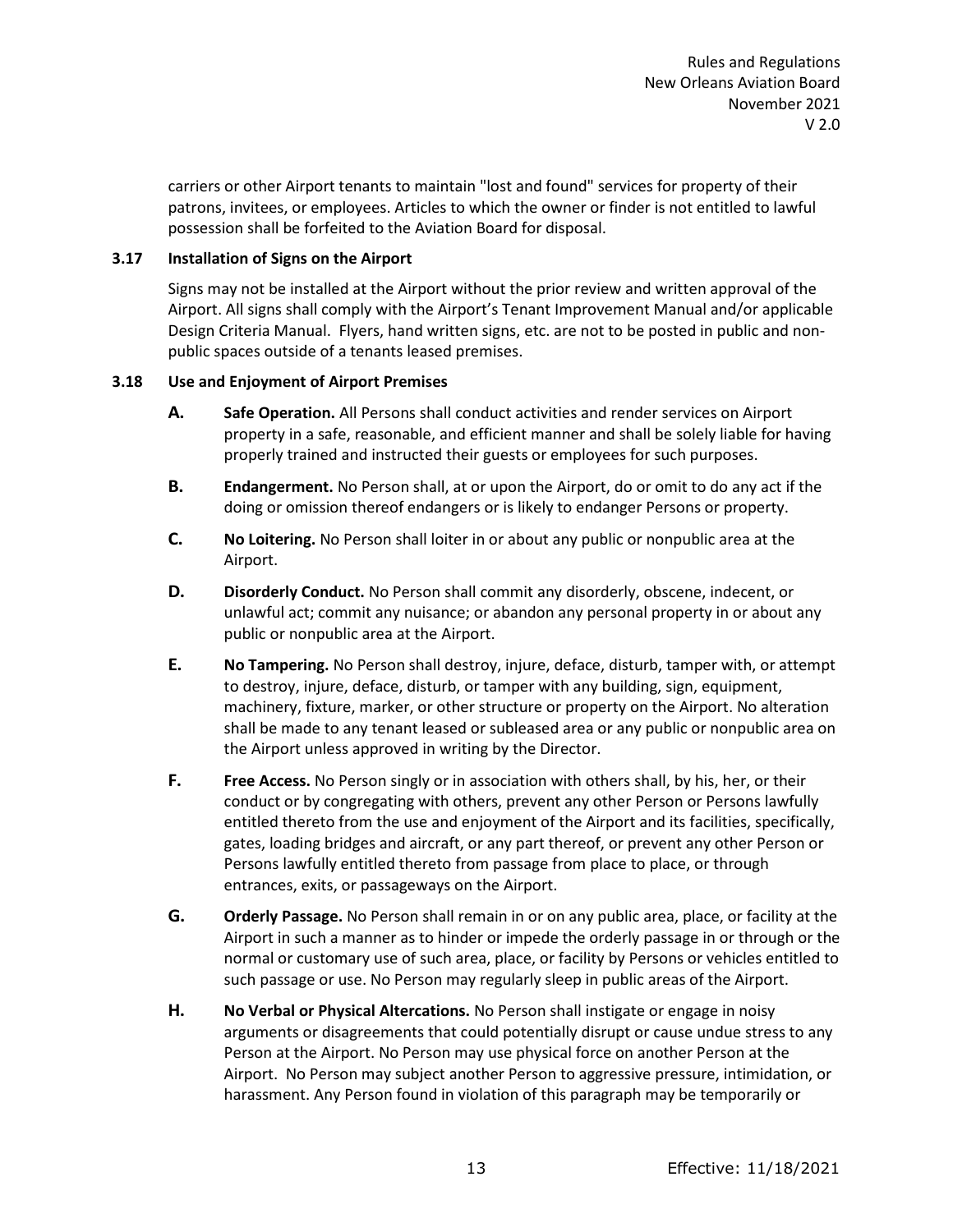carriers or other Airport tenants to maintain "lost and found" services for property of their patrons, invitees, or employees. Articles to which the owner or finder is not entitled to lawful possession shall be forfeited to the Aviation Board for disposal.

### 3.17 Installation of Signs on the Airport

Signs may not be installed at the Airport without the prior review and written approval of the Airport. All signs shall comply with the Airport's Tenant Improvement Manual and/or applicable Design Criteria Manual. Flyers, hand written signs, etc. are not to be posted in public and non-public spaces outside of a tenants leased premises.

### 3.18 Use and Enjoyment of Airport Premises

**A. Safe Operation.** All Persons shall conduct activities and render services on Airport property in a safe, reasonable, and efficient manner and shall be solely liable for having properly trained and instructed their guests or employees for such purposes.

**B. Endangerment.** No Person shall, at or upon the Airport, do or omit to do any act if the doing or omission thereof endangers or is likely to endanger Persons or property.

**C. No Loitering.** No Person shall loiter in or about any public or nonpublic area at the Airport.

**D. Disorderly Conduct.** No Person shall commit any disorderly, obscene, indecent, or unlawful act; commit any nuisance; or abandon any personal property in or about any public or nonpublic area at the Airport.

**E. No Tampering.** No Person shall destroy, injure, deface, disturb, tamper with, or attempt to destroy, injure, deface, disturb, or tamper with any building, sign, equipment, machinery, fixture, marker, or other structure or property on the Airport. No alteration shall be made to any tenant leased or subleased area or any public or nonpublic area on the Airport unless approved in writing by the Director.

**F. Free Access.** No Person singly or in association with others shall, by his, her, or their conduct or by congregating with others, prevent any other Person or Persons lawfully entitled thereto from the use and enjoyment of the Airport and its facilities, specifically, gates, loading bridges and aircraft, or any part thereof, or prevent any other Person or Persons lawfully entitled thereto from passage from place to place, or through entrances, exits, or passageways on the Airport.

**G. Orderly Passage.** No Person shall remain in or on any public area, place, or facility at the Airport in such a manner as to hinder or impede the orderly passage in or through or the normal or customary use of such area, place, or facility by Persons or vehicles entitled to such passage or use. No Person may regularly sleep in public areas of the Airport.

**H. No Verbal or Physical Altercations.** No Person shall instigate or engage in noisy arguments or disagreements that could potentially disrupt or cause undue stress to any Person at the Airport. No Person may use physical force on another Person at the Airport. No Person may subject another Person to aggressive pressure, intimidation, or harassment. Any Person found in violation of this paragraph may be temporarily or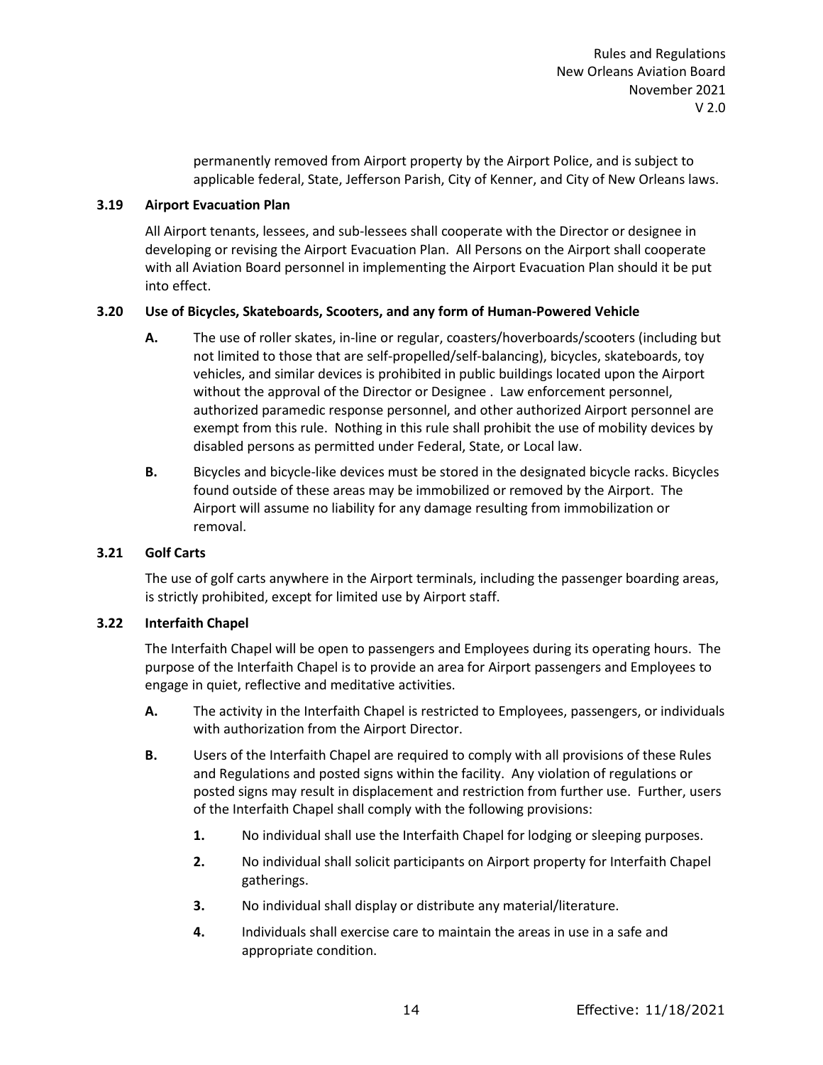permanently removed from Airport property by the Airport Police, and is subject to applicable federal, State, Jefferson Parish, City of Kenner, and City of New Orleans laws.

### 3.19 Airport Evacuation Plan

All Airport tenants, lessees, and sub-lessees shall cooperate with the Director or designee in developing or revising the Airport Evacuation Plan. All Persons on the Airport shall cooperate with all Aviation Board personnel in implementing the Airport Evacuation Plan should it be put into effect.

### 3.20 Use of Bicycles, Skateboards, Scooters, and any form of Human-Powered Vehicle

**A.** The use of roller skates, in-line or regular, coasters/hoverboards/scooters (including but not limited to those that are self-propelled/self-balancing), bicycles, skateboards, toy vehicles, and similar devices is prohibited in public buildings located upon the Airport without the approval of the Director or Designee . Law enforcement personnel, authorized paramedic response personnel, and other authorized Airport personnel are exempt from this rule. Nothing in this rule shall prohibit the use of mobility devices by disabled persons as permitted under Federal, State, or Local law.

**B.** Bicycles and bicycle-like devices must be stored in the designated bicycle racks. Bicycles found outside of these areas may be immobilized or removed by the Airport. The Airport will assume no liability for any damage resulting from immobilization or removal.

### 3.21 Golf Carts

The use of golf carts anywhere in the Airport terminals, including the passenger boarding areas, is strictly prohibited, except for limited use by Airport staff.

### 3.22 Interfaith Chapel

The Interfaith Chapel will be open to passengers and Employees during its operating hours. The purpose of the Interfaith Chapel is to provide an area for Airport passengers and Employees to engage in quiet, reflective and meditative activities.

**A.** The activity in the Interfaith Chapel is restricted to Employees, passengers, or individuals with authorization from the Airport Director.

**B.** Users of the Interfaith Chapel are required to comply with all provisions of these Rules and Regulations and posted signs within the facility. Any violation of regulations or posted signs may result in displacement and restriction from further use. Further, users of the Interfaith Chapel shall comply with the following provisions:

1. No individual shall use the Interfaith Chapel for lodging or sleeping purposes.
2. No individual shall solicit participants on Airport property for Interfaith Chapel gatherings.
3. No individual shall display or distribute any material/literature.
4. Individuals shall exercise care to maintain the areas in use in a safe and appropriate condition.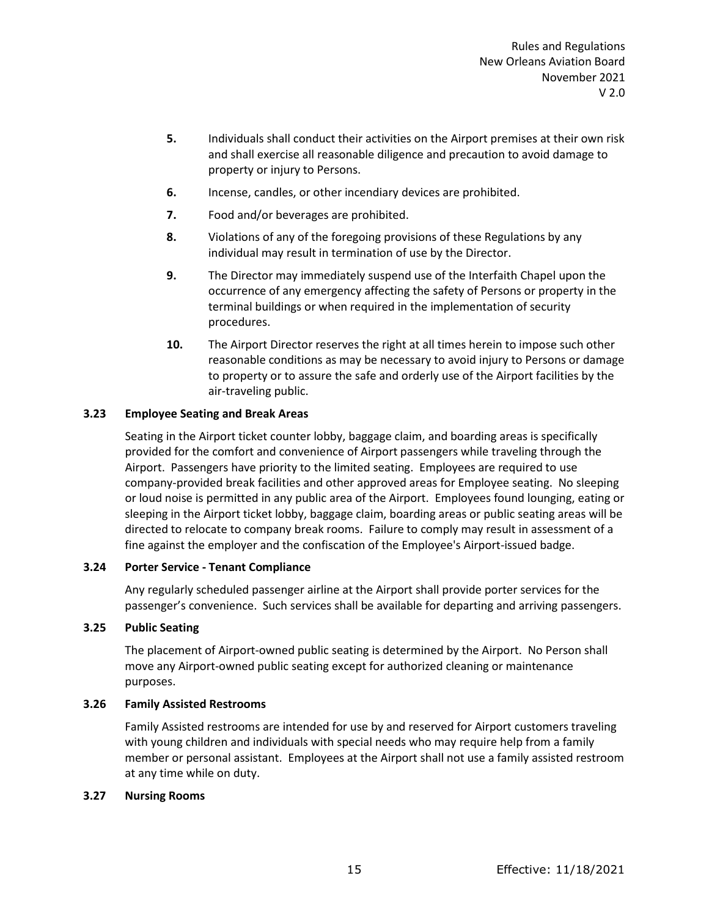**5.** Individuals shall conduct their activities on the Airport premises at their own risk and shall exercise all reasonable diligence and precaution to avoid damage to property or injury to Persons.

**6.** Incense, candles, or other incendiary devices are prohibited.

**7.** Food and/or beverages are prohibited.

**8.** Violations of any of the foregoing provisions of these Regulations by any individual may result in termination of use by the Director.

**9.** The Director may immediately suspend use of the Interfaith Chapel upon the occurrence of any emergency affecting the safety of Persons or property in the terminal buildings or when required in the implementation of security procedures.

**10.** The Airport Director reserves the right at all times herein to impose such other reasonable conditions as may be necessary to avoid injury to Persons or damage to property or to assure the safe and orderly use of the Airport facilities by the air-traveling public.

### 3.23 Employee Seating and Break Areas

Seating in the Airport ticket counter lobby, baggage claim, and boarding areas is specifically provided for the comfort and convenience of Airport passengers while traveling through the Airport. Passengers have priority to the limited seating. Employees are required to use company-provided break facilities and other approved areas for Employee seating. No sleeping or loud noise is permitted in any public area of the Airport. Employees found lounging, eating or sleeping in the Airport ticket lobby, baggage claim, boarding areas or public seating areas will be directed to relocate to company break rooms. Failure to comply may result in assessment of a fine against the employer and the confiscation of the Employee's Airport-issued badge.

### 3.24 Porter Service - Tenant Compliance

Any regularly scheduled passenger airline at the Airport shall provide porter services for the passenger's convenience. Such services shall be available for departing and arriving passengers.

### 3.25 Public Seating

The placement of Airport-owned public seating is determined by the Airport. No Person shall move any Airport-owned public seating except for authorized cleaning or maintenance purposes.

### 3.26 Family Assisted Restrooms

Family Assisted restrooms are intended for use by and reserved for Airport customers traveling with young children and individuals with special needs who may require help from a family member or personal assistant. Employees at the Airport shall not use a family assisted restroom at any time while on duty.

### 3.27 Nursing Rooms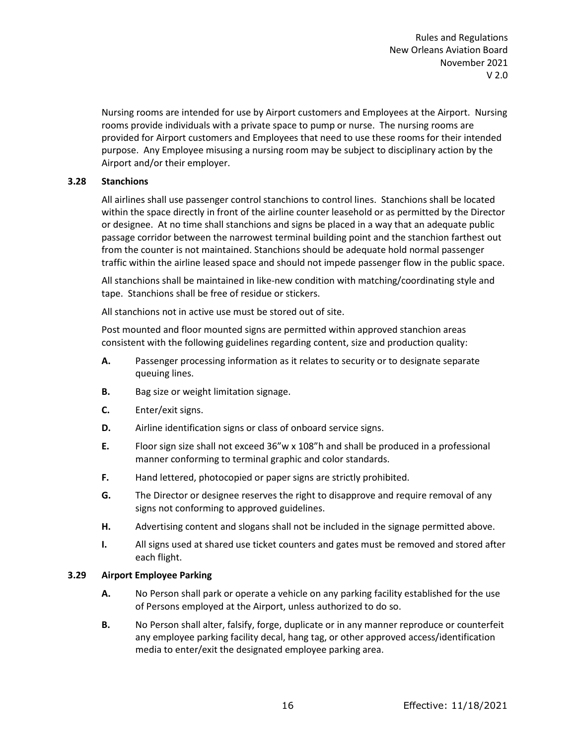Nursing rooms are intended for use by Airport customers and Employees at the Airport. Nursing rooms provide individuals with a private space to pump or nurse. The nursing rooms are provided for Airport customers and Employees that need to use these rooms for their intended purpose. Any Employee misusing a nursing room may be subject to disciplinary action by the Airport and/or their employer.

### 3.28 Stanchions

All airlines shall use passenger control stanchions to control lines. Stanchions shall be located within the space directly in front of the airline counter leasehold or as permitted by the Director or designee. At no time shall stanchions and signs be placed in a way that an adequate public passage corridor between the narrowest terminal building point and the stanchion farthest out from the counter is not maintained. Stanchions should be adequate hold normal passenger traffic within the airline leased space and should not impede passenger flow in the public space.

All stanchions shall be maintained in like-new condition with matching/coordinating style and tape. Stanchions shall be free of residue or stickers.

All stanchions not in active use must be stored out of site.

Post mounted and floor mounted signs are permitted within approved stanchion areas consistent with the following guidelines regarding content, size and production quality:

- **A.** Passenger processing information as it relates to security or to designate separate queuing lines.
- **B.** Bag size or weight limitation signage.
- **C.** Enter/exit signs.
- **D.** Airline identification signs or class of onboard service signs.
- **E.** Floor sign size shall not exceed 36"w x 108"h and shall be produced in a professional manner conforming to terminal graphic and color standards.
- **F.** Hand lettered, photocopied or paper signs are strictly prohibited.
- **G.** The Director or designee reserves the right to disapprove and require removal of any signs not conforming to approved guidelines.
- **H.** Advertising content and slogans shall not be included in the signage permitted above.
- **I.** All signs used at shared use ticket counters and gates must be removed and stored after each flight.

### 3.29 Airport Employee Parking

- **A.** No Person shall park or operate a vehicle on any parking facility established for the use of Persons employed at the Airport, unless authorized to do so.
- **B.** No Person shall alter, falsify, forge, duplicate or in any manner reproduce or counterfeit any employee parking facility decal, hang tag, or other approved access/identification media to enter/exit the designated employee parking area.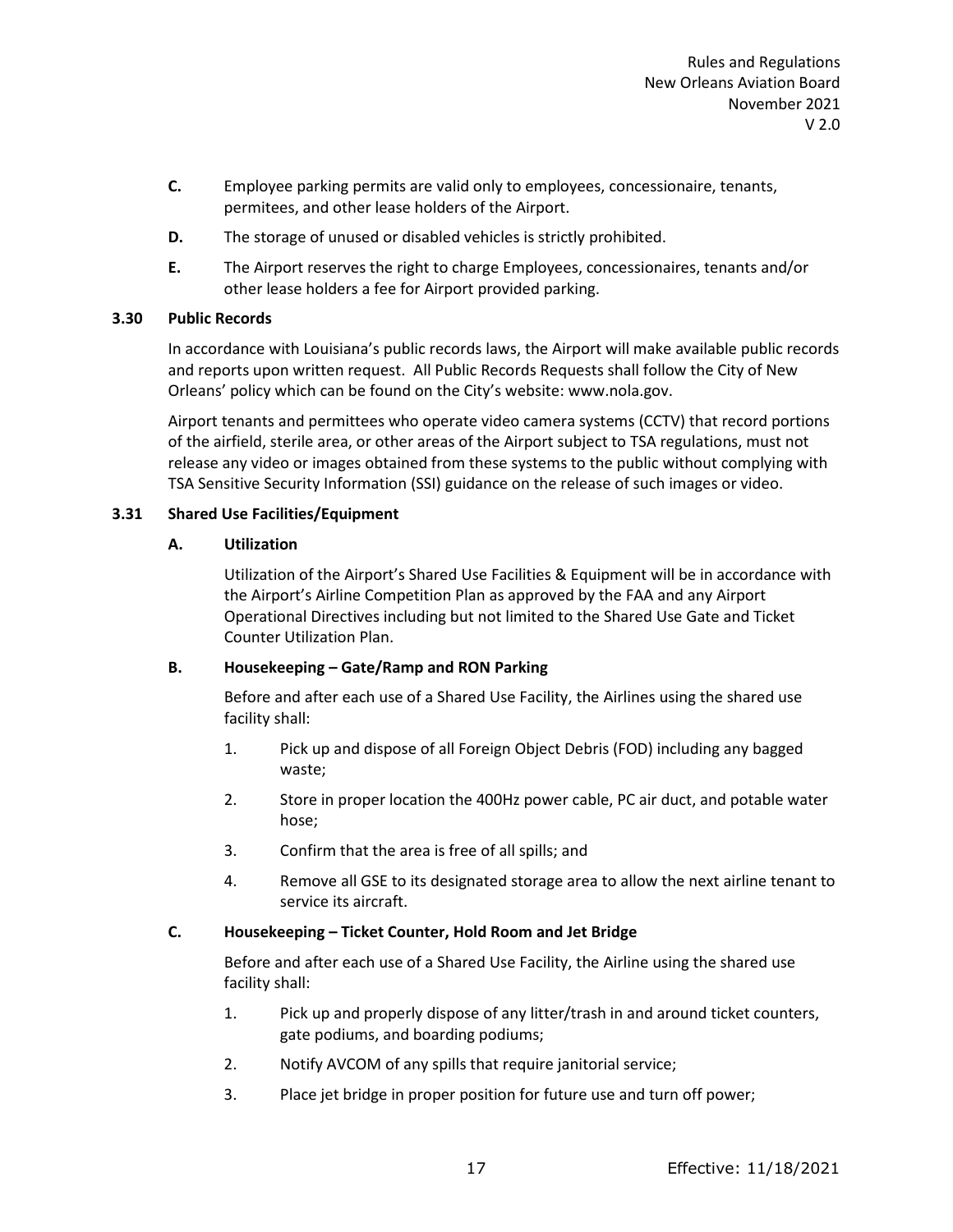**C.** Employee parking permits are valid only to employees, concessionaire, tenants, permitees, and other lease holders of the Airport.

**D.** The storage of unused or disabled vehicles is strictly prohibited.

**E.** The Airport reserves the right to charge Employees, concessionaires, tenants and/or other lease holders a fee for Airport provided parking.

### 3.30 Public Records

In accordance with Louisiana's public records laws, the Airport will make available public records and reports upon written request. All Public Records Requests shall follow the City of New Orleans' policy which can be found on the City's website: www.nola.gov.

Airport tenants and permittees who operate video camera systems (CCTV) that record portions of the airfield, sterile area, or other areas of the Airport subject to TSA regulations, must not release any video or images obtained from these systems to the public without complying with TSA Sensitive Security Information (SSI) guidance on the release of such images or video.

### 3.31 Shared Use Facilities/Equipment

#### A. Utilization

Utilization of the Airport's Shared Use Facilities & Equipment will be in accordance with the Airport's Airline Competition Plan as approved by the FAA and any Airport Operational Directives including but not limited to the Shared Use Gate and Ticket Counter Utilization Plan.

#### B. Housekeeping – Gate/Ramp and RON Parking

Before and after each use of a Shared Use Facility, the Airlines using the shared use facility shall:

1. Pick up and dispose of all Foreign Object Debris (FOD) including any bagged waste;
2. Store in proper location the 400Hz power cable, PC air duct, and potable water hose;
3. Confirm that the area is free of all spills; and
4. Remove all GSE to its designated storage area to allow the next airline tenant to service its aircraft.

#### C. Housekeeping – Ticket Counter, Hold Room and Jet Bridge

Before and after each use of a Shared Use Facility, the Airline using the shared use facility shall:

1. Pick up and properly dispose of any litter/trash in and around ticket counters, gate podiums, and boarding podiums;
2. Notify AVCOM of any spills that require janitorial service;
3. Place jet bridge in proper position for future use and turn off power;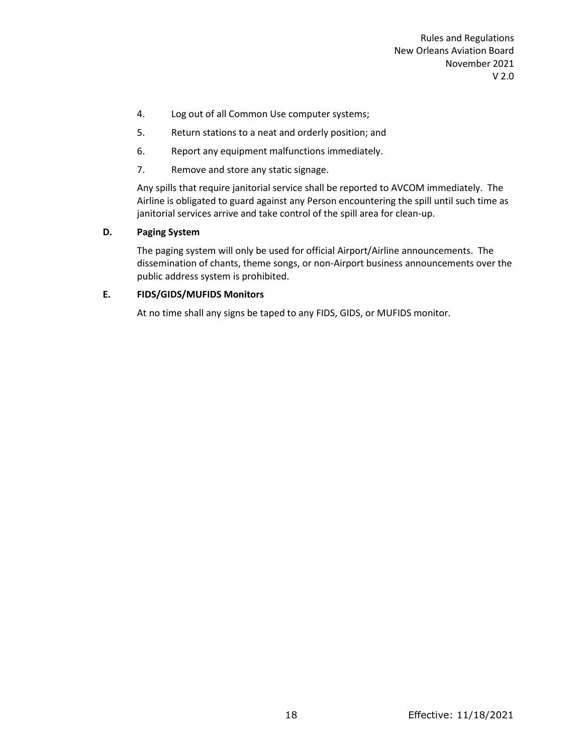4. Log out of all Common Use computer systems;
5. Return stations to a neat and orderly position; and
6. Report any equipment malfunctions immediately.
7. Remove and store any static signage.

Any spills that require janitorial service shall be reported to AVCOM immediately. The Airline is obligated to guard against any Person encountering the spill until such time as janitorial services arrive and take control of the spill area for clean-up.

### D. Paging System

The paging system will only be used for official Airport/Airline announcements. The dissemination of chants, theme songs, or non-Airport business announcements over the public address system is prohibited.

### E. FIDS/GIDS/MUFIDS Monitors

At no time shall any signs be taped to any FIDS, GIDS, or MUFIDS monitor.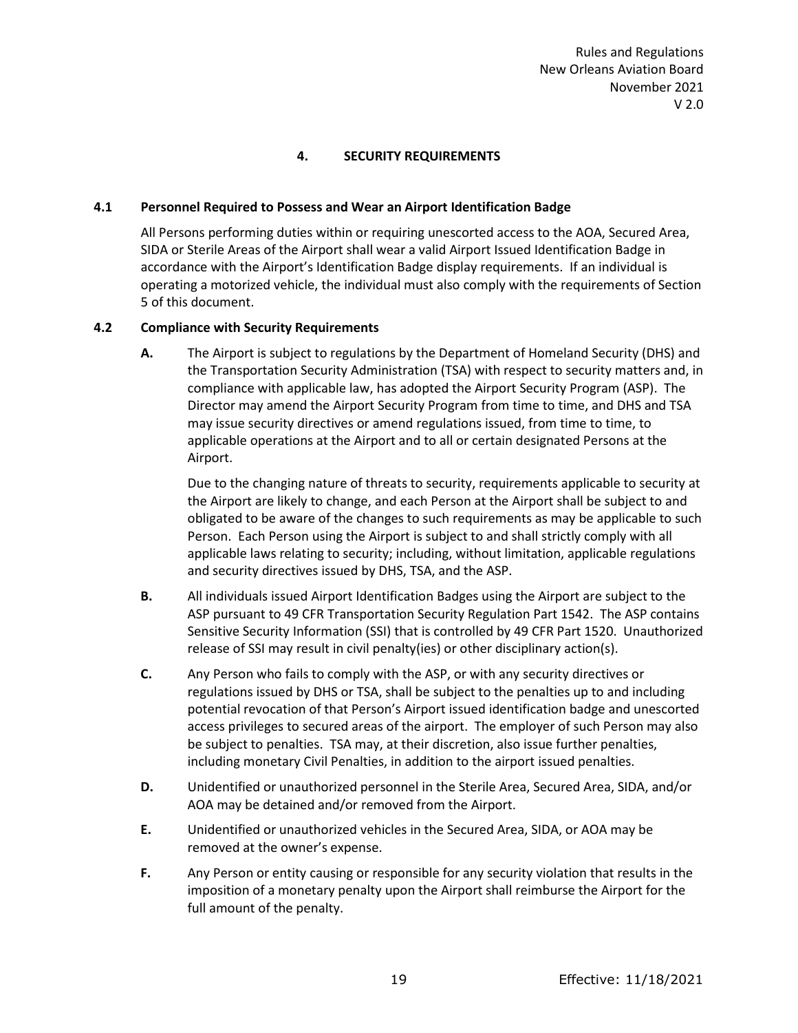# 4. SECURITY REQUIREMENTS

## 4.1 Personnel Required to Possess and Wear an Airport Identification Badge

All Persons performing duties within or requiring unescorted access to the AOA, Secured Area, SIDA or Sterile Areas of the Airport shall wear a valid Airport Issued Identification Badge in accordance with the Airport's Identification Badge display requirements. If an individual is operating a motorized vehicle, the individual must also comply with the requirements of Section 5 of this document.

## 4.2 Compliance with Security Requirements

**A.** The Airport is subject to regulations by the Department of Homeland Security (DHS) and the Transportation Security Administration (TSA) with respect to security matters and, in compliance with applicable law, has adopted the Airport Security Program (ASP). The Director may amend the Airport Security Program from time to time, and DHS and TSA may issue security directives or amend regulations issued, from time to time, to applicable operations at the Airport and to all or certain designated Persons at the Airport.

Due to the changing nature of threats to security, requirements applicable to security at the Airport are likely to change, and each Person at the Airport shall be subject to and obligated to be aware of the changes to such requirements as may be applicable to such Person. Each Person using the Airport is subject to and shall strictly comply with all applicable laws relating to security; including, without limitation, applicable regulations and security directives issued by DHS, TSA, and the ASP.

**B.** All individuals issued Airport Identification Badges using the Airport are subject to the ASP pursuant to 49 CFR Transportation Security Regulation Part 1542. The ASP contains Sensitive Security Information (SSI) that is controlled by 49 CFR Part 1520. Unauthorized release of SSI may result in civil penalty(ies) or other disciplinary action(s).

**C.** Any Person who fails to comply with the ASP, or with any security directives or regulations issued by DHS or TSA, shall be subject to the penalties up to and including potential revocation of that Person's Airport issued identification badge and unescorted access privileges to secured areas of the airport. The employer of such Person may also be subject to penalties. TSA may, at their discretion, also issue further penalties, including monetary Civil Penalties, in addition to the airport issued penalties.

**D.** Unidentified or unauthorized personnel in the Sterile Area, Secured Area, SIDA, and/or AOA may be detained and/or removed from the Airport.

**E.** Unidentified or unauthorized vehicles in the Secured Area, SIDA, or AOA may be removed at the owner's expense.

**F.** Any Person or entity causing or responsible for any security violation that results in the imposition of a monetary penalty upon the Airport shall reimburse the Airport for the full amount of the penalty.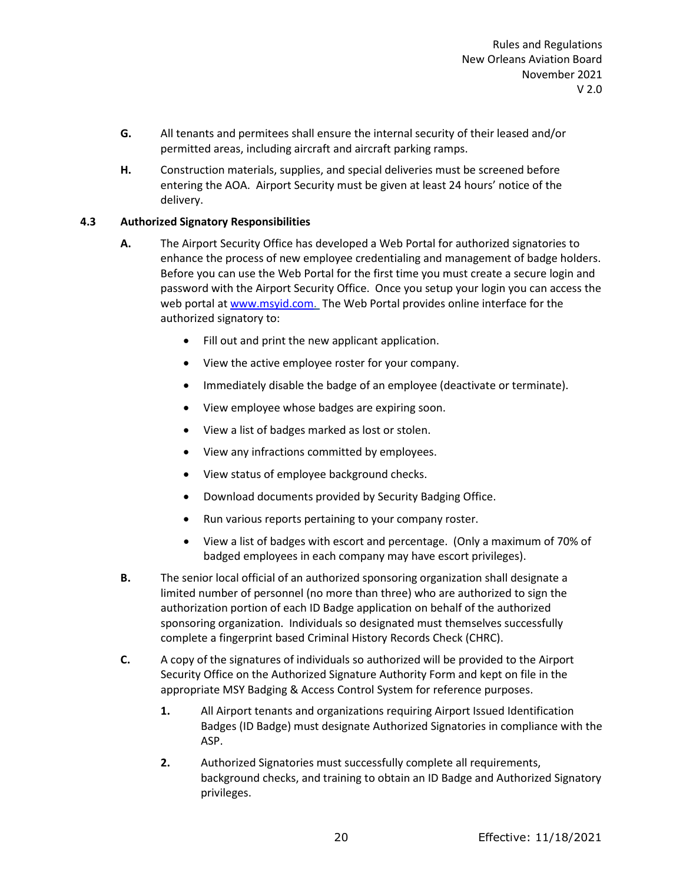**G.** All tenants and permitees shall ensure the internal security of their leased and/or permitted areas, including aircraft and aircraft parking ramps.

**H.** Construction materials, supplies, and special deliveries must be screened before entering the AOA. Airport Security must be given at least 24 hours' notice of the delivery.

## 4.3 Authorized Signatory Responsibilities

**A.** The Airport Security Office has developed a Web Portal for authorized signatories to enhance the process of new employee credentialing and management of badge holders. Before you can use the Web Portal for the first time you must create a secure login and password with the Airport Security Office. Once you setup your login you can access the web portal at www.msyid.com. The Web Portal provides online interface for the authorized signatory to:

- Fill out and print the new applicant application.
- View the active employee roster for your company.
- Immediately disable the badge of an employee (deactivate or terminate).
- View employee whose badges are expiring soon.
- View a list of badges marked as lost or stolen.
- View any infractions committed by employees.
- View status of employee background checks.
- Download documents provided by Security Badging Office.
- Run various reports pertaining to your company roster.
- View a list of badges with escort and percentage. (Only a maximum of 70% of badged employees in each company may have escort privileges).

**B.** The senior local official of an authorized sponsoring organization shall designate a limited number of personnel (no more than three) who are authorized to sign the authorization portion of each ID Badge application on behalf of the authorized sponsoring organization. Individuals so designated must themselves successfully complete a fingerprint based Criminal History Records Check (CHRC).

**C.** A copy of the signatures of individuals so authorized will be provided to the Airport Security Office on the Authorized Signature Authority Form and kept on file in the appropriate MSY Badging & Access Control System for reference purposes.

1. All Airport tenants and organizations requiring Airport Issued Identification Badges (ID Badge) must designate Authorized Signatories in compliance with the ASP.
2. Authorized Signatories must successfully complete all requirements, background checks, and training to obtain an ID Badge and Authorized Signatory privileges.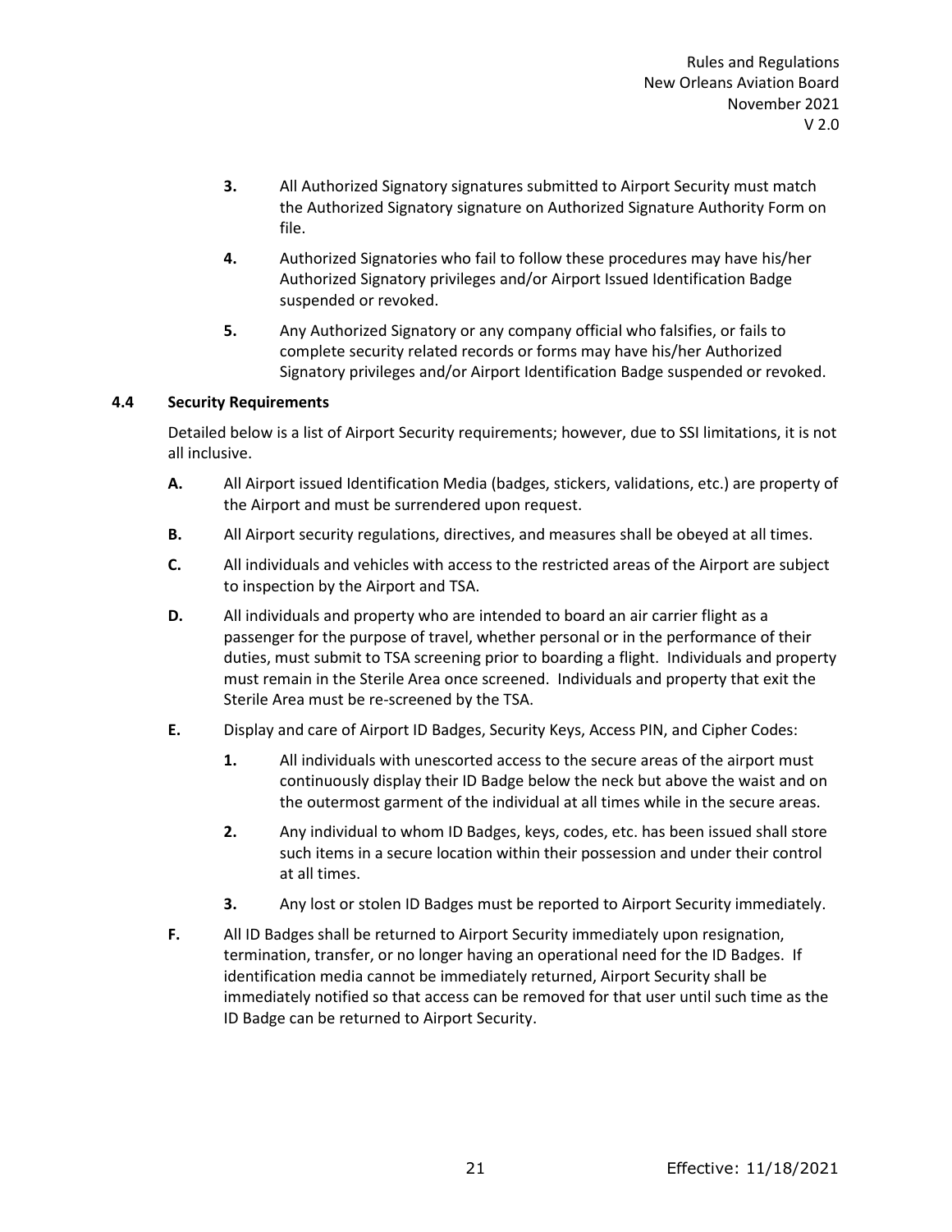**3.** All Authorized Signatory signatures submitted to Airport Security must match the Authorized Signatory signature on Authorized Signature Authority Form on file.

**4.** Authorized Signatories who fail to follow these procedures may have his/her Authorized Signatory privileges and/or Airport Issued Identification Badge suspended or revoked.

**5.** Any Authorized Signatory or any company official who falsifies, or fails to complete security related records or forms may have his/her Authorized Signatory privileges and/or Airport Identification Badge suspended or revoked.

### 4.4 Security Requirements

Detailed below is a list of Airport Security requirements; however, due to SSI limitations, it is not all inclusive.

**A.** All Airport issued Identification Media (badges, stickers, validations, etc.) are property of the Airport and must be surrendered upon request.

**B.** All Airport security regulations, directives, and measures shall be obeyed at all times.

**C.** All individuals and vehicles with access to the restricted areas of the Airport are subject to inspection by the Airport and TSA.

**D.** All individuals and property who are intended to board an air carrier flight as a passenger for the purpose of travel, whether personal or in the performance of their duties, must submit to TSA screening prior to boarding a flight. Individuals and property must remain in the Sterile Area once screened. Individuals and property that exit the Sterile Area must be re-screened by the TSA.

**E.** Display and care of Airport ID Badges, Security Keys, Access PIN, and Cipher Codes:

**1.** All individuals with unescorted access to the secure areas of the airport must continuously display their ID Badge below the neck but above the waist and on the outermost garment of the individual at all times while in the secure areas.

**2.** Any individual to whom ID Badges, keys, codes, etc. has been issued shall store such items in a secure location within their possession and under their control at all times.

**3.** Any lost or stolen ID Badges must be reported to Airport Security immediately.

**F.** All ID Badges shall be returned to Airport Security immediately upon resignation, termination, transfer, or no longer having an operational need for the ID Badges. If identification media cannot be immediately returned, Airport Security shall be immediately notified so that access can be removed for that user until such time as the ID Badge can be returned to Airport Security.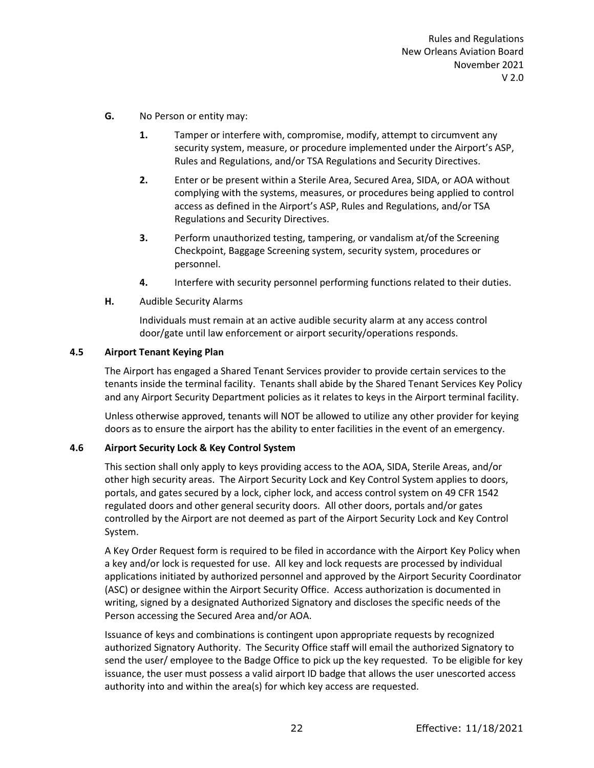**G.** No Person or entity may:

1. Tamper or interfere with, compromise, modify, attempt to circumvent any security system, measure, or procedure implemented under the Airport's ASP, Rules and Regulations, and/or TSA Regulations and Security Directives.
2. Enter or be present within a Sterile Area, Secured Area, SIDA, or AOA without complying with the systems, measures, or procedures being applied to control access as defined in the Airport's ASP, Rules and Regulations, and/or TSA Regulations and Security Directives.
3. Perform unauthorized testing, tampering, or vandalism at/of the Screening Checkpoint, Baggage Screening system, security system, procedures or personnel.
4. Interfere with security personnel performing functions related to their duties.

**H.** Audible Security Alarms

Individuals must remain at an active audible security alarm at any access control door/gate until law enforcement or airport security/operations responds.

### 4.5 Airport Tenant Keying Plan

The Airport has engaged a Shared Tenant Services provider to provide certain services to the tenants inside the terminal facility. Tenants shall abide by the Shared Tenant Services Key Policy and any Airport Security Department policies as it relates to keys in the Airport terminal facility.

Unless otherwise approved, tenants will NOT be allowed to utilize any other provider for keying doors as to ensure the airport has the ability to enter facilities in the event of an emergency.

### 4.6 Airport Security Lock & Key Control System

This section shall only apply to keys providing access to the AOA, SIDA, Sterile Areas, and/or other high security areas. The Airport Security Lock and Key Control System applies to doors, portals, and gates secured by a lock, cipher lock, and access control system on 49 CFR 1542 regulated doors and other general security doors. All other doors, portals and/or gates controlled by the Airport are not deemed as part of the Airport Security Lock and Key Control System.

A Key Order Request form is required to be filed in accordance with the Airport Key Policy when a key and/or lock is requested for use. All key and lock requests are processed by individual applications initiated by authorized personnel and approved by the Airport Security Coordinator (ASC) or designee within the Airport Security Office. Access authorization is documented in writing, signed by a designated Authorized Signatory and discloses the specific needs of the Person accessing the Secured Area and/or AOA.

Issuance of keys and combinations is contingent upon appropriate requests by recognized authorized Signatory Authority. The Security Office staff will email the authorized Signatory to send the user/ employee to the Badge Office to pick up the key requested. To be eligible for key issuance, the user must possess a valid airport ID badge that allows the user unescorted access authority into and within the area(s) for which key access are requested.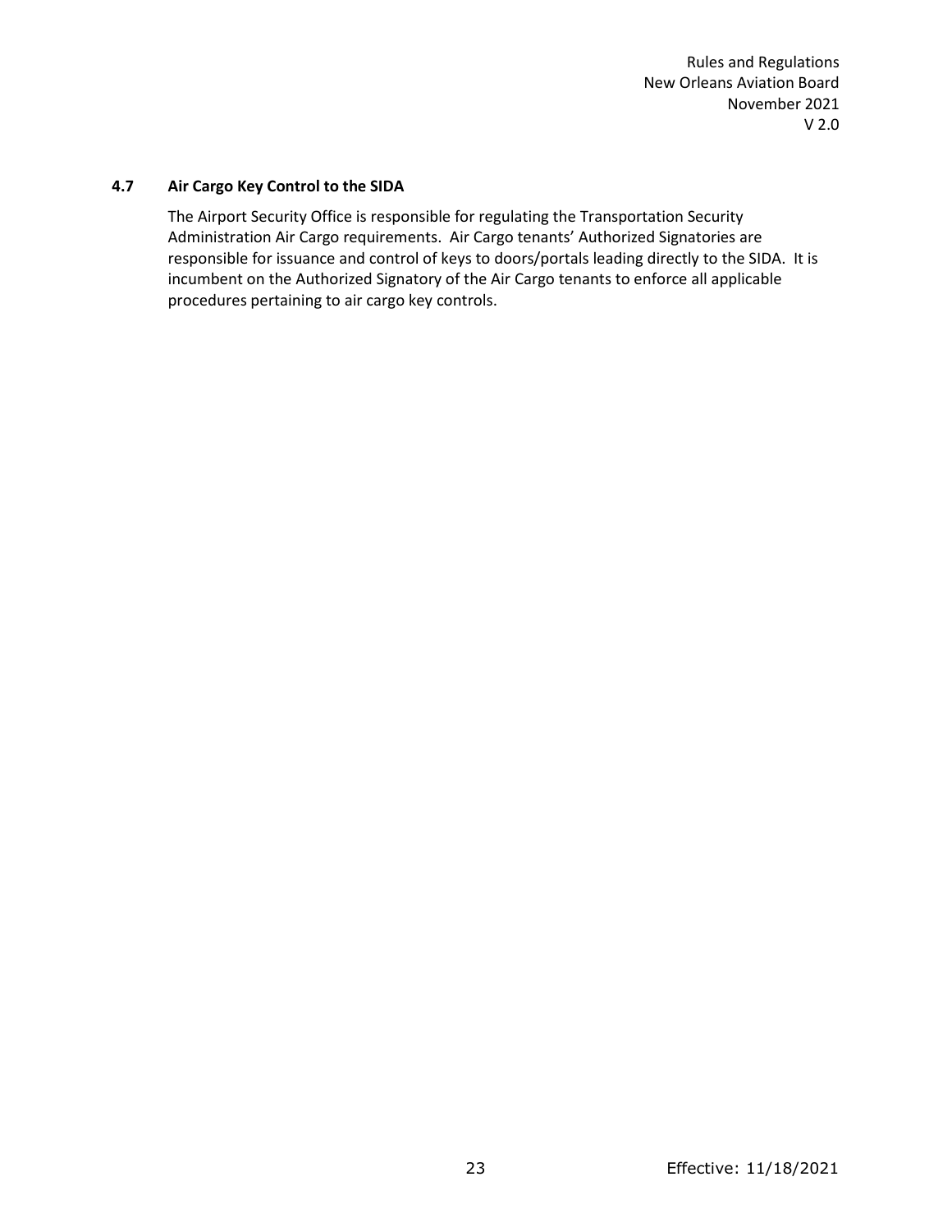### 4.7 Air Cargo Key Control to the SIDA

The Airport Security Office is responsible for regulating the Transportation Security Administration Air Cargo requirements. Air Cargo tenants' Authorized Signatories are responsible for issuance and control of keys to doors/portals leading directly to the SIDA. It is incumbent on the Authorized Signatory of the Air Cargo tenants to enforce all applicable procedures pertaining to air cargo key controls.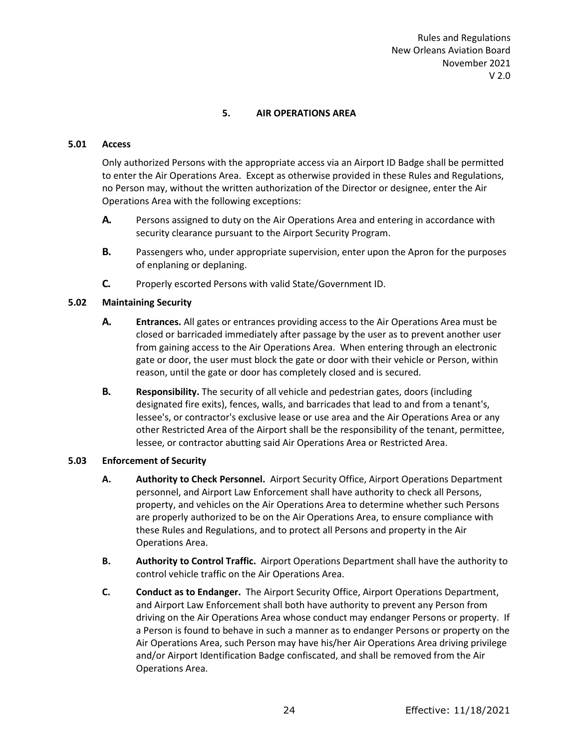## 5. AIR OPERATIONS AREA

### 5.01 Access

Only authorized Persons with the appropriate access via an Airport ID Badge shall be permitted to enter the Air Operations Area. Except as otherwise provided in these Rules and Regulations, no Person may, without the written authorization of the Director or designee, enter the Air Operations Area with the following exceptions:

- **A.** Persons assigned to duty on the Air Operations Area and entering in accordance with security clearance pursuant to the Airport Security Program.
- **B.** Passengers who, under appropriate supervision, enter upon the Apron for the purposes of enplaning or deplaning.
- **C.** Properly escorted Persons with valid State/Government ID.

### 5.02 Maintaining Security

- **A. Entrances.** All gates or entrances providing access to the Air Operations Area must be closed or barricaded immediately after passage by the user as to prevent another user from gaining access to the Air Operations Area. When entering through an electronic gate or door, the user must block the gate or door with their vehicle or Person, within reason, until the gate or door has completely closed and is secured.
- **B. Responsibility.** The security of all vehicle and pedestrian gates, doors (including designated fire exits), fences, walls, and barricades that lead to and from a tenant's, lessee's, or contractor's exclusive lease or use area and the Air Operations Area or any other Restricted Area of the Airport shall be the responsibility of the tenant, permittee, lessee, or contractor abutting said Air Operations Area or Restricted Area.

### 5.03 Enforcement of Security

- **A. Authority to Check Personnel.** Airport Security Office, Airport Operations Department personnel, and Airport Law Enforcement shall have authority to check all Persons, property, and vehicles on the Air Operations Area to determine whether such Persons are properly authorized to be on the Air Operations Area, to ensure compliance with these Rules and Regulations, and to protect all Persons and property in the Air Operations Area.
- **B. Authority to Control Traffic.** Airport Operations Department shall have the authority to control vehicle traffic on the Air Operations Area.
- **C. Conduct as to Endanger.** The Airport Security Office, Airport Operations Department, and Airport Law Enforcement shall both have authority to prevent any Person from driving on the Air Operations Area whose conduct may endanger Persons or property. If a Person is found to behave in such a manner as to endanger Persons or property on the Air Operations Area, such Person may have his/her Air Operations Area driving privilege and/or Airport Identification Badge confiscated, and shall be removed from the Air Operations Area.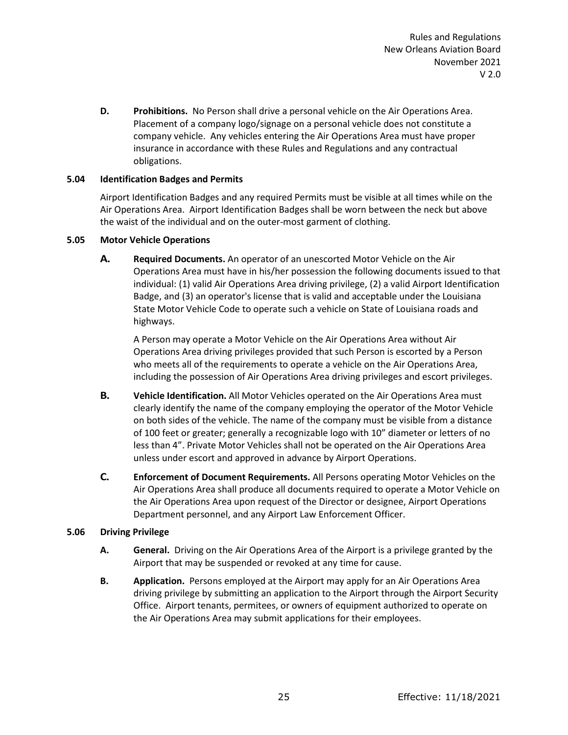**D. Prohibitions.** No Person shall drive a personal vehicle on the Air Operations Area. Placement of a company logo/signage on a personal vehicle does not constitute a company vehicle. Any vehicles entering the Air Operations Area must have proper insurance in accordance with these Rules and Regulations and any contractual obligations.

### 5.04 Identification Badges and Permits

Airport Identification Badges and any required Permits must be visible at all times while on the Air Operations Area. Airport Identification Badges shall be worn between the neck but above the waist of the individual and on the outer-most garment of clothing.

### 5.05 Motor Vehicle Operations

**A. Required Documents.** An operator of an unescorted Motor Vehicle on the Air Operations Area must have in his/her possession the following documents issued to that individual: (1) valid Air Operations Area driving privilege, (2) a valid Airport Identification Badge, and (3) an operator's license that is valid and acceptable under the Louisiana State Motor Vehicle Code to operate such a vehicle on State of Louisiana roads and highways.

A Person may operate a Motor Vehicle on the Air Operations Area without Air Operations Area driving privileges provided that such Person is escorted by a Person who meets all of the requirements to operate a vehicle on the Air Operations Area, including the possession of Air Operations Area driving privileges and escort privileges.

**B. Vehicle Identification.** All Motor Vehicles operated on the Air Operations Area must clearly identify the name of the company employing the operator of the Motor Vehicle on both sides of the vehicle. The name of the company must be visible from a distance of 100 feet or greater; generally a recognizable logo with 10" diameter or letters of no less than 4". Private Motor Vehicles shall not be operated on the Air Operations Area unless under escort and approved in advance by Airport Operations.

**C. Enforcement of Document Requirements.** All Persons operating Motor Vehicles on the Air Operations Area shall produce all documents required to operate a Motor Vehicle on the Air Operations Area upon request of the Director or designee, Airport Operations Department personnel, and any Airport Law Enforcement Officer.

### 5.06 Driving Privilege

**A. General.** Driving on the Air Operations Area of the Airport is a privilege granted by the Airport that may be suspended or revoked at any time for cause.

**B. Application.** Persons employed at the Airport may apply for an Air Operations Area driving privilege by submitting an application to the Airport through the Airport Security Office. Airport tenants, permitees, or owners of equipment authorized to operate on the Air Operations Area may submit applications for their employees.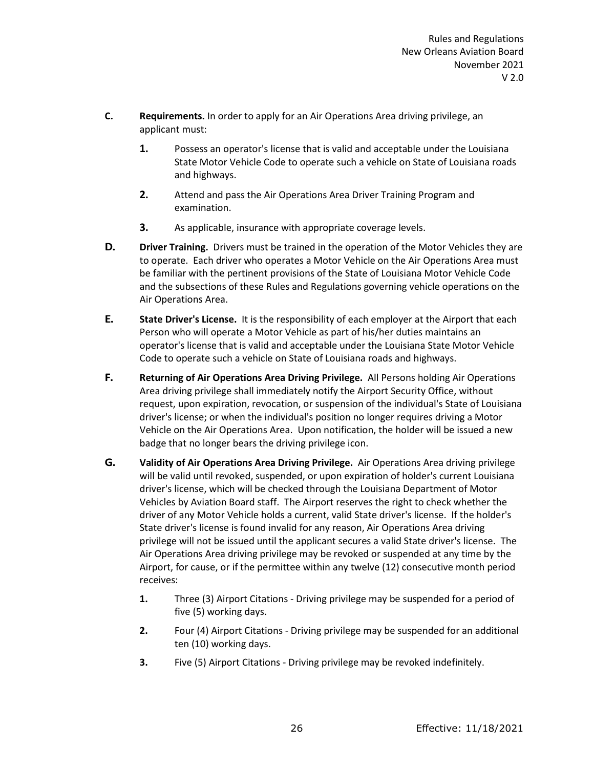**C.** **Requirements.** In order to apply for an Air Operations Area driving privilege, an applicant must:

   **1.** Possess an operator's license that is valid and acceptable under the Louisiana State Motor Vehicle Code to operate such a vehicle on State of Louisiana roads and highways.

   **2.** Attend and pass the Air Operations Area Driver Training Program and examination.

   **3.** As applicable, insurance with appropriate coverage levels.

**D.** **Driver Training.** Drivers must be trained in the operation of the Motor Vehicles they are to operate. Each driver who operates a Motor Vehicle on the Air Operations Area must be familiar with the pertinent provisions of the State of Louisiana Motor Vehicle Code and the subsections of these Rules and Regulations governing vehicle operations on the Air Operations Area.

**E.** **State Driver's License.** It is the responsibility of each employer at the Airport that each Person who will operate a Motor Vehicle as part of his/her duties maintains an operator's license that is valid and acceptable under the Louisiana State Motor Vehicle Code to operate such a vehicle on State of Louisiana roads and highways.

**F.** **Returning of Air Operations Area Driving Privilege.** All Persons holding Air Operations Area driving privilege shall immediately notify the Airport Security Office, without request, upon expiration, revocation, or suspension of the individual's State of Louisiana driver's license; or when the individual's position no longer requires driving a Motor Vehicle on the Air Operations Area. Upon notification, the holder will be issued a new badge that no longer bears the driving privilege icon.

**G.** **Validity of Air Operations Area Driving Privilege.** Air Operations Area driving privilege will be valid until revoked, suspended, or upon expiration of holder's current Louisiana driver's license, which will be checked through the Louisiana Department of Motor Vehicles by Aviation Board staff. The Airport reserves the right to check whether the driver of any Motor Vehicle holds a current, valid State driver's license. If the holder's State driver's license is found invalid for any reason, Air Operations Area driving privilege will not be issued until the applicant secures a valid State driver's license. The Air Operations Area driving privilege may be revoked or suspended at any time by the Airport, for cause, or if the permittee within any twelve (12) consecutive month period receives:

   **1.** Three (3) Airport Citations - Driving privilege may be suspended for a period of five (5) working days.

   **2.** Four (4) Airport Citations - Driving privilege may be suspended for an additional ten (10) working days.

   **3.** Five (5) Airport Citations - Driving privilege may be revoked indefinitely.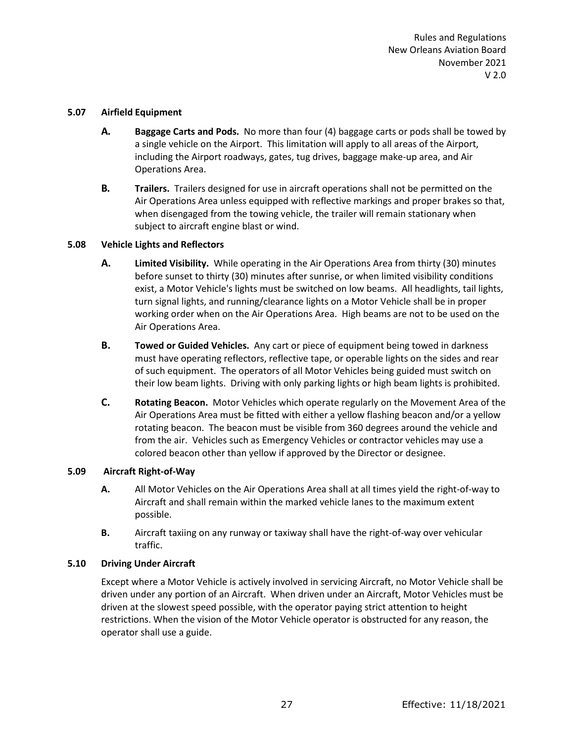### 5.07 Airfield Equipment

**A. Baggage Carts and Pods.** No more than four (4) baggage carts or pods shall be towed by a single vehicle on the Airport. This limitation will apply to all areas of the Airport, including the Airport roadways, gates, tug drives, baggage make-up area, and Air Operations Area.

**B. Trailers.** Trailers designed for use in aircraft operations shall not be permitted on the Air Operations Area unless equipped with reflective markings and proper brakes so that, when disengaged from the towing vehicle, the trailer will remain stationary when subject to aircraft engine blast or wind.

### 5.08 Vehicle Lights and Reflectors

**A. Limited Visibility.** While operating in the Air Operations Area from thirty (30) minutes before sunset to thirty (30) minutes after sunrise, or when limited visibility conditions exist, a Motor Vehicle's lights must be switched on low beams. All headlights, tail lights, turn signal lights, and running/clearance lights on a Motor Vehicle shall be in proper working order when on the Air Operations Area. High beams are not to be used on the Air Operations Area.

**B. Towed or Guided Vehicles.** Any cart or piece of equipment being towed in darkness must have operating reflectors, reflective tape, or operable lights on the sides and rear of such equipment. The operators of all Motor Vehicles being guided must switch on their low beam lights. Driving with only parking lights or high beam lights is prohibited.

**C. Rotating Beacon.** Motor Vehicles which operate regularly on the Movement Area of the Air Operations Area must be fitted with either a yellow flashing beacon and/or a yellow rotating beacon. The beacon must be visible from 360 degrees around the vehicle and from the air. Vehicles such as Emergency Vehicles or contractor vehicles may use a colored beacon other than yellow if approved by the Director or designee.

### 5.09 Aircraft Right-of-Way

**A.** All Motor Vehicles on the Air Operations Area shall at all times yield the right-of-way to Aircraft and shall remain within the marked vehicle lanes to the maximum extent possible.

**B.** Aircraft taxiing on any runway or taxiway shall have the right-of-way over vehicular traffic.

### 5.10 Driving Under Aircraft

Except where a Motor Vehicle is actively involved in servicing Aircraft, no Motor Vehicle shall be driven under any portion of an Aircraft. When driven under an Aircraft, Motor Vehicles must be driven at the slowest speed possible, with the operator paying strict attention to height restrictions. When the vision of the Motor Vehicle operator is obstructed for any reason, the operator shall use a guide.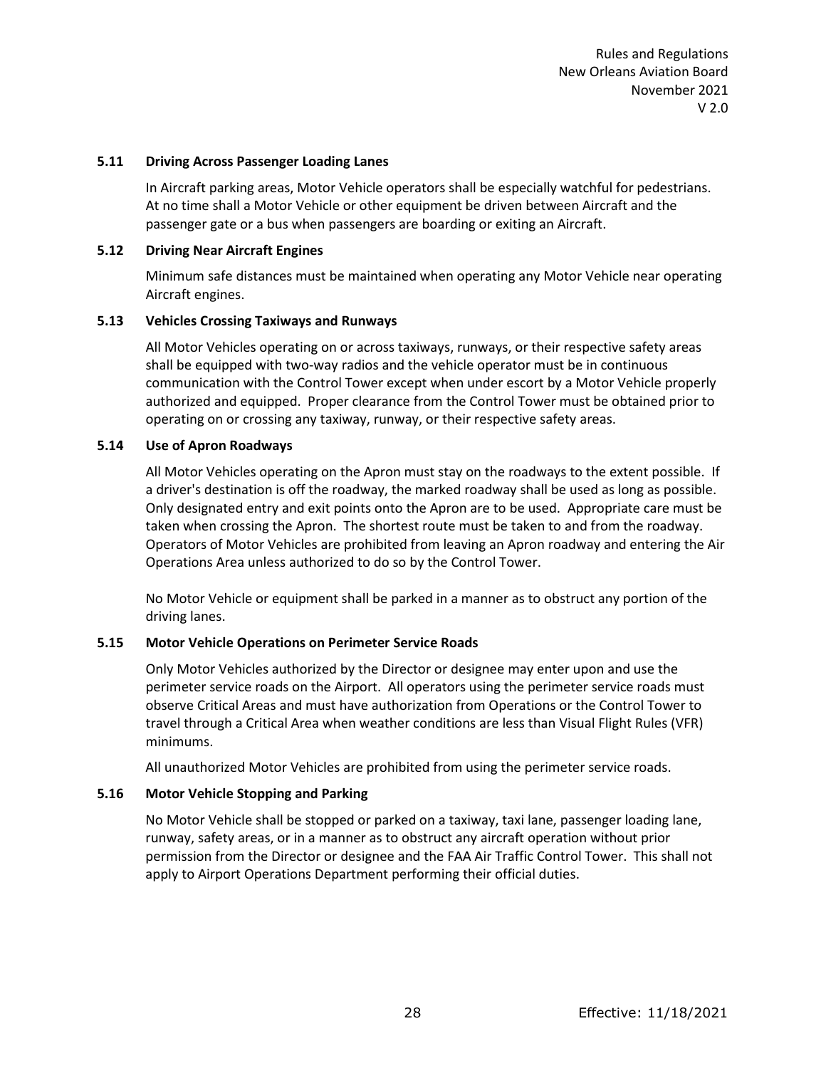### 5.11 Driving Across Passenger Loading Lanes

In Aircraft parking areas, Motor Vehicle operators shall be especially watchful for pedestrians. At no time shall a Motor Vehicle or other equipment be driven between Aircraft and the passenger gate or a bus when passengers are boarding or exiting an Aircraft.

### 5.12 Driving Near Aircraft Engines

Minimum safe distances must be maintained when operating any Motor Vehicle near operating Aircraft engines.

### 5.13 Vehicles Crossing Taxiways and Runways

All Motor Vehicles operating on or across taxiways, runways, or their respective safety areas shall be equipped with two-way radios and the vehicle operator must be in continuous communication with the Control Tower except when under escort by a Motor Vehicle properly authorized and equipped. Proper clearance from the Control Tower must be obtained prior to operating on or crossing any taxiway, runway, or their respective safety areas.

### 5.14 Use of Apron Roadways

All Motor Vehicles operating on the Apron must stay on the roadways to the extent possible. If a driver's destination is off the roadway, the marked roadway shall be used as long as possible. Only designated entry and exit points onto the Apron are to be used. Appropriate care must be taken when crossing the Apron. The shortest route must be taken to and from the roadway. Operators of Motor Vehicles are prohibited from leaving an Apron roadway and entering the Air Operations Area unless authorized to do so by the Control Tower.

No Motor Vehicle or equipment shall be parked in a manner as to obstruct any portion of the driving lanes.

### 5.15 Motor Vehicle Operations on Perimeter Service Roads

Only Motor Vehicles authorized by the Director or designee may enter upon and use the perimeter service roads on the Airport. All operators using the perimeter service roads must observe Critical Areas and must have authorization from Operations or the Control Tower to travel through a Critical Area when weather conditions are less than Visual Flight Rules (VFR) minimums.

All unauthorized Motor Vehicles are prohibited from using the perimeter service roads.

### 5.16 Motor Vehicle Stopping and Parking

No Motor Vehicle shall be stopped or parked on a taxiway, taxi lane, passenger loading lane, runway, safety areas, or in a manner as to obstruct any aircraft operation without prior permission from the Director or designee and the FAA Air Traffic Control Tower. This shall not apply to Airport Operations Department performing their official duties.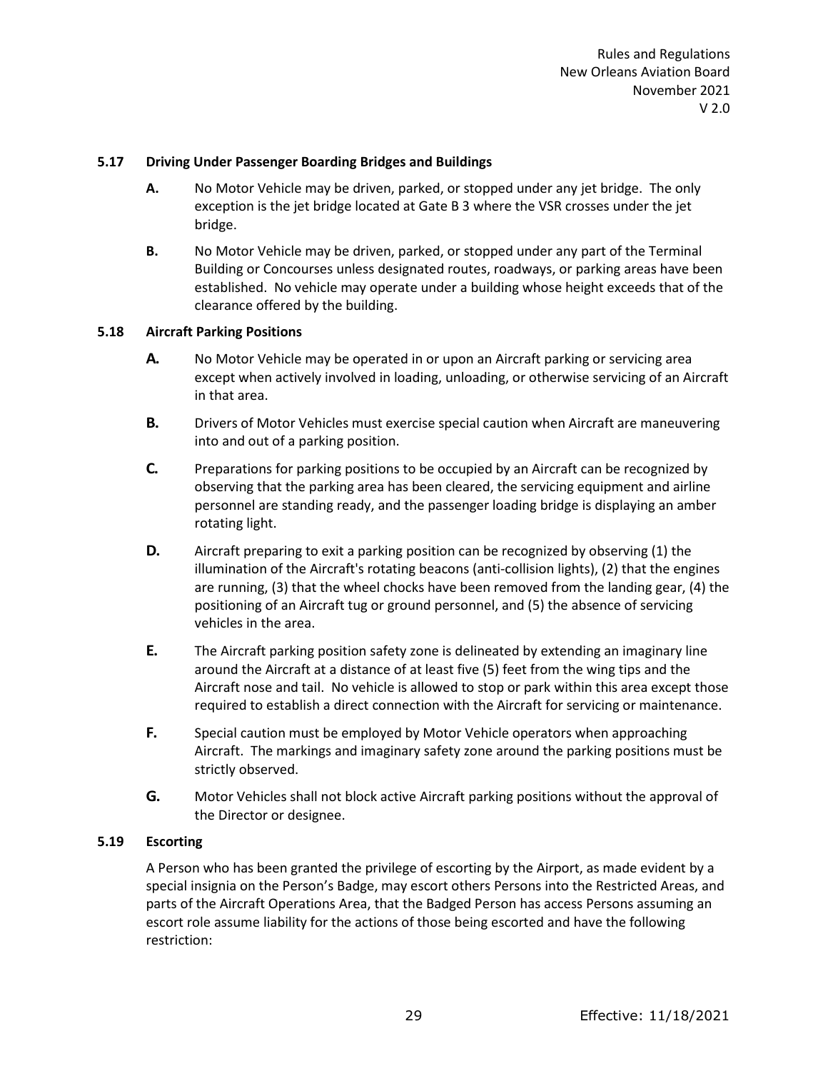### 5.17 Driving Under Passenger Boarding Bridges and Buildings

**A.** No Motor Vehicle may be driven, parked, or stopped under any jet bridge. The only exception is the jet bridge located at Gate B 3 where the VSR crosses under the jet bridge.

**B.** No Motor Vehicle may be driven, parked, or stopped under any part of the Terminal Building or Concourses unless designated routes, roadways, or parking areas have been established. No vehicle may operate under a building whose height exceeds that of the clearance offered by the building.

### 5.18 Aircraft Parking Positions

**A.** No Motor Vehicle may be operated in or upon an Aircraft parking or servicing area except when actively involved in loading, unloading, or otherwise servicing of an Aircraft in that area.

**B.** Drivers of Motor Vehicles must exercise special caution when Aircraft are maneuvering into and out of a parking position.

**C.** Preparations for parking positions to be occupied by an Aircraft can be recognized by observing that the parking area has been cleared, the servicing equipment and airline personnel are standing ready, and the passenger loading bridge is displaying an amber rotating light.

**D.** Aircraft preparing to exit a parking position can be recognized by observing (1) the illumination of the Aircraft's rotating beacons (anti-collision lights), (2) that the engines are running, (3) that the wheel chocks have been removed from the landing gear, (4) the positioning of an Aircraft tug or ground personnel, and (5) the absence of servicing vehicles in the area.

**E.** The Aircraft parking position safety zone is delineated by extending an imaginary line around the Aircraft at a distance of at least five (5) feet from the wing tips and the Aircraft nose and tail. No vehicle is allowed to stop or park within this area except those required to establish a direct connection with the Aircraft for servicing or maintenance.

**F.** Special caution must be employed by Motor Vehicle operators when approaching Aircraft. The markings and imaginary safety zone around the parking positions must be strictly observed.

**G.** Motor Vehicles shall not block active Aircraft parking positions without the approval of the Director or designee.

### 5.19 Escorting

A Person who has been granted the privilege of escorting by the Airport, as made evident by a special insignia on the Person's Badge, may escort others Persons into the Restricted Areas, and parts of the Aircraft Operations Area, that the Badged Person has access Persons assuming an escort role assume liability for the actions of those being escorted and have the following restriction: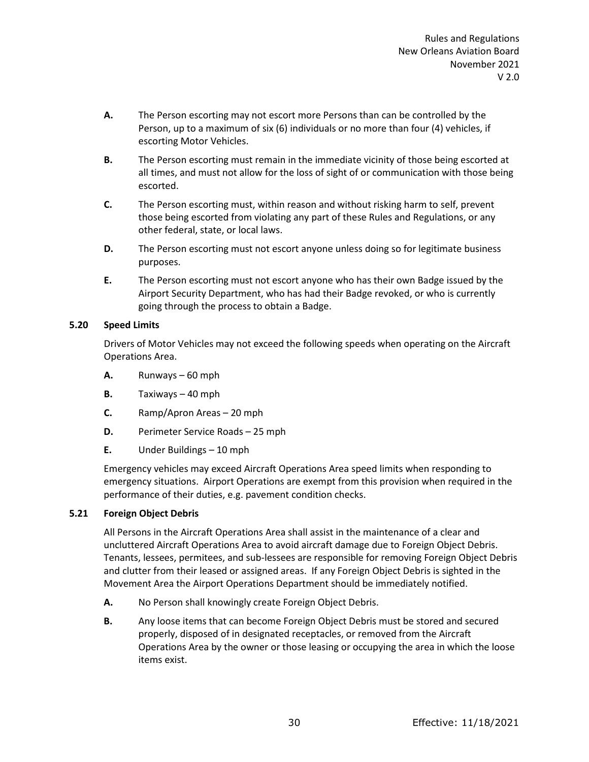**A.** The Person escorting may not escort more Persons than can be controlled by the Person, up to a maximum of six (6) individuals or no more than four (4) vehicles, if escorting Motor Vehicles.

**B.** The Person escorting must remain in the immediate vicinity of those being escorted at all times, and must not allow for the loss of sight of or communication with those being escorted.

**C.** The Person escorting must, within reason and without risking harm to self, prevent those being escorted from violating any part of these Rules and Regulations, or any other federal, state, or local laws.

**D.** The Person escorting must not escort anyone unless doing so for legitimate business purposes.

**E.** The Person escorting must not escort anyone who has their own Badge issued by the Airport Security Department, who has had their Badge revoked, or who is currently going through the process to obtain a Badge.

### 5.20 Speed Limits

Drivers of Motor Vehicles may not exceed the following speeds when operating on the Aircraft Operations Area.

**A.** Runways – 60 mph

**B.** Taxiways – 40 mph

**C.** Ramp/Apron Areas – 20 mph

**D.** Perimeter Service Roads – 25 mph

**E.** Under Buildings – 10 mph

Emergency vehicles may exceed Aircraft Operations Area speed limits when responding to emergency situations. Airport Operations are exempt from this provision when required in the performance of their duties, e.g. pavement condition checks.

### 5.21 Foreign Object Debris

All Persons in the Aircraft Operations Area shall assist in the maintenance of a clear and uncluttered Aircraft Operations Area to avoid aircraft damage due to Foreign Object Debris. Tenants, lessees, permitees, and sub-lessees are responsible for removing Foreign Object Debris and clutter from their leased or assigned areas. If any Foreign Object Debris is sighted in the Movement Area the Airport Operations Department should be immediately notified.

**A.** No Person shall knowingly create Foreign Object Debris.

**B.** Any loose items that can become Foreign Object Debris must be stored and secured properly, disposed of in designated receptacles, or removed from the Aircraft Operations Area by the owner or those leasing or occupying the area in which the loose items exist.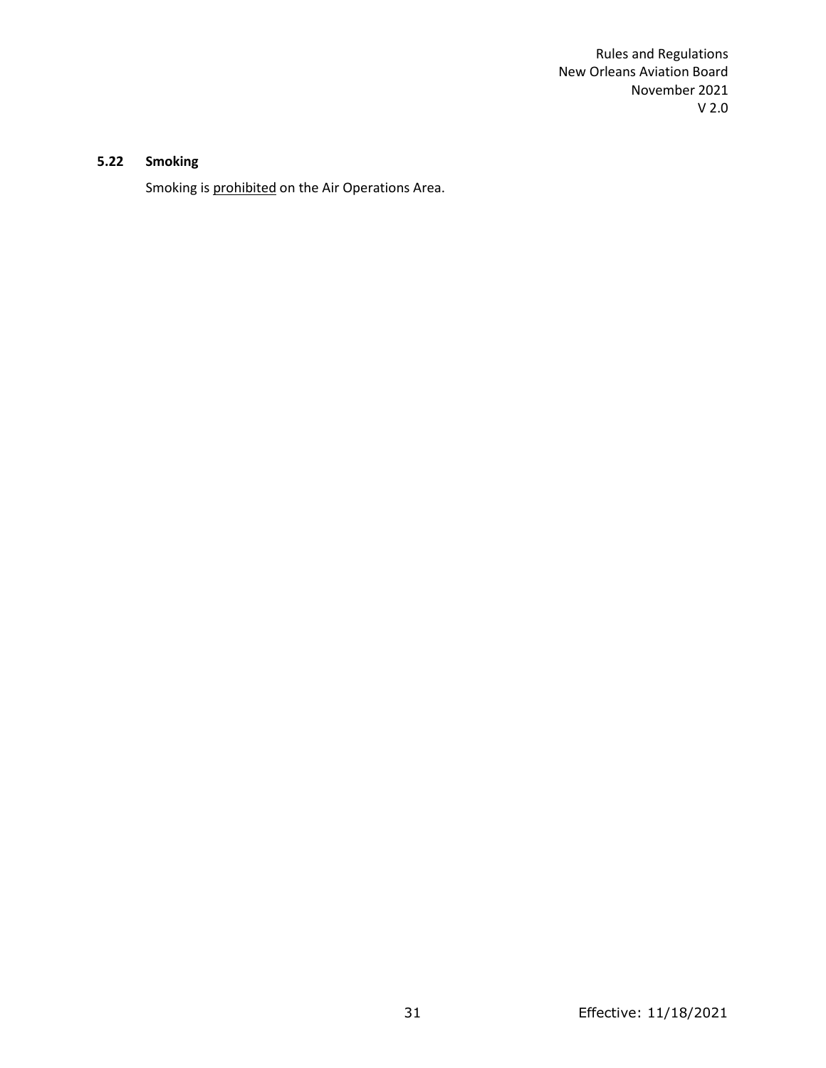### 5.22 Smoking

Smoking is <u>prohibited</u> on the Air Operations Area.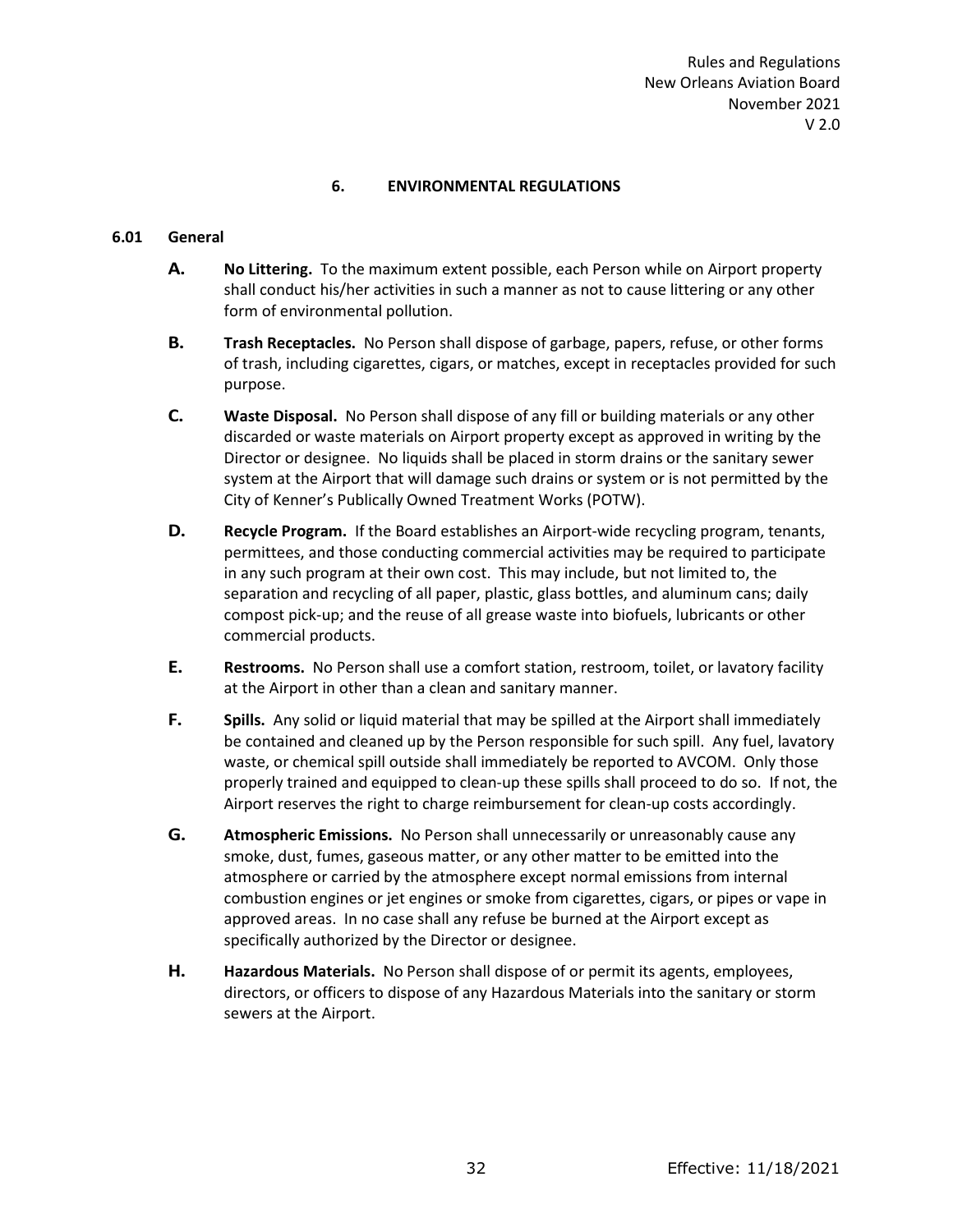# 6. ENVIRONMENTAL REGULATIONS

## 6.01 General

**A. No Littering.** To the maximum extent possible, each Person while on Airport property shall conduct his/her activities in such a manner as not to cause littering or any other form of environmental pollution.

**B. Trash Receptacles.** No Person shall dispose of garbage, papers, refuse, or other forms of trash, including cigarettes, cigars, or matches, except in receptacles provided for such purpose.

**C. Waste Disposal.** No Person shall dispose of any fill or building materials or any other discarded or waste materials on Airport property except as approved in writing by the Director or designee. No liquids shall be placed in storm drains or the sanitary sewer system at the Airport that will damage such drains or system or is not permitted by the City of Kenner's Publically Owned Treatment Works (POTW).

**D. Recycle Program.** If the Board establishes an Airport-wide recycling program, tenants, permittees, and those conducting commercial activities may be required to participate in any such program at their own cost. This may include, but not limited to, the separation and recycling of all paper, plastic, glass bottles, and aluminum cans; daily compost pick-up; and the reuse of all grease waste into biofuels, lubricants or other commercial products.

**E. Restrooms.** No Person shall use a comfort station, restroom, toilet, or lavatory facility at the Airport in other than a clean and sanitary manner.

**F. Spills.** Any solid or liquid material that may be spilled at the Airport shall immediately be contained and cleaned up by the Person responsible for such spill. Any fuel, lavatory waste, or chemical spill outside shall immediately be reported to AVCOM. Only those properly trained and equipped to clean-up these spills shall proceed to do so. If not, the Airport reserves the right to charge reimbursement for clean-up costs accordingly.

**G. Atmospheric Emissions.** No Person shall unnecessarily or unreasonably cause any smoke, dust, fumes, gaseous matter, or any other matter to be emitted into the atmosphere or carried by the atmosphere except normal emissions from internal combustion engines or jet engines or smoke from cigarettes, cigars, or pipes or vape in approved areas. In no case shall any refuse be burned at the Airport except as specifically authorized by the Director or designee.

**H. Hazardous Materials.** No Person shall dispose of or permit its agents, employees, directors, or officers to dispose of any Hazardous Materials into the sanitary or storm sewers at the Airport.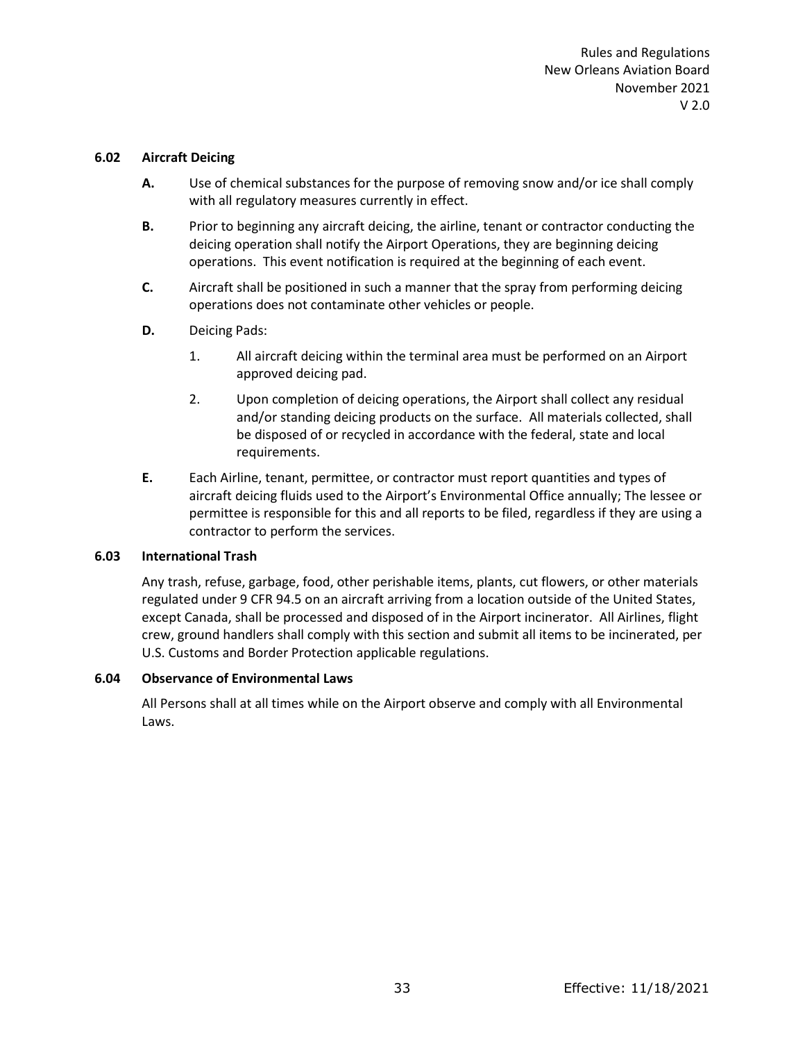### 6.02 Aircraft Deicing

**A.** Use of chemical substances for the purpose of removing snow and/or ice shall comply with all regulatory measures currently in effect.

**B.** Prior to beginning any aircraft deicing, the airline, tenant or contractor conducting the deicing operation shall notify the Airport Operations, they are beginning deicing operations. This event notification is required at the beginning of each event.

**C.** Aircraft shall be positioned in such a manner that the spray from performing deicing operations does not contaminate other vehicles or people.

**D.** Deicing Pads:

1. All aircraft deicing within the terminal area must be performed on an Airport approved deicing pad.
2. Upon completion of deicing operations, the Airport shall collect any residual and/or standing deicing products on the surface. All materials collected, shall be disposed of or recycled in accordance with the federal, state and local requirements.

**E.** Each Airline, tenant, permittee, or contractor must report quantities and types of aircraft deicing fluids used to the Airport's Environmental Office annually; The lessee or permittee is responsible for this and all reports to be filed, regardless if they are using a contractor to perform the services.

### 6.03 International Trash

Any trash, refuse, garbage, food, other perishable items, plants, cut flowers, or other materials regulated under 9 CFR 94.5 on an aircraft arriving from a location outside of the United States, except Canada, shall be processed and disposed of in the Airport incinerator. All Airlines, flight crew, ground handlers shall comply with this section and submit all items to be incinerated, per U.S. Customs and Border Protection applicable regulations.

### 6.04 Observance of Environmental Laws

All Persons shall at all times while on the Airport observe and comply with all Environmental Laws.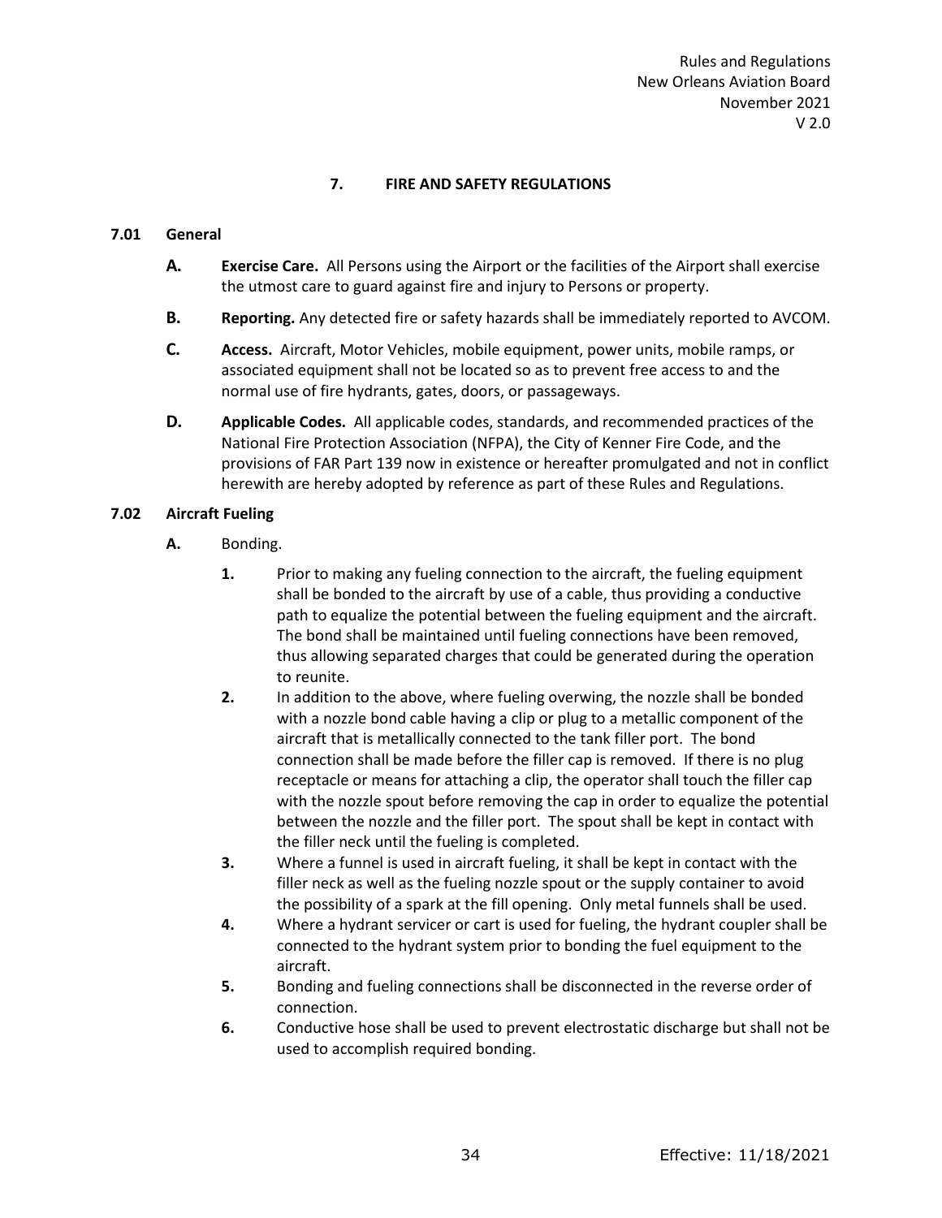# 7. FIRE AND SAFETY REGULATIONS

## 7.01 General

**A. Exercise Care.** All Persons using the Airport or the facilities of the Airport shall exercise the utmost care to guard against fire and injury to Persons or property.

**B. Reporting.** Any detected fire or safety hazards shall be immediately reported to AVCOM.

**C. Access.** Aircraft, Motor Vehicles, mobile equipment, power units, mobile ramps, or associated equipment shall not be located so as to prevent free access to and the normal use of fire hydrants, gates, doors, or passageways.

**D. Applicable Codes.** All applicable codes, standards, and recommended practices of the National Fire Protection Association (NFPA), the City of Kenner Fire Code, and the provisions of FAR Part 139 now in existence or hereafter promulgated and not in conflict herewith are hereby adopted by reference as part of these Rules and Regulations.

## 7.02 Aircraft Fueling

**A.** Bonding.

1. Prior to making any fueling connection to the aircraft, the fueling equipment shall be bonded to the aircraft by use of a cable, thus providing a conductive path to equalize the potential between the fueling equipment and the aircraft. The bond shall be maintained until fueling connections have been removed, thus allowing separated charges that could be generated during the operation to reunite.
2. In addition to the above, where fueling overwing, the nozzle shall be bonded with a nozzle bond cable having a clip or plug to a metallic component of the aircraft that is metallically connected to the tank filler port. The bond connection shall be made before the filler cap is removed. If there is no plug receptacle or means for attaching a clip, the operator shall touch the filler cap with the nozzle spout before removing the cap in order to equalize the potential between the nozzle and the filler port. The spout shall be kept in contact with the filler neck until the fueling is completed.
3. Where a funnel is used in aircraft fueling, it shall be kept in contact with the filler neck as well as the fueling nozzle spout or the supply container to avoid the possibility of a spark at the fill opening. Only metal funnels shall be used.
4. Where a hydrant servicer or cart is used for fueling, the hydrant coupler shall be connected to the hydrant system prior to bonding the fuel equipment to the aircraft.
5. Bonding and fueling connections shall be disconnected in the reverse order of connection.
6. Conductive hose shall be used to prevent electrostatic discharge but shall not be used to accomplish required bonding.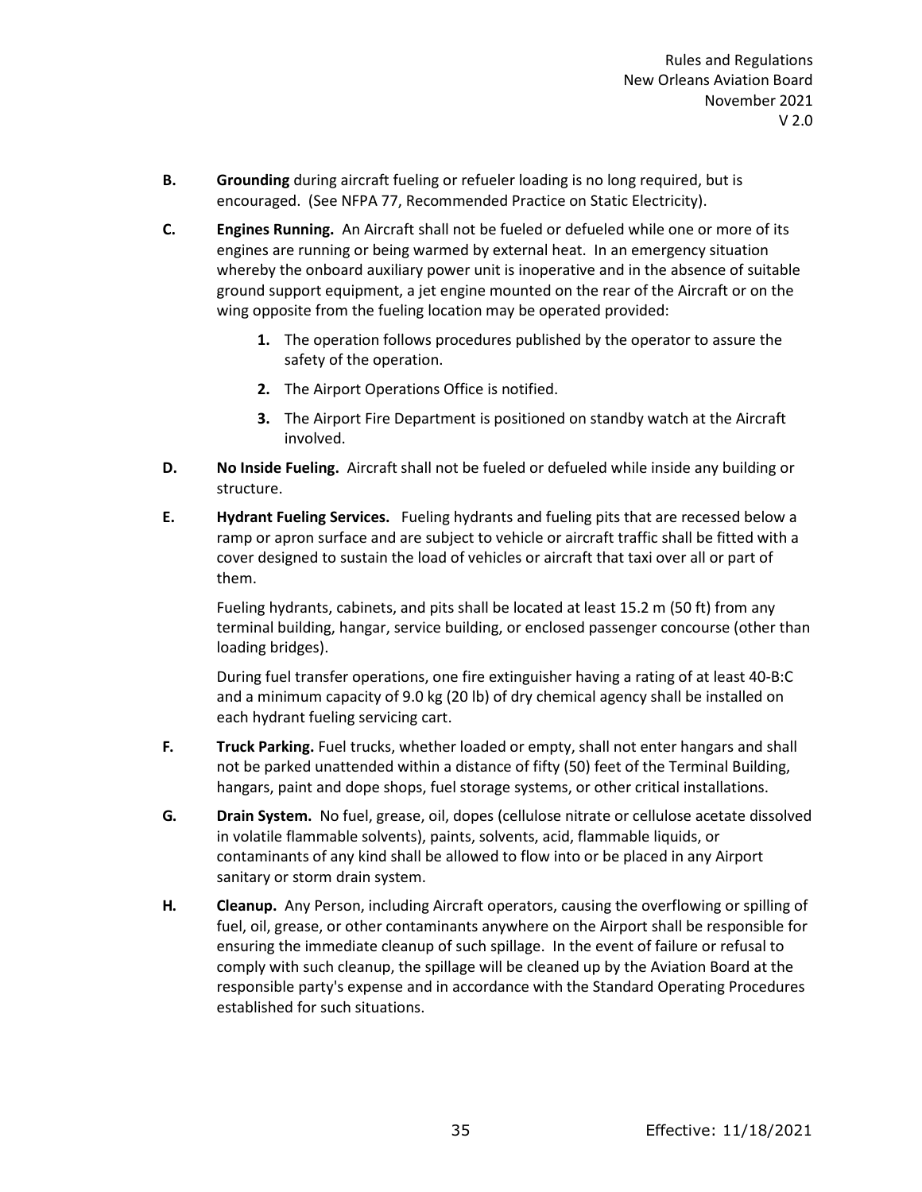**B.** **Grounding** during aircraft fueling or refueler loading is no long required, but is encouraged. (See NFPA 77, Recommended Practice on Static Electricity).

**C.** **Engines Running.** An Aircraft shall not be fueled or defueled while one or more of its engines are running or being warmed by external heat. In an emergency situation whereby the onboard auxiliary power unit is inoperative and in the absence of suitable ground support equipment, a jet engine mounted on the rear of the Aircraft or on the wing opposite from the fueling location may be operated provided:

1. The operation follows procedures published by the operator to assure the safety of the operation.
2. The Airport Operations Office is notified.
3. The Airport Fire Department is positioned on standby watch at the Aircraft involved.

**D.** **No Inside Fueling.** Aircraft shall not be fueled or defueled while inside any building or structure.

**E.** **Hydrant Fueling Services.** Fueling hydrants and fueling pits that are recessed below a ramp or apron surface and are subject to vehicle or aircraft traffic shall be fitted with a cover designed to sustain the load of vehicles or aircraft that taxi over all or part of them.

Fueling hydrants, cabinets, and pits shall be located at least 15.2 m (50 ft) from any terminal building, hangar, service building, or enclosed passenger concourse (other than loading bridges).

During fuel transfer operations, one fire extinguisher having a rating of at least 40-B:C and a minimum capacity of 9.0 kg (20 lb) of dry chemical agency shall be installed on each hydrant fueling servicing cart.

**F.** **Truck Parking.** Fuel trucks, whether loaded or empty, shall not enter hangars and shall not be parked unattended within a distance of fifty (50) feet of the Terminal Building, hangars, paint and dope shops, fuel storage systems, or other critical installations.

**G.** **Drain System.** No fuel, grease, oil, dopes (cellulose nitrate or cellulose acetate dissolved in volatile flammable solvents), paints, solvents, acid, flammable liquids, or contaminants of any kind shall be allowed to flow into or be placed in any Airport sanitary or storm drain system.

**H.** **Cleanup.** Any Person, including Aircraft operators, causing the overflowing or spilling of fuel, oil, grease, or other contaminants anywhere on the Airport shall be responsible for ensuring the immediate cleanup of such spillage. In the event of failure or refusal to comply with such cleanup, the spillage will be cleaned up by the Aviation Board at the responsible party's expense and in accordance with the Standard Operating Procedures established for such situations.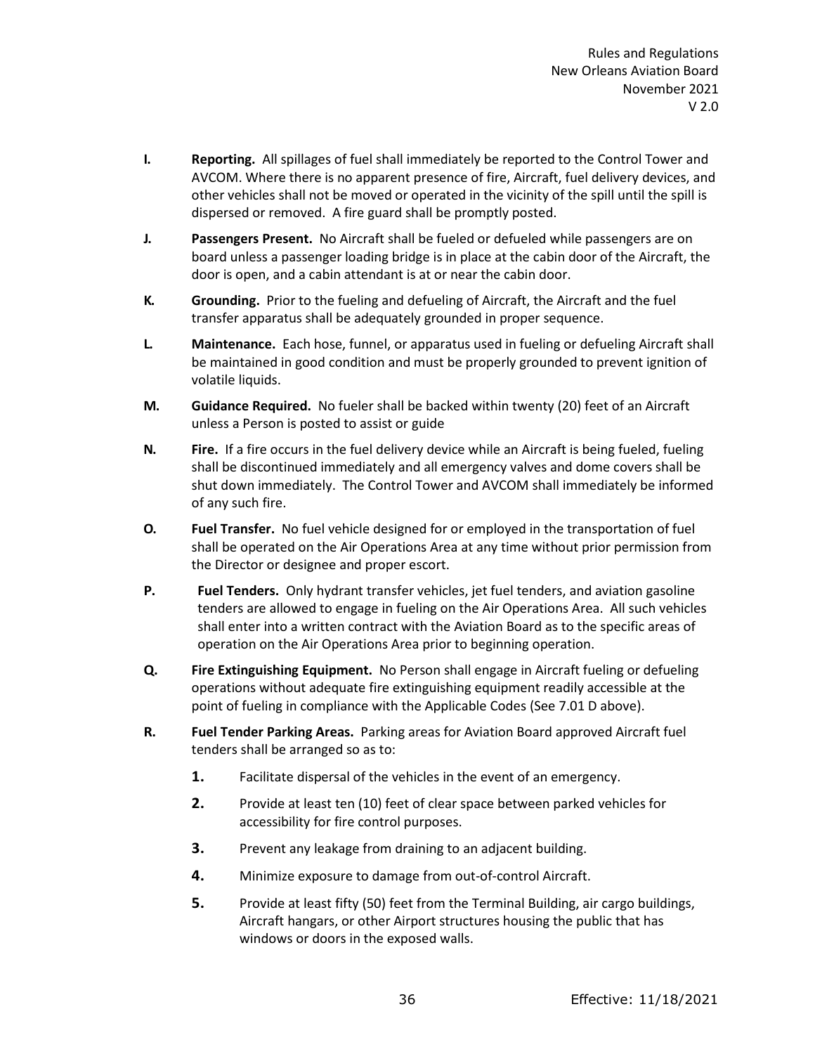**I.** **Reporting.** All spillages of fuel shall immediately be reported to the Control Tower and AVCOM. Where there is no apparent presence of fire, Aircraft, fuel delivery devices, and other vehicles shall not be moved or operated in the vicinity of the spill until the spill is dispersed or removed. A fire guard shall be promptly posted.

**J.** **Passengers Present.** No Aircraft shall be fueled or defueled while passengers are on board unless a passenger loading bridge is in place at the cabin door of the Aircraft, the door is open, and a cabin attendant is at or near the cabin door.

**K.** **Grounding.** Prior to the fueling and defueling of Aircraft, the Aircraft and the fuel transfer apparatus shall be adequately grounded in proper sequence.

**L.** **Maintenance.** Each hose, funnel, or apparatus used in fueling or defueling Aircraft shall be maintained in good condition and must be properly grounded to prevent ignition of volatile liquids.

**M.** **Guidance Required.** No fueler shall be backed within twenty (20) feet of an Aircraft unless a Person is posted to assist or guide

**N.** **Fire.** If a fire occurs in the fuel delivery device while an Aircraft is being fueled, fueling shall be discontinued immediately and all emergency valves and dome covers shall be shut down immediately. The Control Tower and AVCOM shall immediately be informed of any such fire.

**O.** **Fuel Transfer.** No fuel vehicle designed for or employed in the transportation of fuel shall be operated on the Air Operations Area at any time without prior permission from the Director or designee and proper escort.

**P.** **Fuel Tenders.** Only hydrant transfer vehicles, jet fuel tenders, and aviation gasoline tenders are allowed to engage in fueling on the Air Operations Area. All such vehicles shall enter into a written contract with the Aviation Board as to the specific areas of operation on the Air Operations Area prior to beginning operation.

**Q.** **Fire Extinguishing Equipment.** No Person shall engage in Aircraft fueling or defueling operations without adequate fire extinguishing equipment readily accessible at the point of fueling in compliance with the Applicable Codes (See 7.01 D above).

**R.** **Fuel Tender Parking Areas.** Parking areas for Aviation Board approved Aircraft fuel tenders shall be arranged so as to:

1. Facilitate dispersal of the vehicles in the event of an emergency.
2. Provide at least ten (10) feet of clear space between parked vehicles for accessibility for fire control purposes.
3. Prevent any leakage from draining to an adjacent building.
4. Minimize exposure to damage from out-of-control Aircraft.
5. Provide at least fifty (50) feet from the Terminal Building, air cargo buildings, Aircraft hangars, or other Airport structures housing the public that has windows or doors in the exposed walls.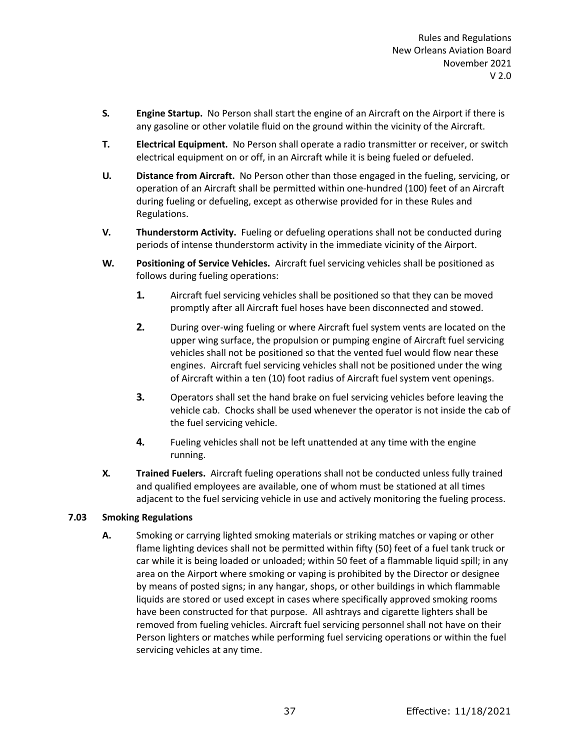**S. Engine Startup.** No Person shall start the engine of an Aircraft on the Airport if there is any gasoline or other volatile fluid on the ground within the vicinity of the Aircraft.

**T. Electrical Equipment.** No Person shall operate a radio transmitter or receiver, or switch electrical equipment on or off, in an Aircraft while it is being fueled or defueled.

**U. Distance from Aircraft.** No Person other than those engaged in the fueling, servicing, or operation of an Aircraft shall be permitted within one-hundred (100) feet of an Aircraft during fueling or defueling, except as otherwise provided for in these Rules and Regulations.

**V. Thunderstorm Activity.** Fueling or defueling operations shall not be conducted during periods of intense thunderstorm activity in the immediate vicinity of the Airport.

**W. Positioning of Service Vehicles.** Aircraft fuel servicing vehicles shall be positioned as follows during fueling operations:

**1.** Aircraft fuel servicing vehicles shall be positioned so that they can be moved promptly after all Aircraft fuel hoses have been disconnected and stowed.

**2.** During over-wing fueling or where Aircraft fuel system vents are located on the upper wing surface, the propulsion or pumping engine of Aircraft fuel servicing vehicles shall not be positioned so that the vented fuel would flow near these engines. Aircraft fuel servicing vehicles shall not be positioned under the wing of Aircraft within a ten (10) foot radius of Aircraft fuel system vent openings.

**3.** Operators shall set the hand brake on fuel servicing vehicles before leaving the vehicle cab. Chocks shall be used whenever the operator is not inside the cab of the fuel servicing vehicle.

**4.** Fueling vehicles shall not be left unattended at any time with the engine running.

**X. Trained Fuelers.** Aircraft fueling operations shall not be conducted unless fully trained and qualified employees are available, one of whom must be stationed at all times adjacent to the fuel servicing vehicle in use and actively monitoring the fueling process.

## 7.03 Smoking Regulations

**A.** Smoking or carrying lighted smoking materials or striking matches or vaping or other flame lighting devices shall not be permitted within fifty (50) feet of a fuel tank truck or car while it is being loaded or unloaded; within 50 feet of a flammable liquid spill; in any area on the Airport where smoking or vaping is prohibited by the Director or designee by means of posted signs; in any hangar, shops, or other buildings in which flammable liquids are stored or used except in cases where specifically approved smoking rooms have been constructed for that purpose. All ashtrays and cigarette lighters shall be removed from fueling vehicles. Aircraft fuel servicing personnel shall not have on their Person lighters or matches while performing fuel servicing operations or within the fuel servicing vehicles at any time.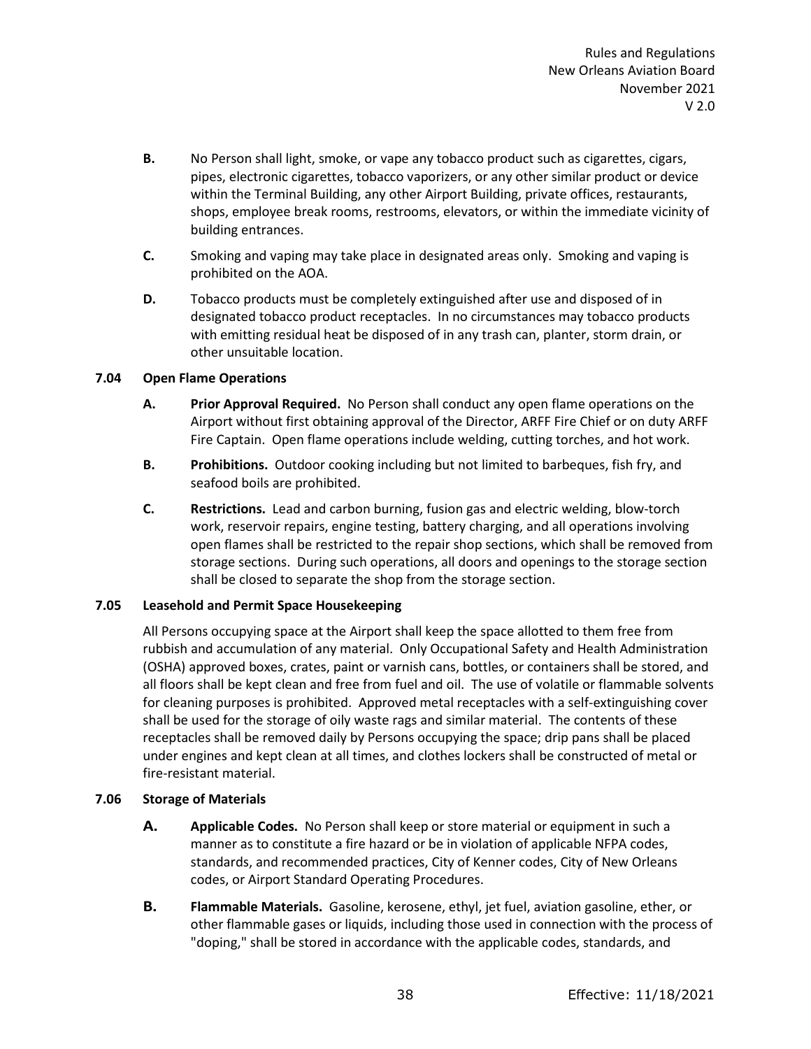**B.** No Person shall light, smoke, or vape any tobacco product such as cigarettes, cigars, pipes, electronic cigarettes, tobacco vaporizers, or any other similar product or device within the Terminal Building, any other Airport Building, private offices, restaurants, shops, employee break rooms, restrooms, elevators, or within the immediate vicinity of building entrances.

**C.** Smoking and vaping may take place in designated areas only. Smoking and vaping is prohibited on the AOA.

**D.** Tobacco products must be completely extinguished after use and disposed of in designated tobacco product receptacles. In no circumstances may tobacco products with emitting residual heat be disposed of in any trash can, planter, storm drain, or other unsuitable location.

### 7.04 Open Flame Operations

**A.** **Prior Approval Required.** No Person shall conduct any open flame operations on the Airport without first obtaining approval of the Director, ARFF Fire Chief or on duty ARFF Fire Captain. Open flame operations include welding, cutting torches, and hot work.

**B.** **Prohibitions.** Outdoor cooking including but not limited to barbeques, fish fry, and seafood boils are prohibited.

**C.** **Restrictions.** Lead and carbon burning, fusion gas and electric welding, blow-torch work, reservoir repairs, engine testing, battery charging, and all operations involving open flames shall be restricted to the repair shop sections, which shall be removed from storage sections. During such operations, all doors and openings to the storage section shall be closed to separate the shop from the storage section.

### 7.05 Leasehold and Permit Space Housekeeping

All Persons occupying space at the Airport shall keep the space allotted to them free from rubbish and accumulation of any material. Only Occupational Safety and Health Administration (OSHA) approved boxes, crates, paint or varnish cans, bottles, or containers shall be stored, and all floors shall be kept clean and free from fuel and oil. The use of volatile or flammable solvents for cleaning purposes is prohibited. Approved metal receptacles with a self-extinguishing cover shall be used for the storage of oily waste rags and similar material. The contents of these receptacles shall be removed daily by Persons occupying the space; drip pans shall be placed under engines and kept clean at all times, and clothes lockers shall be constructed of metal or fire-resistant material.

### 7.06 Storage of Materials

**A.** **Applicable Codes.** No Person shall keep or store material or equipment in such a manner as to constitute a fire hazard or be in violation of applicable NFPA codes, standards, and recommended practices, City of Kenner codes, City of New Orleans codes, or Airport Standard Operating Procedures.

**B.** **Flammable Materials.** Gasoline, kerosene, ethyl, jet fuel, aviation gasoline, ether, or other flammable gases or liquids, including those used in connection with the process of "doping," shall be stored in accordance with the applicable codes, standards, and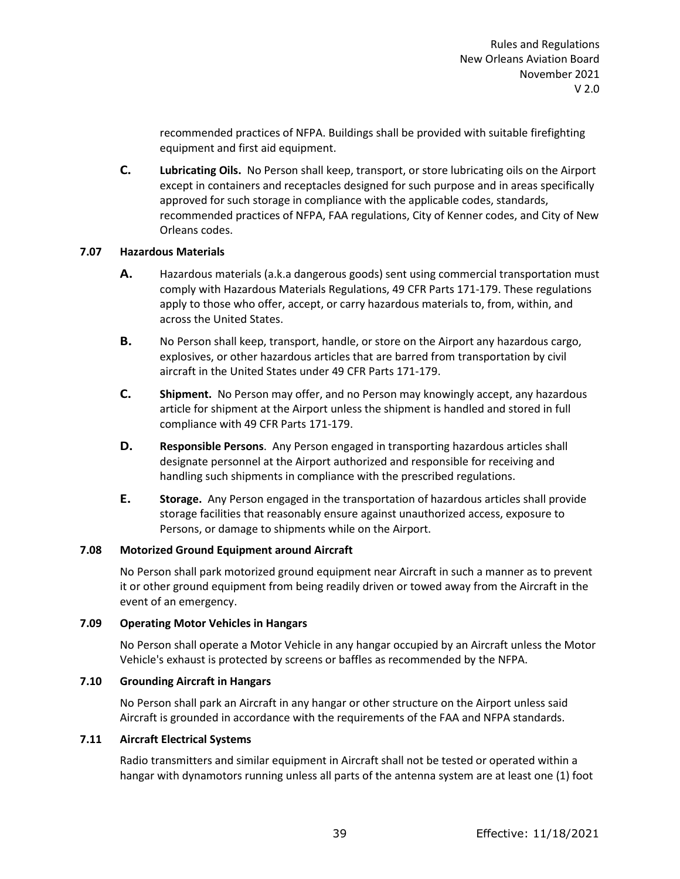recommended practices of NFPA. Buildings shall be provided with suitable firefighting equipment and first aid equipment.

**C.** **Lubricating Oils.** No Person shall keep, transport, or store lubricating oils on the Airport except in containers and receptacles designed for such purpose and in areas specifically approved for such storage in compliance with the applicable codes, standards, recommended practices of NFPA, FAA regulations, City of Kenner codes, and City of New Orleans codes.

### 7.07 Hazardous Materials

**A.** Hazardous materials (a.k.a dangerous goods) sent using commercial transportation must comply with Hazardous Materials Regulations, 49 CFR Parts 171-179. These regulations apply to those who offer, accept, or carry hazardous materials to, from, within, and across the United States.

**B.** No Person shall keep, transport, handle, or store on the Airport any hazardous cargo, explosives, or other hazardous articles that are barred from transportation by civil aircraft in the United States under 49 CFR Parts 171-179.

**C.** **Shipment.** No Person may offer, and no Person may knowingly accept, any hazardous article for shipment at the Airport unless the shipment is handled and stored in full compliance with 49 CFR Parts 171-179.

**D.** **Responsible Persons**. Any Person engaged in transporting hazardous articles shall designate personnel at the Airport authorized and responsible for receiving and handling such shipments in compliance with the prescribed regulations.

**E.** **Storage.** Any Person engaged in the transportation of hazardous articles shall provide storage facilities that reasonably ensure against unauthorized access, exposure to Persons, or damage to shipments while on the Airport.

### 7.08 Motorized Ground Equipment around Aircraft

No Person shall park motorized ground equipment near Aircraft in such a manner as to prevent it or other ground equipment from being readily driven or towed away from the Aircraft in the event of an emergency.

### 7.09 Operating Motor Vehicles in Hangars

No Person shall operate a Motor Vehicle in any hangar occupied by an Aircraft unless the Motor Vehicle's exhaust is protected by screens or baffles as recommended by the NFPA.

### 7.10 Grounding Aircraft in Hangars

No Person shall park an Aircraft in any hangar or other structure on the Airport unless said Aircraft is grounded in accordance with the requirements of the FAA and NFPA standards.

### 7.11 Aircraft Electrical Systems

Radio transmitters and similar equipment in Aircraft shall not be tested or operated within a hangar with dynamotors running unless all parts of the antenna system are at least one (1) foot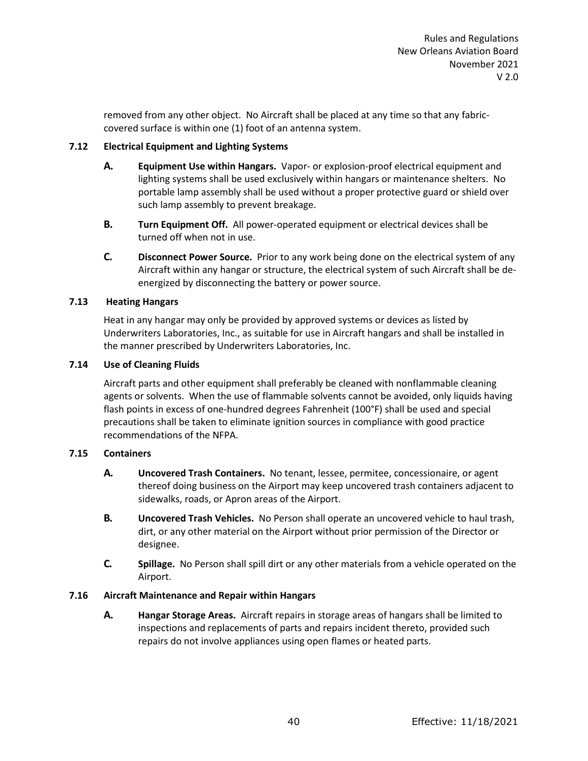removed from any other object. No Aircraft shall be placed at any time so that any fabric-covered surface is within one (1) foot of an antenna system.

### 7.12 Electrical Equipment and Lighting Systems

**A. Equipment Use within Hangars.** Vapor- or explosion-proof electrical equipment and lighting systems shall be used exclusively within hangars or maintenance shelters. No portable lamp assembly shall be used without a proper protective guard or shield over such lamp assembly to prevent breakage.

**B. Turn Equipment Off.** All power-operated equipment or electrical devices shall be turned off when not in use.

**C. Disconnect Power Source.** Prior to any work being done on the electrical system of any Aircraft within any hangar or structure, the electrical system of such Aircraft shall be de-energized by disconnecting the battery or power source.

### 7.13 Heating Hangars

Heat in any hangar may only be provided by approved systems or devices as listed by Underwriters Laboratories, Inc., as suitable for use in Aircraft hangars and shall be installed in the manner prescribed by Underwriters Laboratories, Inc.

### 7.14 Use of Cleaning Fluids

Aircraft parts and other equipment shall preferably be cleaned with nonflammable cleaning agents or solvents. When the use of flammable solvents cannot be avoided, only liquids having flash points in excess of one-hundred degrees Fahrenheit (100°F) shall be used and special precautions shall be taken to eliminate ignition sources in compliance with good practice recommendations of the NFPA.

### 7.15 Containers

**A. Uncovered Trash Containers.** No tenant, lessee, permitee, concessionaire, or agent thereof doing business on the Airport may keep uncovered trash containers adjacent to sidewalks, roads, or Apron areas of the Airport.

**B. Uncovered Trash Vehicles.** No Person shall operate an uncovered vehicle to haul trash, dirt, or any other material on the Airport without prior permission of the Director or designee.

**C. Spillage.** No Person shall spill dirt or any other materials from a vehicle operated on the Airport.

### 7.16 Aircraft Maintenance and Repair within Hangars

**A. Hangar Storage Areas.** Aircraft repairs in storage areas of hangars shall be limited to inspections and replacements of parts and repairs incident thereto, provided such repairs do not involve appliances using open flames or heated parts.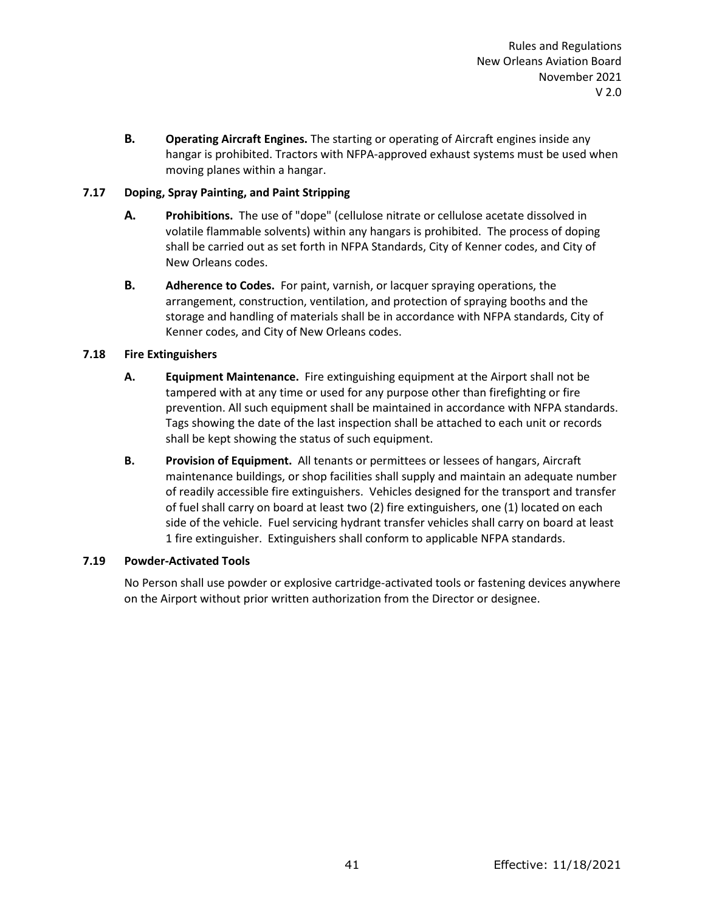**B. Operating Aircraft Engines.** The starting or operating of Aircraft engines inside any hangar is prohibited. Tractors with NFPA-approved exhaust systems must be used when moving planes within a hangar.

### 7.17 Doping, Spray Painting, and Paint Stripping

**A. Prohibitions.** The use of "dope" (cellulose nitrate or cellulose acetate dissolved in volatile flammable solvents) within any hangars is prohibited. The process of doping shall be carried out as set forth in NFPA Standards, City of Kenner codes, and City of New Orleans codes.

**B. Adherence to Codes.** For paint, varnish, or lacquer spraying operations, the arrangement, construction, ventilation, and protection of spraying booths and the storage and handling of materials shall be in accordance with NFPA standards, City of Kenner codes, and City of New Orleans codes.

### 7.18 Fire Extinguishers

**A. Equipment Maintenance.** Fire extinguishing equipment at the Airport shall not be tampered with at any time or used for any purpose other than firefighting or fire prevention. All such equipment shall be maintained in accordance with NFPA standards. Tags showing the date of the last inspection shall be attached to each unit or records shall be kept showing the status of such equipment.

**B. Provision of Equipment.** All tenants or permittees or lessees of hangars, Aircraft maintenance buildings, or shop facilities shall supply and maintain an adequate number of readily accessible fire extinguishers. Vehicles designed for the transport and transfer of fuel shall carry on board at least two (2) fire extinguishers, one (1) located on each side of the vehicle. Fuel servicing hydrant transfer vehicles shall carry on board at least 1 fire extinguisher. Extinguishers shall conform to applicable NFPA standards.

### 7.19 Powder-Activated Tools

No Person shall use powder or explosive cartridge-activated tools or fastening devices anywhere on the Airport without prior written authorization from the Director or designee.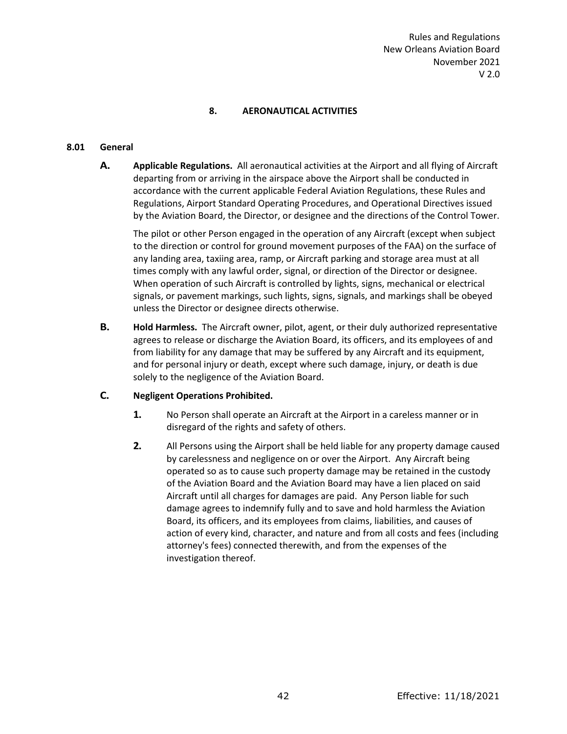# 8. AERONAUTICAL ACTIVITIES

## 8.01 General

**A. Applicable Regulations.** All aeronautical activities at the Airport and all flying of Aircraft departing from or arriving in the airspace above the Airport shall be conducted in accordance with the current applicable Federal Aviation Regulations, these Rules and Regulations, Airport Standard Operating Procedures, and Operational Directives issued by the Aviation Board, the Director, or designee and the directions of the Control Tower.

The pilot or other Person engaged in the operation of any Aircraft (except when subject to the direction or control for ground movement purposes of the FAA) on the surface of any landing area, taxiing area, ramp, or Aircraft parking and storage area must at all times comply with any lawful order, signal, or direction of the Director or designee. When operation of such Aircraft is controlled by lights, signs, mechanical or electrical signals, or pavement markings, such lights, signs, signals, and markings shall be obeyed unless the Director or designee directs otherwise.

**B. Hold Harmless.** The Aircraft owner, pilot, agent, or their duly authorized representative agrees to release or discharge the Aviation Board, its officers, and its employees of and from liability for any damage that may be suffered by any Aircraft and its equipment, and for personal injury or death, except where such damage, injury, or death is due solely to the negligence of the Aviation Board.

**C. Negligent Operations Prohibited.**

1. No Person shall operate an Aircraft at the Airport in a careless manner or in disregard of the rights and safety of others.

2. All Persons using the Airport shall be held liable for any property damage caused by carelessness and negligence on or over the Airport. Any Aircraft being operated so as to cause such property damage may be retained in the custody of the Aviation Board and the Aviation Board may have a lien placed on said Aircraft until all charges for damages are paid. Any Person liable for such damage agrees to indemnify fully and to save and hold harmless the Aviation Board, its officers, and its employees from claims, liabilities, and causes of action of every kind, character, and nature and from all costs and fees (including attorney's fees) connected therewith, and from the expenses of the investigation thereof.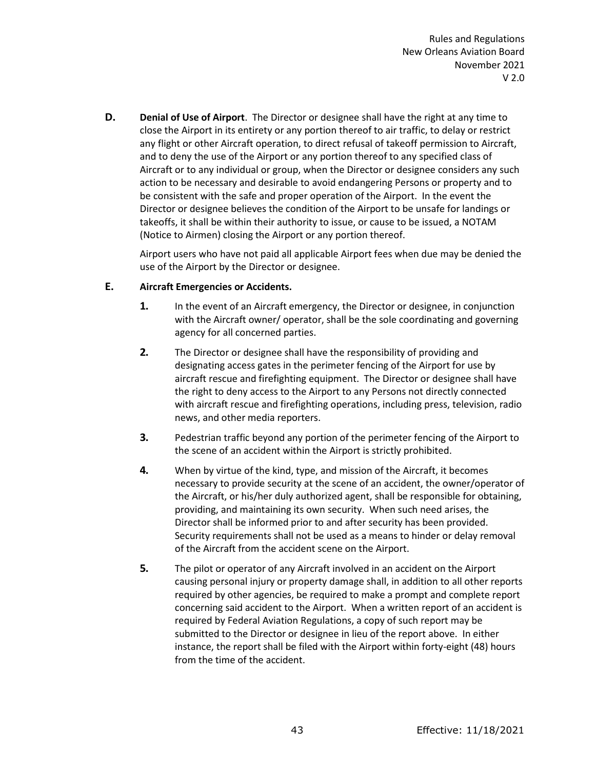**D. Denial of Use of Airport**. The Director or designee shall have the right at any time to close the Airport in its entirety or any portion thereof to air traffic, to delay or restrict any flight or other Aircraft operation, to direct refusal of takeoff permission to Aircraft, and to deny the use of the Airport or any portion thereof to any specified class of Aircraft or to any individual or group, when the Director or designee considers any such action to be necessary and desirable to avoid endangering Persons or property and to be consistent with the safe and proper operation of the Airport. In the event the Director or designee believes the condition of the Airport to be unsafe for landings or takeoffs, it shall be within their authority to issue, or cause to be issued, a NOTAM (Notice to Airmen) closing the Airport or any portion thereof.

Airport users who have not paid all applicable Airport fees when due may be denied the use of the Airport by the Director or designee.

**E. Aircraft Emergencies or Accidents.**

**1.** In the event of an Aircraft emergency, the Director or designee, in conjunction with the Aircraft owner/ operator, shall be the sole coordinating and governing agency for all concerned parties.

**2.** The Director or designee shall have the responsibility of providing and designating access gates in the perimeter fencing of the Airport for use by aircraft rescue and firefighting equipment. The Director or designee shall have the right to deny access to the Airport to any Persons not directly connected with aircraft rescue and firefighting operations, including press, television, radio news, and other media reporters.

**3.** Pedestrian traffic beyond any portion of the perimeter fencing of the Airport to the scene of an accident within the Airport is strictly prohibited.

**4.** When by virtue of the kind, type, and mission of the Aircraft, it becomes necessary to provide security at the scene of an accident, the owner/operator of the Aircraft, or his/her duly authorized agent, shall be responsible for obtaining, providing, and maintaining its own security. When such need arises, the Director shall be informed prior to and after security has been provided. Security requirements shall not be used as a means to hinder or delay removal of the Aircraft from the accident scene on the Airport.

**5.** The pilot or operator of any Aircraft involved in an accident on the Airport causing personal injury or property damage shall, in addition to all other reports required by other agencies, be required to make a prompt and complete report concerning said accident to the Airport. When a written report of an accident is required by Federal Aviation Regulations, a copy of such report may be submitted to the Director or designee in lieu of the report above. In either instance, the report shall be filed with the Airport within forty-eight (48) hours from the time of the accident.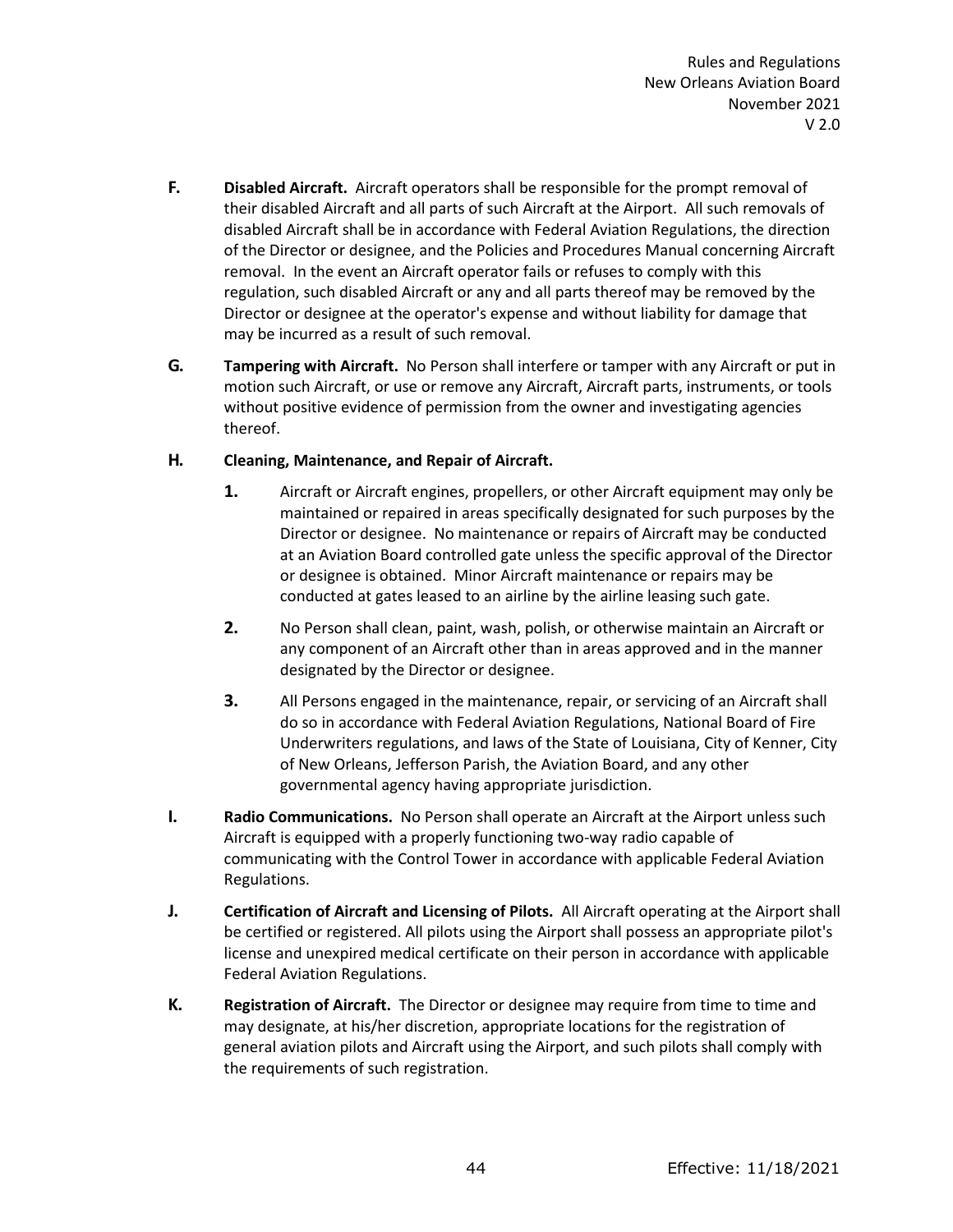**F.** **Disabled Aircraft.** Aircraft operators shall be responsible for the prompt removal of their disabled Aircraft and all parts of such Aircraft at the Airport. All such removals of disabled Aircraft shall be in accordance with Federal Aviation Regulations, the direction of the Director or designee, and the Policies and Procedures Manual concerning Aircraft removal. In the event an Aircraft operator fails or refuses to comply with this regulation, such disabled Aircraft or any and all parts thereof may be removed by the Director or designee at the operator's expense and without liability for damage that may be incurred as a result of such removal.

**G.** **Tampering with Aircraft.** No Person shall interfere or tamper with any Aircraft or put in motion such Aircraft, or use or remove any Aircraft, Aircraft parts, instruments, or tools without positive evidence of permission from the owner and investigating agencies thereof.

**H.** **Cleaning, Maintenance, and Repair of Aircraft.**

**1.** Aircraft or Aircraft engines, propellers, or other Aircraft equipment may only be maintained or repaired in areas specifically designated for such purposes by the Director or designee. No maintenance or repairs of Aircraft may be conducted at an Aviation Board controlled gate unless the specific approval of the Director or designee is obtained. Minor Aircraft maintenance or repairs may be conducted at gates leased to an airline by the airline leasing such gate.

**2.** No Person shall clean, paint, wash, polish, or otherwise maintain an Aircraft or any component of an Aircraft other than in areas approved and in the manner designated by the Director or designee.

**3.** All Persons engaged in the maintenance, repair, or servicing of an Aircraft shall do so in accordance with Federal Aviation Regulations, National Board of Fire Underwriters regulations, and laws of the State of Louisiana, City of Kenner, City of New Orleans, Jefferson Parish, the Aviation Board, and any other governmental agency having appropriate jurisdiction.

**I.** **Radio Communications.** No Person shall operate an Aircraft at the Airport unless such Aircraft is equipped with a properly functioning two-way radio capable of communicating with the Control Tower in accordance with applicable Federal Aviation Regulations.

**J.** **Certification of Aircraft and Licensing of Pilots.** All Aircraft operating at the Airport shall be certified or registered. All pilots using the Airport shall possess an appropriate pilot's license and unexpired medical certificate on their person in accordance with applicable Federal Aviation Regulations.

**K.** **Registration of Aircraft.** The Director or designee may require from time to time and may designate, at his/her discretion, appropriate locations for the registration of general aviation pilots and Aircraft using the Airport, and such pilots shall comply with the requirements of such registration.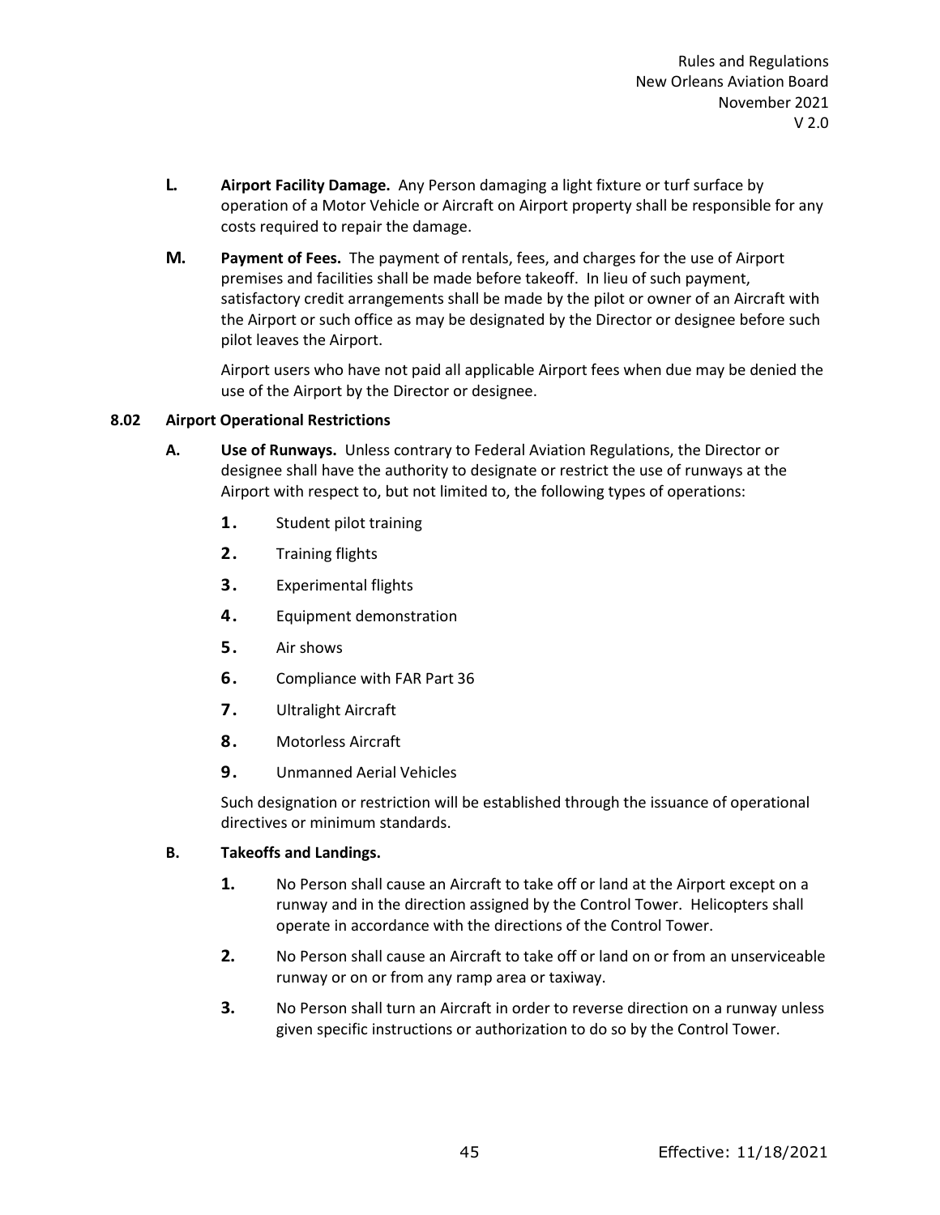**L. Airport Facility Damage.** Any Person damaging a light fixture or turf surface by operation of a Motor Vehicle or Aircraft on Airport property shall be responsible for any costs required to repair the damage.

**M. Payment of Fees.** The payment of rentals, fees, and charges for the use of Airport premises and facilities shall be made before takeoff. In lieu of such payment, satisfactory credit arrangements shall be made by the pilot or owner of an Aircraft with the Airport or such office as may be designated by the Director or designee before such pilot leaves the Airport.

Airport users who have not paid all applicable Airport fees when due may be denied the use of the Airport by the Director or designee.

### 8.02 Airport Operational Restrictions

**A. Use of Runways.** Unless contrary to Federal Aviation Regulations, the Director or designee shall have the authority to designate or restrict the use of runways at the Airport with respect to, but not limited to, the following types of operations:

1. Student pilot training
2. Training flights
3. Experimental flights
4. Equipment demonstration
5. Air shows
6. Compliance with FAR Part 36
7. Ultralight Aircraft
8. Motorless Aircraft
9. Unmanned Aerial Vehicles

Such designation or restriction will be established through the issuance of operational directives or minimum standards.

**B. Takeoffs and Landings.**

1. No Person shall cause an Aircraft to take off or land at the Airport except on a runway and in the direction assigned by the Control Tower. Helicopters shall operate in accordance with the directions of the Control Tower.
2. No Person shall cause an Aircraft to take off or land on or from an unserviceable runway or on or from any ramp area or taxiway.
3. No Person shall turn an Aircraft in order to reverse direction on a runway unless given specific instructions or authorization to do so by the Control Tower.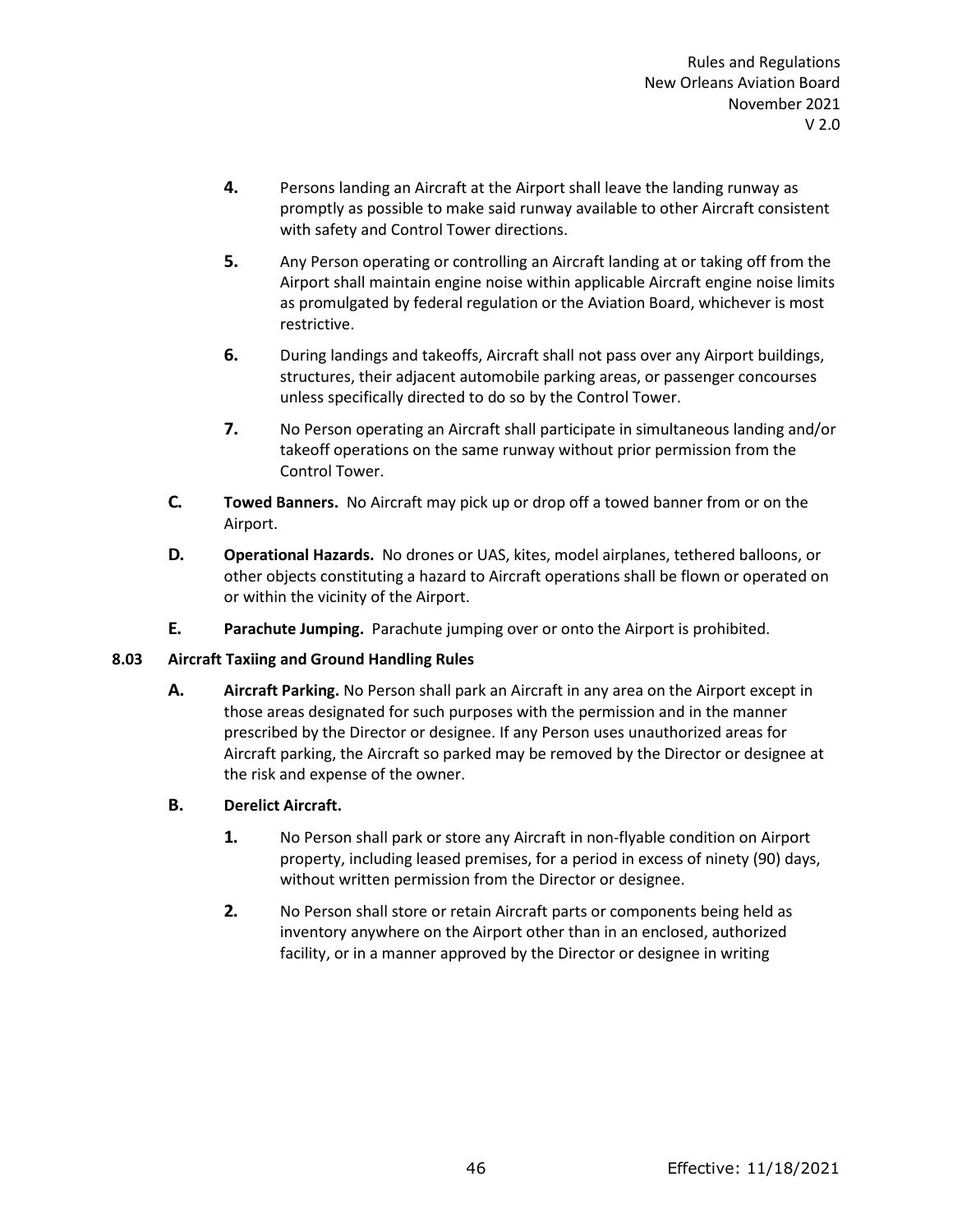**4.** Persons landing an Aircraft at the Airport shall leave the landing runway as promptly as possible to make said runway available to other Aircraft consistent with safety and Control Tower directions.

**5.** Any Person operating or controlling an Aircraft landing at or taking off from the Airport shall maintain engine noise within applicable Aircraft engine noise limits as promulgated by federal regulation or the Aviation Board, whichever is most restrictive.

**6.** During landings and takeoffs, Aircraft shall not pass over any Airport buildings, structures, their adjacent automobile parking areas, or passenger concourses unless specifically directed to do so by the Control Tower.

**7.** No Person operating an Aircraft shall participate in simultaneous landing and/or takeoff operations on the same runway without prior permission from the Control Tower.

**C. Towed Banners.** No Aircraft may pick up or drop off a towed banner from or on the Airport.

**D. Operational Hazards.** No drones or UAS, kites, model airplanes, tethered balloons, or other objects constituting a hazard to Aircraft operations shall be flown or operated on or within the vicinity of the Airport.

**E. Parachute Jumping.** Parachute jumping over or onto the Airport is prohibited.

### 8.03 Aircraft Taxiing and Ground Handling Rules

**A. Aircraft Parking.** No Person shall park an Aircraft in any area on the Airport except in those areas designated for such purposes with the permission and in the manner prescribed by the Director or designee. If any Person uses unauthorized areas for Aircraft parking, the Aircraft so parked may be removed by the Director or designee at the risk and expense of the owner.

**B. Derelict Aircraft.**

**1.** No Person shall park or store any Aircraft in non-flyable condition on Airport property, including leased premises, for a period in excess of ninety (90) days, without written permission from the Director or designee.

**2.** No Person shall store or retain Aircraft parts or components being held as inventory anywhere on the Airport other than in an enclosed, authorized facility, or in a manner approved by the Director or designee in writing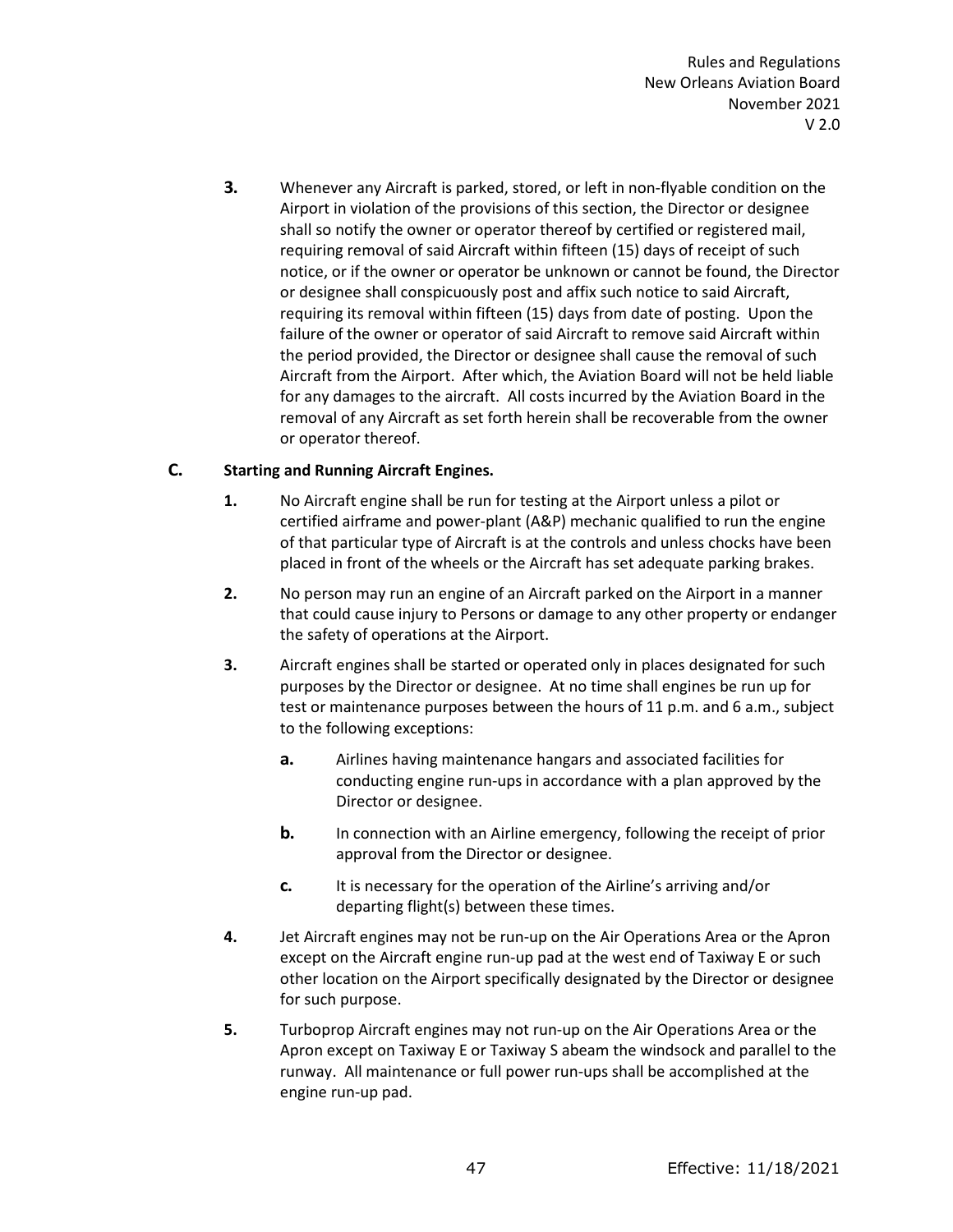**3.** Whenever any Aircraft is parked, stored, or left in non-flyable condition on the Airport in violation of the provisions of this section, the Director or designee shall so notify the owner or operator thereof by certified or registered mail, requiring removal of said Aircraft within fifteen (15) days of receipt of such notice, or if the owner or operator be unknown or cannot be found, the Director or designee shall conspicuously post and affix such notice to said Aircraft, requiring its removal within fifteen (15) days from date of posting. Upon the failure of the owner or operator of said Aircraft to remove said Aircraft within the period provided, the Director or designee shall cause the removal of such Aircraft from the Airport. After which, the Aviation Board will not be held liable for any damages to the aircraft. All costs incurred by the Aviation Board in the removal of any Aircraft as set forth herein shall be recoverable from the owner or operator thereof.

### C. Starting and Running Aircraft Engines.

**1.** No Aircraft engine shall be run for testing at the Airport unless a pilot or certified airframe and power-plant (A&P) mechanic qualified to run the engine of that particular type of Aircraft is at the controls and unless chocks have been placed in front of the wheels or the Aircraft has set adequate parking brakes.

**2.** No person may run an engine of an Aircraft parked on the Airport in a manner that could cause injury to Persons or damage to any other property or endanger the safety of operations at the Airport.

**3.** Aircraft engines shall be started or operated only in places designated for such purposes by the Director or designee. At no time shall engines be run up for test or maintenance purposes between the hours of 11 p.m. and 6 a.m., subject to the following exceptions:

- **a.** Airlines having maintenance hangars and associated facilities for conducting engine run-ups in accordance with a plan approved by the Director or designee.
- **b.** In connection with an Airline emergency, following the receipt of prior approval from the Director or designee.
- **c.** It is necessary for the operation of the Airline's arriving and/or departing flight(s) between these times.

**4.** Jet Aircraft engines may not be run-up on the Air Operations Area or the Apron except on the Aircraft engine run-up pad at the west end of Taxiway E or such other location on the Airport specifically designated by the Director or designee for such purpose.

**5.** Turboprop Aircraft engines may not run-up on the Air Operations Area or the Apron except on Taxiway E or Taxiway S abeam the windsock and parallel to the runway. All maintenance or full power run-ups shall be accomplished at the engine run-up pad.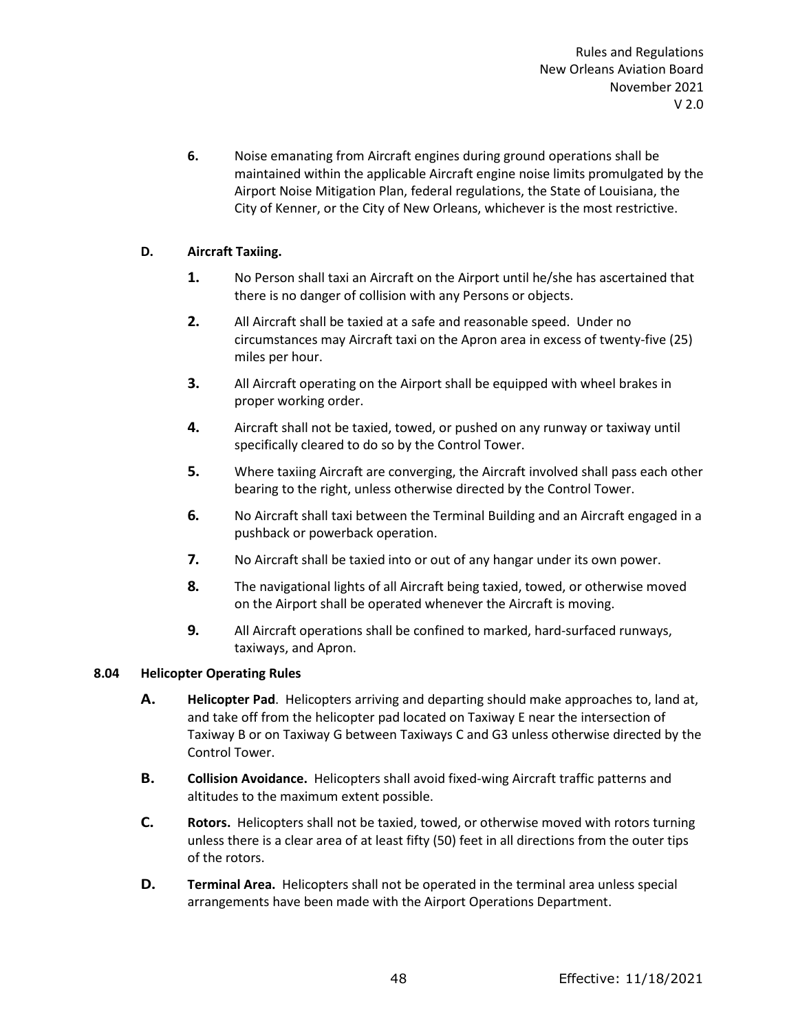6. Noise emanating from Aircraft engines during ground operations shall be maintained within the applicable Aircraft engine noise limits promulgated by the Airport Noise Mitigation Plan, federal regulations, the State of Louisiana, the City of Kenner, or the City of New Orleans, whichever is the most restrictive.

**D. Aircraft Taxiing.**

1. No Person shall taxi an Aircraft on the Airport until he/she has ascertained that there is no danger of collision with any Persons or objects.
2. All Aircraft shall be taxied at a safe and reasonable speed. Under no circumstances may Aircraft taxi on the Apron area in excess of twenty-five (25) miles per hour.
3. All Aircraft operating on the Airport shall be equipped with wheel brakes in proper working order.
4. Aircraft shall not be taxied, towed, or pushed on any runway or taxiway until specifically cleared to do so by the Control Tower.
5. Where taxiing Aircraft are converging, the Aircraft involved shall pass each other bearing to the right, unless otherwise directed by the Control Tower.
6. No Aircraft shall taxi between the Terminal Building and an Aircraft engaged in a pushback or powerback operation.
7. No Aircraft shall be taxied into or out of any hangar under its own power.
8. The navigational lights of all Aircraft being taxied, towed, or otherwise moved on the Airport shall be operated whenever the Aircraft is moving.
9. All Aircraft operations shall be confined to marked, hard-surfaced runways, taxiways, and Apron.

**8.04 Helicopter Operating Rules**

**A. Helicopter Pad**. Helicopters arriving and departing should make approaches to, land at, and take off from the helicopter pad located on Taxiway E near the intersection of Taxiway B or on Taxiway G between Taxiways C and G3 unless otherwise directed by the Control Tower.

**B. Collision Avoidance.** Helicopters shall avoid fixed-wing Aircraft traffic patterns and altitudes to the maximum extent possible.

**C. Rotors.** Helicopters shall not be taxied, towed, or otherwise moved with rotors turning unless there is a clear area of at least fifty (50) feet in all directions from the outer tips of the rotors.

**D. Terminal Area.** Helicopters shall not be operated in the terminal area unless special arrangements have been made with the Airport Operations Department.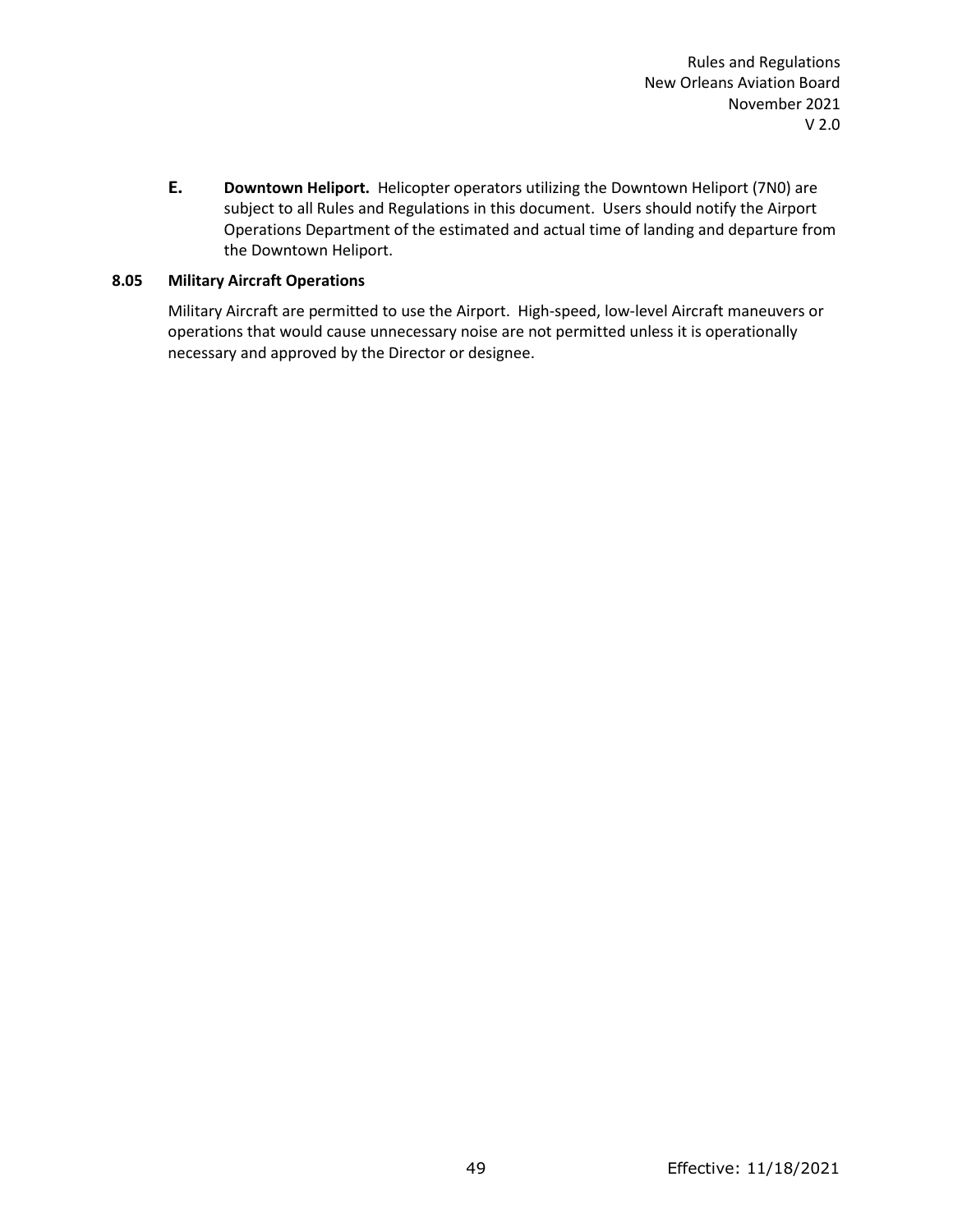**E.** **Downtown Heliport.** Helicopter operators utilizing the Downtown Heliport (7N0) are subject to all Rules and Regulations in this document. Users should notify the Airport Operations Department of the estimated and actual time of landing and departure from the Downtown Heliport.

### 8.05 Military Aircraft Operations

Military Aircraft are permitted to use the Airport. High-speed, low-level Aircraft maneuvers or operations that would cause unnecessary noise are not permitted unless it is operationally necessary and approved by the Director or designee.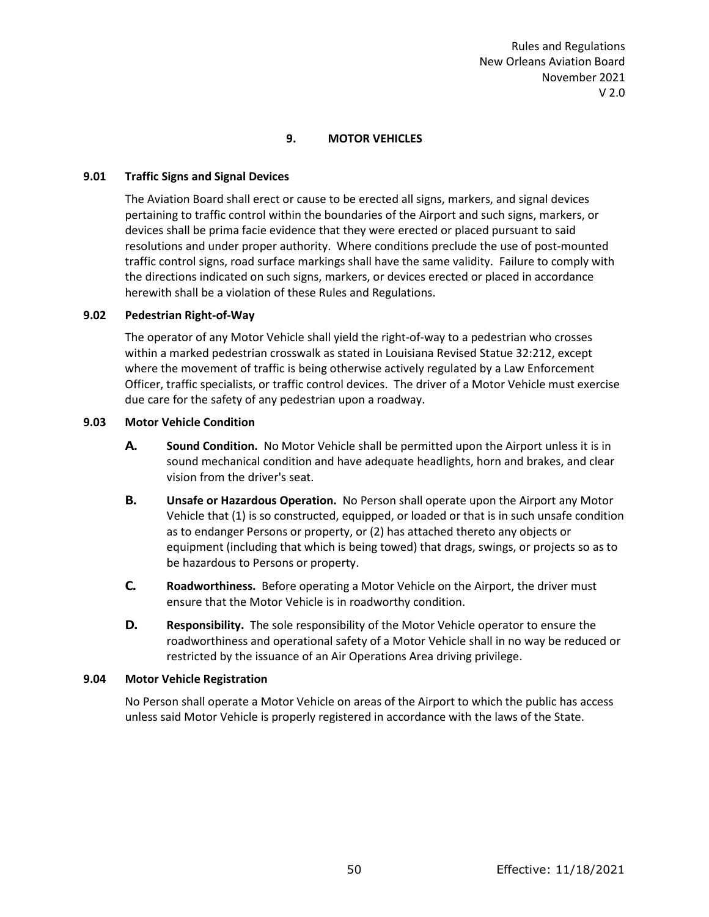# 9. MOTOR VEHICLES

## 9.01 Traffic Signs and Signal Devices

The Aviation Board shall erect or cause to be erected all signs, markers, and signal devices pertaining to traffic control within the boundaries of the Airport and such signs, markers, or devices shall be prima facie evidence that they were erected or placed pursuant to said resolutions and under proper authority. Where conditions preclude the use of post-mounted traffic control signs, road surface markings shall have the same validity. Failure to comply with the directions indicated on such signs, markers, or devices erected or placed in accordance herewith shall be a violation of these Rules and Regulations.

## 9.02 Pedestrian Right-of-Way

The operator of any Motor Vehicle shall yield the right-of-way to a pedestrian who crosses within a marked pedestrian crosswalk as stated in Louisiana Revised Statue 32:212, except where the movement of traffic is being otherwise actively regulated by a Law Enforcement Officer, traffic specialists, or traffic control devices. The driver of a Motor Vehicle must exercise due care for the safety of any pedestrian upon a roadway.

## 9.03 Motor Vehicle Condition

**A. Sound Condition.** No Motor Vehicle shall be permitted upon the Airport unless it is in sound mechanical condition and have adequate headlights, horn and brakes, and clear vision from the driver's seat.

**B. Unsafe or Hazardous Operation.** No Person shall operate upon the Airport any Motor Vehicle that (1) is so constructed, equipped, or loaded or that is in such unsafe condition as to endanger Persons or property, or (2) has attached thereto any objects or equipment (including that which is being towed) that drags, swings, or projects so as to be hazardous to Persons or property.

**C. Roadworthiness.** Before operating a Motor Vehicle on the Airport, the driver must ensure that the Motor Vehicle is in roadworthy condition.

**D. Responsibility.** The sole responsibility of the Motor Vehicle operator to ensure the roadworthiness and operational safety of a Motor Vehicle shall in no way be reduced or restricted by the issuance of an Air Operations Area driving privilege.

## 9.04 Motor Vehicle Registration

No Person shall operate a Motor Vehicle on areas of the Airport to which the public has access unless said Motor Vehicle is properly registered in accordance with the laws of the State.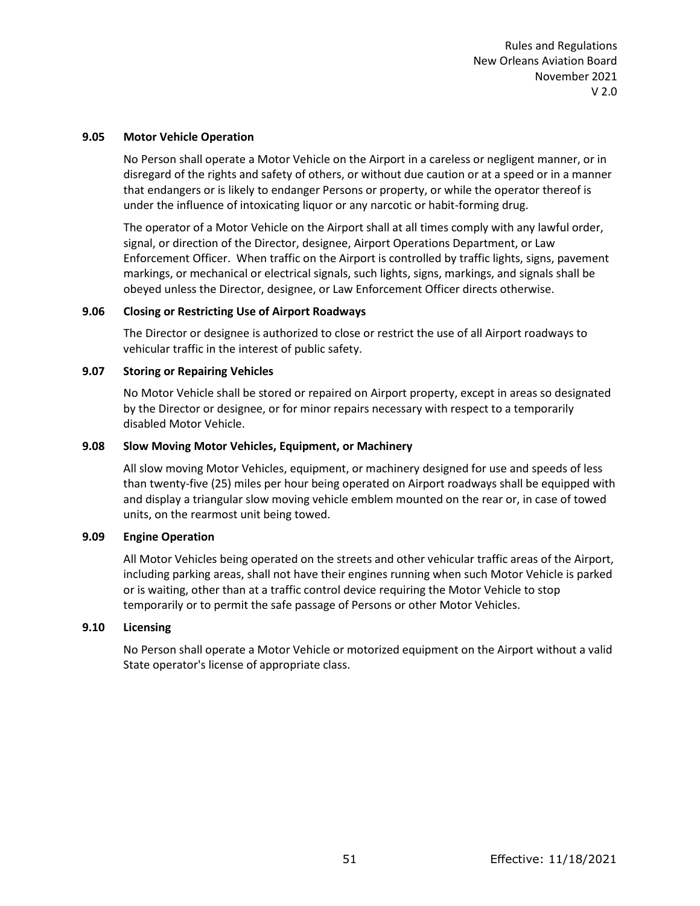### 9.05 Motor Vehicle Operation

No Person shall operate a Motor Vehicle on the Airport in a careless or negligent manner, or in disregard of the rights and safety of others, or without due caution or at a speed or in a manner that endangers or is likely to endanger Persons or property, or while the operator thereof is under the influence of intoxicating liquor or any narcotic or habit-forming drug.

The operator of a Motor Vehicle on the Airport shall at all times comply with any lawful order, signal, or direction of the Director, designee, Airport Operations Department, or Law Enforcement Officer. When traffic on the Airport is controlled by traffic lights, signs, pavement markings, or mechanical or electrical signals, such lights, signs, markings, and signals shall be obeyed unless the Director, designee, or Law Enforcement Officer directs otherwise.

### 9.06 Closing or Restricting Use of Airport Roadways

The Director or designee is authorized to close or restrict the use of all Airport roadways to vehicular traffic in the interest of public safety.

### 9.07 Storing or Repairing Vehicles

No Motor Vehicle shall be stored or repaired on Airport property, except in areas so designated by the Director or designee, or for minor repairs necessary with respect to a temporarily disabled Motor Vehicle.

### 9.08 Slow Moving Motor Vehicles, Equipment, or Machinery

All slow moving Motor Vehicles, equipment, or machinery designed for use and speeds of less than twenty-five (25) miles per hour being operated on Airport roadways shall be equipped with and display a triangular slow moving vehicle emblem mounted on the rear or, in case of towed units, on the rearmost unit being towed.

### 9.09 Engine Operation

All Motor Vehicles being operated on the streets and other vehicular traffic areas of the Airport, including parking areas, shall not have their engines running when such Motor Vehicle is parked or is waiting, other than at a traffic control device requiring the Motor Vehicle to stop temporarily or to permit the safe passage of Persons or other Motor Vehicles.

### 9.10 Licensing

No Person shall operate a Motor Vehicle or motorized equipment on the Airport without a valid State operator's license of appropriate class.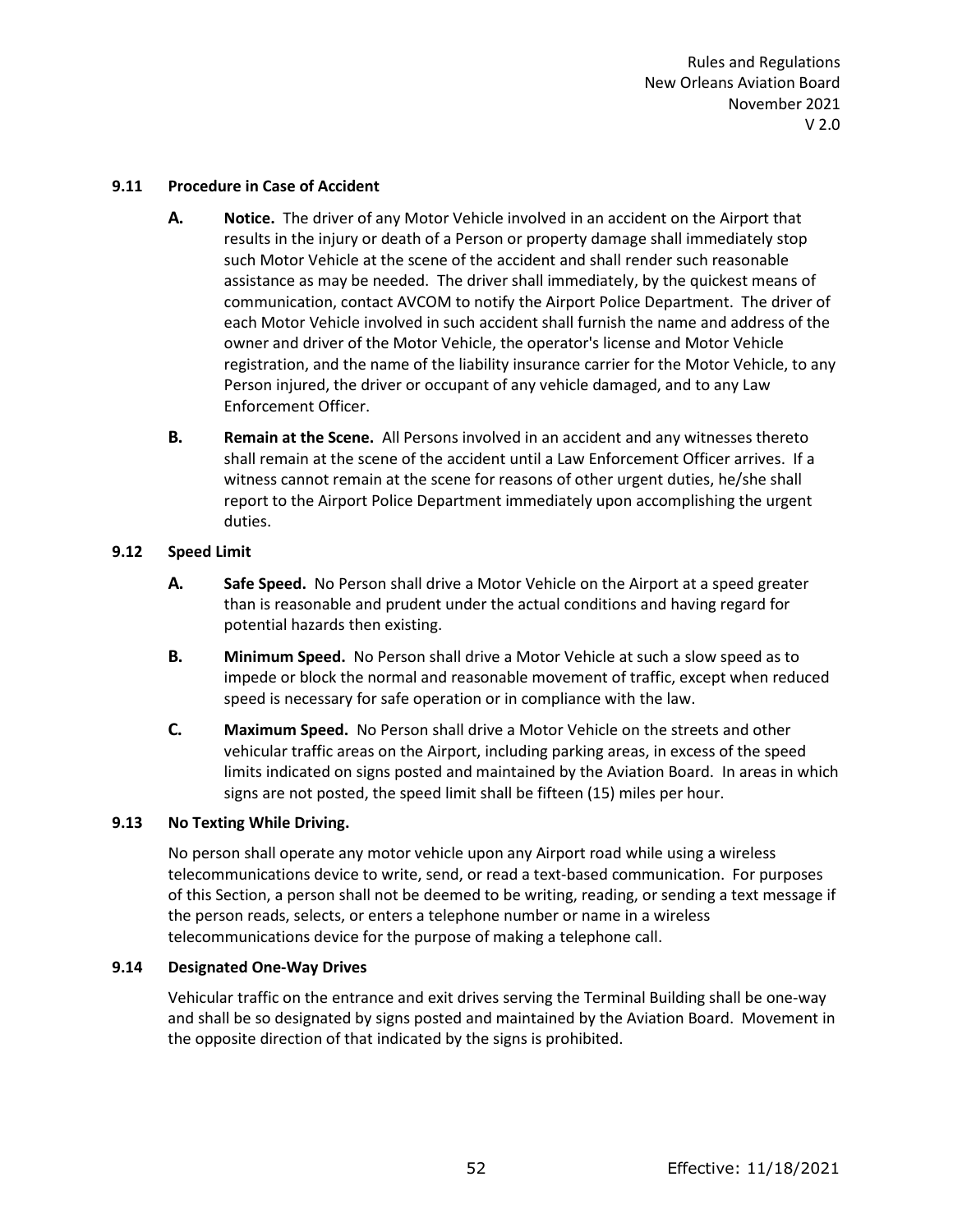### 9.11 Procedure in Case of Accident

**A. Notice.** The driver of any Motor Vehicle involved in an accident on the Airport that results in the injury or death of a Person or property damage shall immediately stop such Motor Vehicle at the scene of the accident and shall render such reasonable assistance as may be needed. The driver shall immediately, by the quickest means of communication, contact AVCOM to notify the Airport Police Department. The driver of each Motor Vehicle involved in such accident shall furnish the name and address of the owner and driver of the Motor Vehicle, the operator's license and Motor Vehicle registration, and the name of the liability insurance carrier for the Motor Vehicle, to any Person injured, the driver or occupant of any vehicle damaged, and to any Law Enforcement Officer.

**B. Remain at the Scene.** All Persons involved in an accident and any witnesses thereto shall remain at the scene of the accident until a Law Enforcement Officer arrives. If a witness cannot remain at the scene for reasons of other urgent duties, he/she shall report to the Airport Police Department immediately upon accomplishing the urgent duties.

### 9.12 Speed Limit

**A. Safe Speed.** No Person shall drive a Motor Vehicle on the Airport at a speed greater than is reasonable and prudent under the actual conditions and having regard for potential hazards then existing.

**B. Minimum Speed.** No Person shall drive a Motor Vehicle at such a slow speed as to impede or block the normal and reasonable movement of traffic, except when reduced speed is necessary for safe operation or in compliance with the law.

**C. Maximum Speed.** No Person shall drive a Motor Vehicle on the streets and other vehicular traffic areas on the Airport, including parking areas, in excess of the speed limits indicated on signs posted and maintained by the Aviation Board. In areas in which signs are not posted, the speed limit shall be fifteen (15) miles per hour.

### 9.13 No Texting While Driving.

No person shall operate any motor vehicle upon any Airport road while using a wireless telecommunications device to write, send, or read a text-based communication. For purposes of this Section, a person shall not be deemed to be writing, reading, or sending a text message if the person reads, selects, or enters a telephone number or name in a wireless telecommunications device for the purpose of making a telephone call.

### 9.14 Designated One-Way Drives

Vehicular traffic on the entrance and exit drives serving the Terminal Building shall be one-way and shall be so designated by signs posted and maintained by the Aviation Board. Movement in the opposite direction of that indicated by the signs is prohibited.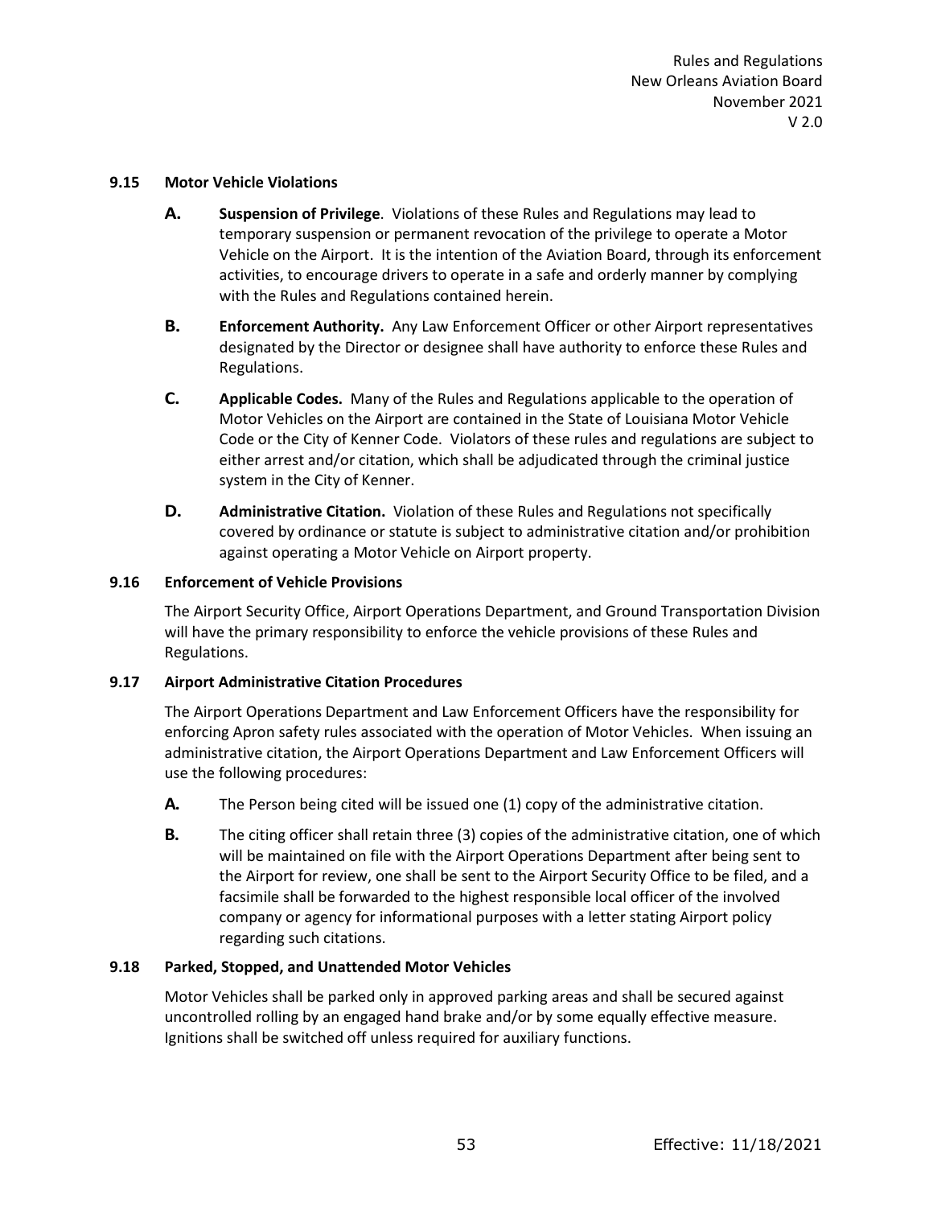### 9.15 Motor Vehicle Violations

**A.** **Suspension of Privilege**. Violations of these Rules and Regulations may lead to temporary suspension or permanent revocation of the privilege to operate a Motor Vehicle on the Airport. It is the intention of the Aviation Board, through its enforcement activities, to encourage drivers to operate in a safe and orderly manner by complying with the Rules and Regulations contained herein.

**B.** **Enforcement Authority.** Any Law Enforcement Officer or other Airport representatives designated by the Director or designee shall have authority to enforce these Rules and Regulations.

**C.** **Applicable Codes.** Many of the Rules and Regulations applicable to the operation of Motor Vehicles on the Airport are contained in the State of Louisiana Motor Vehicle Code or the City of Kenner Code. Violators of these rules and regulations are subject to either arrest and/or citation, which shall be adjudicated through the criminal justice system in the City of Kenner.

**D.** **Administrative Citation.** Violation of these Rules and Regulations not specifically covered by ordinance or statute is subject to administrative citation and/or prohibition against operating a Motor Vehicle on Airport property.

### 9.16 Enforcement of Vehicle Provisions

The Airport Security Office, Airport Operations Department, and Ground Transportation Division will have the primary responsibility to enforce the vehicle provisions of these Rules and Regulations.

### 9.17 Airport Administrative Citation Procedures

The Airport Operations Department and Law Enforcement Officers have the responsibility for enforcing Apron safety rules associated with the operation of Motor Vehicles. When issuing an administrative citation, the Airport Operations Department and Law Enforcement Officers will use the following procedures:

**A.** The Person being cited will be issued one (1) copy of the administrative citation.

**B.** The citing officer shall retain three (3) copies of the administrative citation, one of which will be maintained on file with the Airport Operations Department after being sent to the Airport for review, one shall be sent to the Airport Security Office to be filed, and a facsimile shall be forwarded to the highest responsible local officer of the involved company or agency for informational purposes with a letter stating Airport policy regarding such citations.

### 9.18 Parked, Stopped, and Unattended Motor Vehicles

Motor Vehicles shall be parked only in approved parking areas and shall be secured against uncontrolled rolling by an engaged hand brake and/or by some equally effective measure. Ignitions shall be switched off unless required for auxiliary functions.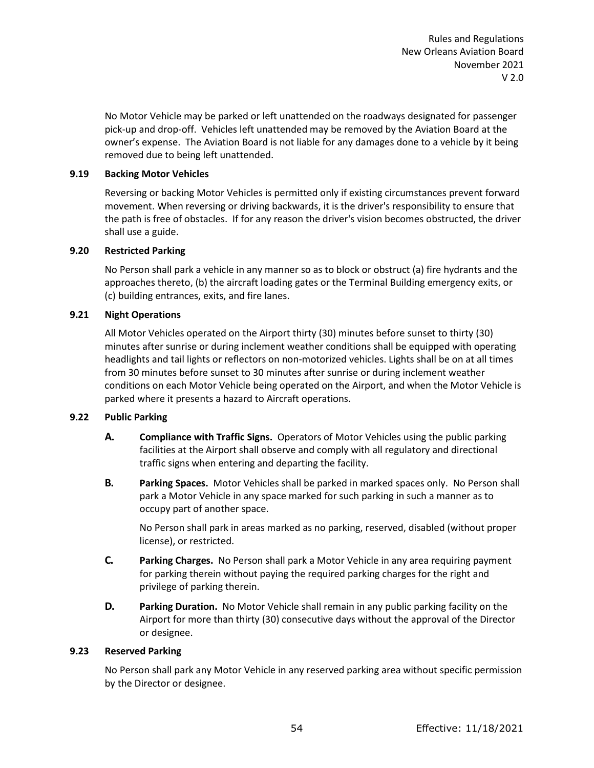No Motor Vehicle may be parked or left unattended on the roadways designated for passenger pick-up and drop-off. Vehicles left unattended may be removed by the Aviation Board at the owner's expense. The Aviation Board is not liable for any damages done to a vehicle by it being removed due to being left unattended.

### 9.19 Backing Motor Vehicles

Reversing or backing Motor Vehicles is permitted only if existing circumstances prevent forward movement. When reversing or driving backwards, it is the driver's responsibility to ensure that the path is free of obstacles. If for any reason the driver's vision becomes obstructed, the driver shall use a guide.

### 9.20 Restricted Parking

No Person shall park a vehicle in any manner so as to block or obstruct (a) fire hydrants and the approaches thereto, (b) the aircraft loading gates or the Terminal Building emergency exits, or (c) building entrances, exits, and fire lanes.

### 9.21 Night Operations

All Motor Vehicles operated on the Airport thirty (30) minutes before sunset to thirty (30) minutes after sunrise or during inclement weather conditions shall be equipped with operating headlights and tail lights or reflectors on non-motorized vehicles. Lights shall be on at all times from 30 minutes before sunset to 30 minutes after sunrise or during inclement weather conditions on each Motor Vehicle being operated on the Airport, and when the Motor Vehicle is parked where it presents a hazard to Aircraft operations.

### 9.22 Public Parking

**A. Compliance with Traffic Signs.** Operators of Motor Vehicles using the public parking facilities at the Airport shall observe and comply with all regulatory and directional traffic signs when entering and departing the facility.

**B. Parking Spaces.** Motor Vehicles shall be parked in marked spaces only. No Person shall park a Motor Vehicle in any space marked for such parking in such a manner as to occupy part of another space.

No Person shall park in areas marked as no parking, reserved, disabled (without proper license), or restricted.

**C. Parking Charges.** No Person shall park a Motor Vehicle in any area requiring payment for parking therein without paying the required parking charges for the right and privilege of parking therein.

**D. Parking Duration.** No Motor Vehicle shall remain in any public parking facility on the Airport for more than thirty (30) consecutive days without the approval of the Director or designee.

### 9.23 Reserved Parking

No Person shall park any Motor Vehicle in any reserved parking area without specific permission by the Director or designee.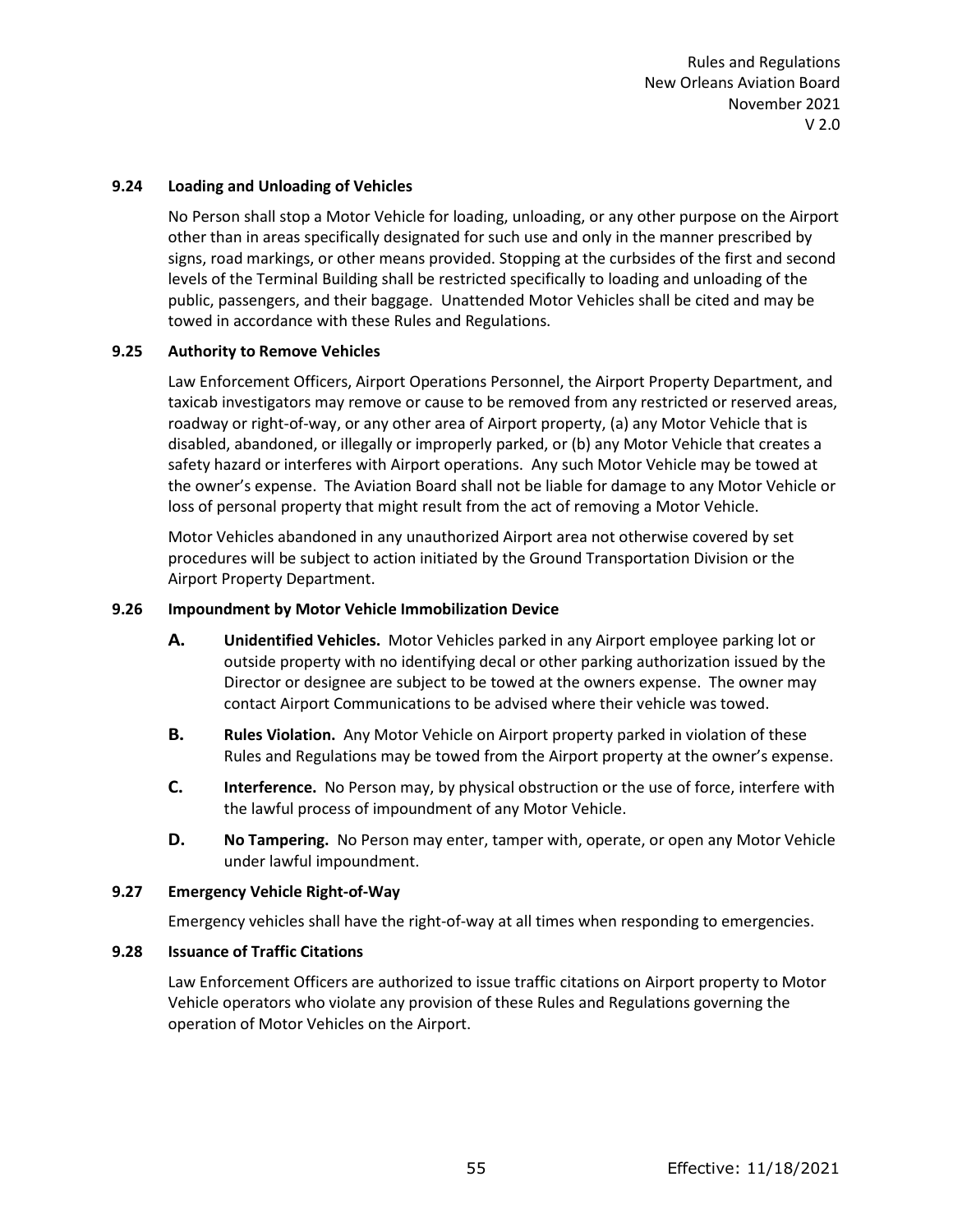### 9.24 Loading and Unloading of Vehicles

No Person shall stop a Motor Vehicle for loading, unloading, or any other purpose on the Airport other than in areas specifically designated for such use and only in the manner prescribed by signs, road markings, or other means provided. Stopping at the curbsides of the first and second levels of the Terminal Building shall be restricted specifically to loading and unloading of the public, passengers, and their baggage. Unattended Motor Vehicles shall be cited and may be towed in accordance with these Rules and Regulations.

### 9.25 Authority to Remove Vehicles

Law Enforcement Officers, Airport Operations Personnel, the Airport Property Department, and taxicab investigators may remove or cause to be removed from any restricted or reserved areas, roadway or right-of-way, or any other area of Airport property, (a) any Motor Vehicle that is disabled, abandoned, or illegally or improperly parked, or (b) any Motor Vehicle that creates a safety hazard or interferes with Airport operations. Any such Motor Vehicle may be towed at the owner's expense. The Aviation Board shall not be liable for damage to any Motor Vehicle or loss of personal property that might result from the act of removing a Motor Vehicle.

Motor Vehicles abandoned in any unauthorized Airport area not otherwise covered by set procedures will be subject to action initiated by the Ground Transportation Division or the Airport Property Department.

### 9.26 Impoundment by Motor Vehicle Immobilization Device

**A. Unidentified Vehicles.** Motor Vehicles parked in any Airport employee parking lot or outside property with no identifying decal or other parking authorization issued by the Director or designee are subject to be towed at the owners expense. The owner may contact Airport Communications to be advised where their vehicle was towed.

**B. Rules Violation.** Any Motor Vehicle on Airport property parked in violation of these Rules and Regulations may be towed from the Airport property at the owner's expense.

**C. Interference.** No Person may, by physical obstruction or the use of force, interfere with the lawful process of impoundment of any Motor Vehicle.

**D. No Tampering.** No Person may enter, tamper with, operate, or open any Motor Vehicle under lawful impoundment.

### 9.27 Emergency Vehicle Right-of-Way

Emergency vehicles shall have the right-of-way at all times when responding to emergencies.

### 9.28 Issuance of Traffic Citations

Law Enforcement Officers are authorized to issue traffic citations on Airport property to Motor Vehicle operators who violate any provision of these Rules and Regulations governing the operation of Motor Vehicles on the Airport.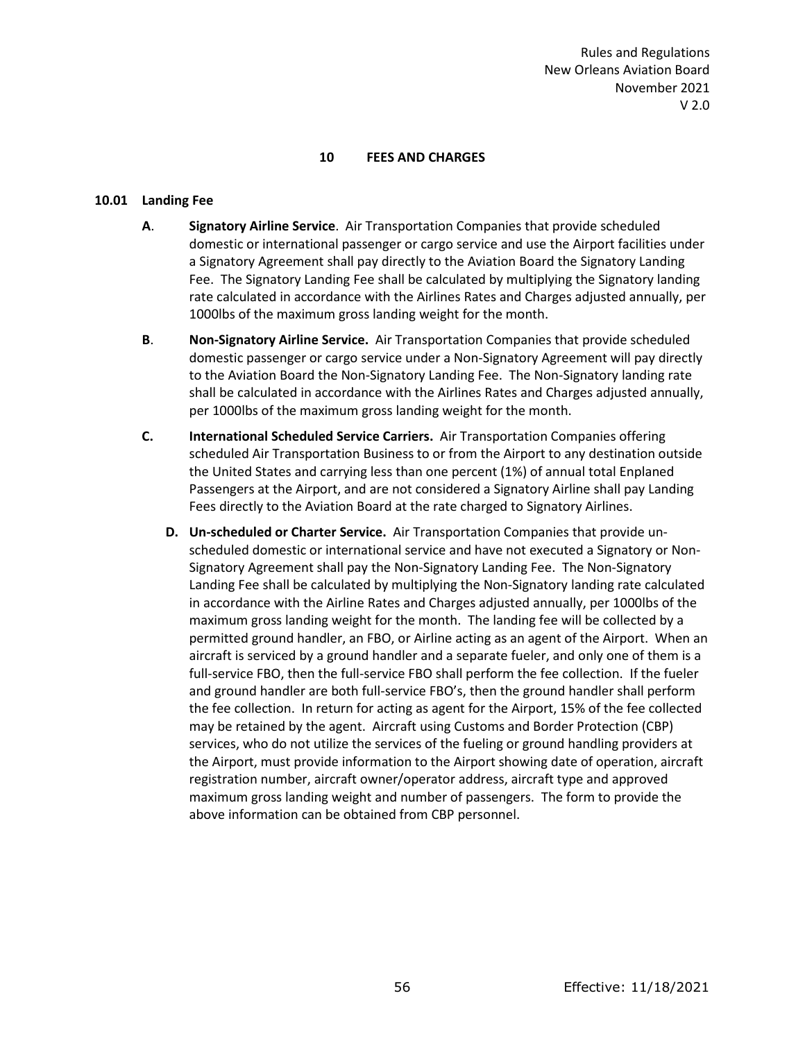# 10 FEES AND CHARGES

## 10.01 Landing Fee

**A**. **Signatory Airline Service**. Air Transportation Companies that provide scheduled domestic or international passenger or cargo service and use the Airport facilities under a Signatory Agreement shall pay directly to the Aviation Board the Signatory Landing Fee. The Signatory Landing Fee shall be calculated by multiplying the Signatory landing rate calculated in accordance with the Airlines Rates and Charges adjusted annually, per 1000lbs of the maximum gross landing weight for the month.

**B**. **Non-Signatory Airline Service.** Air Transportation Companies that provide scheduled domestic passenger or cargo service under a Non-Signatory Agreement will pay directly to the Aviation Board the Non-Signatory Landing Fee. The Non-Signatory landing rate shall be calculated in accordance with the Airlines Rates and Charges adjusted annually, per 1000lbs of the maximum gross landing weight for the month.

**C. International Scheduled Service Carriers.** Air Transportation Companies offering scheduled Air Transportation Business to or from the Airport to any destination outside the United States and carrying less than one percent (1%) of annual total Enplaned Passengers at the Airport, and are not considered a Signatory Airline shall pay Landing Fees directly to the Aviation Board at the rate charged to Signatory Airlines.

**D. Un-scheduled or Charter Service.** Air Transportation Companies that provide un-scheduled domestic or international service and have not executed a Signatory or Non-Signatory Agreement shall pay the Non-Signatory Landing Fee. The Non-Signatory Landing Fee shall be calculated by multiplying the Non-Signatory landing rate calculated in accordance with the Airline Rates and Charges adjusted annually, per 1000lbs of the maximum gross landing weight for the month. The landing fee will be collected by a permitted ground handler, an FBO, or Airline acting as an agent of the Airport. When an aircraft is serviced by a ground handler and a separate fueler, and only one of them is a full-service FBO, then the full-service FBO shall perform the fee collection. If the fueler and ground handler are both full-service FBO's, then the ground handler shall perform the fee collection. In return for acting as agent for the Airport, 15% of the fee collected may be retained by the agent. Aircraft using Customs and Border Protection (CBP) services, who do not utilize the services of the fueling or ground handling providers at the Airport, must provide information to the Airport showing date of operation, aircraft registration number, aircraft owner/operator address, aircraft type and approved maximum gross landing weight and number of passengers. The form to provide the above information can be obtained from CBP personnel.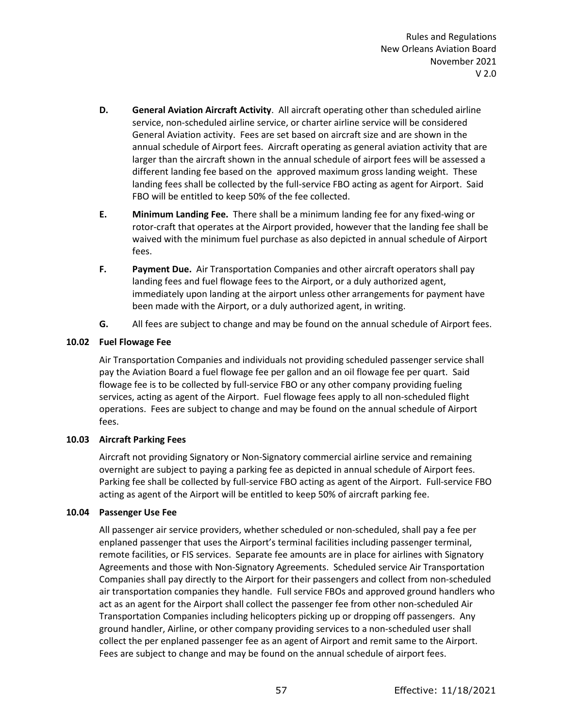- **D. General Aviation Aircraft Activity**. All aircraft operating other than scheduled airline service, non-scheduled airline service, or charter airline service will be considered General Aviation activity. Fees are set based on aircraft size and are shown in the annual schedule of Airport fees. Aircraft operating as general aviation activity that are larger than the aircraft shown in the annual schedule of airport fees will be assessed a different landing fee based on the approved maximum gross landing weight. These landing fees shall be collected by the full-service FBO acting as agent for Airport. Said FBO will be entitled to keep 50% of the fee collected.
- **E. Minimum Landing Fee.** There shall be a minimum landing fee for any fixed-wing or rotor-craft that operates at the Airport provided, however that the landing fee shall be waived with the minimum fuel purchase as also depicted in annual schedule of Airport fees.
- **F. Payment Due.** Air Transportation Companies and other aircraft operators shall pay landing fees and fuel flowage fees to the Airport, or a duly authorized agent, immediately upon landing at the airport unless other arrangements for payment have been made with the Airport, or a duly authorized agent, in writing.
- **G.** All fees are subject to change and may be found on the annual schedule of Airport fees.

### 10.02 Fuel Flowage Fee

Air Transportation Companies and individuals not providing scheduled passenger service shall pay the Aviation Board a fuel flowage fee per gallon and an oil flowage fee per quart. Said flowage fee is to be collected by full-service FBO or any other company providing fueling services, acting as agent of the Airport. Fuel flowage fees apply to all non-scheduled flight operations. Fees are subject to change and may be found on the annual schedule of Airport fees.

### 10.03 Aircraft Parking Fees

Aircraft not providing Signatory or Non-Signatory commercial airline service and remaining overnight are subject to paying a parking fee as depicted in annual schedule of Airport fees. Parking fee shall be collected by full-service FBO acting as agent of the Airport. Full-service FBO acting as agent of the Airport will be entitled to keep 50% of aircraft parking fee.

### 10.04 Passenger Use Fee

All passenger air service providers, whether scheduled or non-scheduled, shall pay a fee per enplaned passenger that uses the Airport's terminal facilities including passenger terminal, remote facilities, or FIS services. Separate fee amounts are in place for airlines with Signatory Agreements and those with Non-Signatory Agreements. Scheduled service Air Transportation Companies shall pay directly to the Airport for their passengers and collect from non-scheduled air transportation companies they handle. Full service FBOs and approved ground handlers who act as an agent for the Airport shall collect the passenger fee from other non-scheduled Air Transportation Companies including helicopters picking up or dropping off passengers. Any ground handler, Airline, or other company providing services to a non-scheduled user shall collect the per enplaned passenger fee as an agent of Airport and remit same to the Airport. Fees are subject to change and may be found on the annual schedule of airport fees.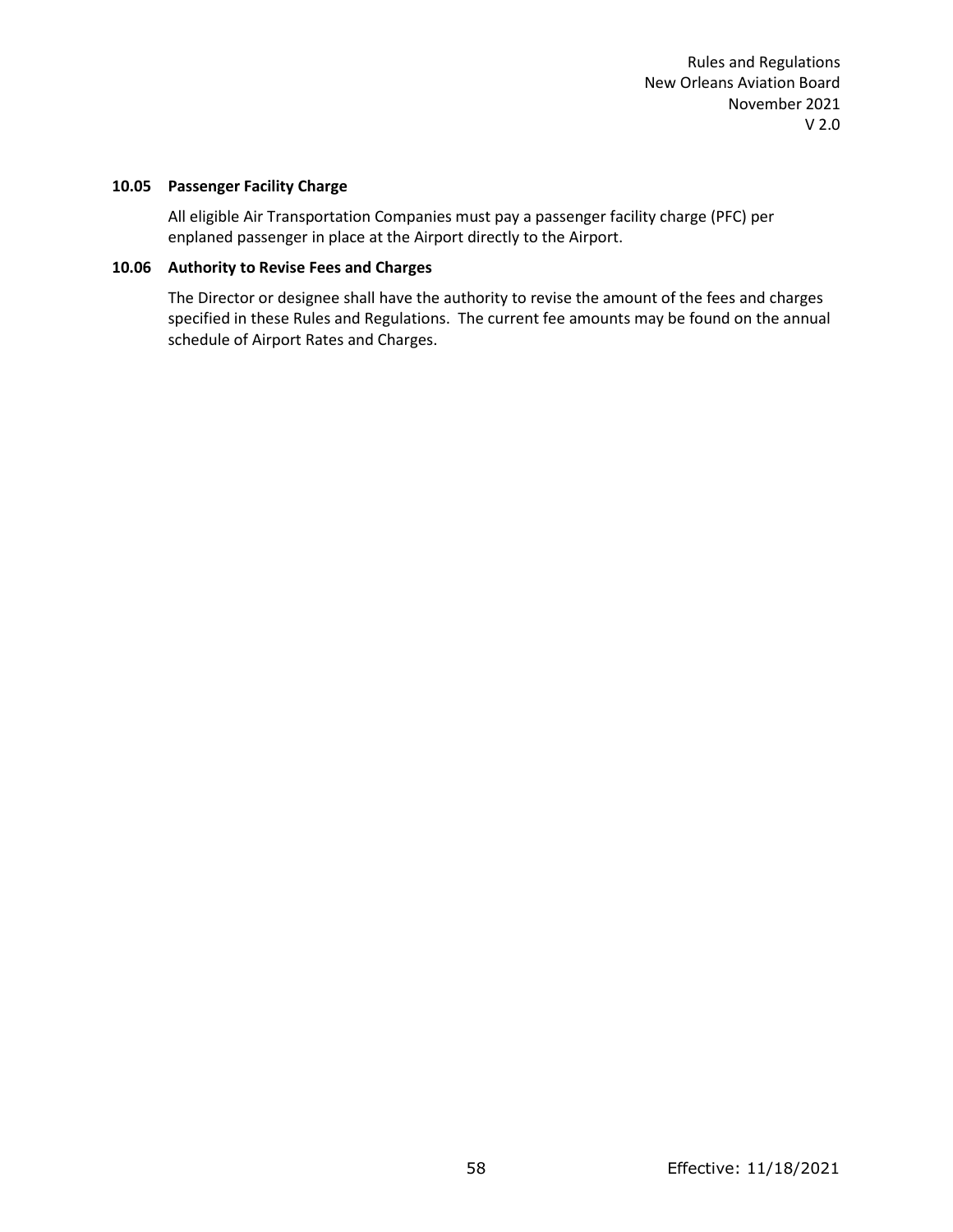### 10.05 Passenger Facility Charge

All eligible Air Transportation Companies must pay a passenger facility charge (PFC) per enplaned passenger in place at the Airport directly to the Airport.

### 10.06 Authority to Revise Fees and Charges

The Director or designee shall have the authority to revise the amount of the fees and charges specified in these Rules and Regulations. The current fee amounts may be found on the annual schedule of Airport Rates and Charges.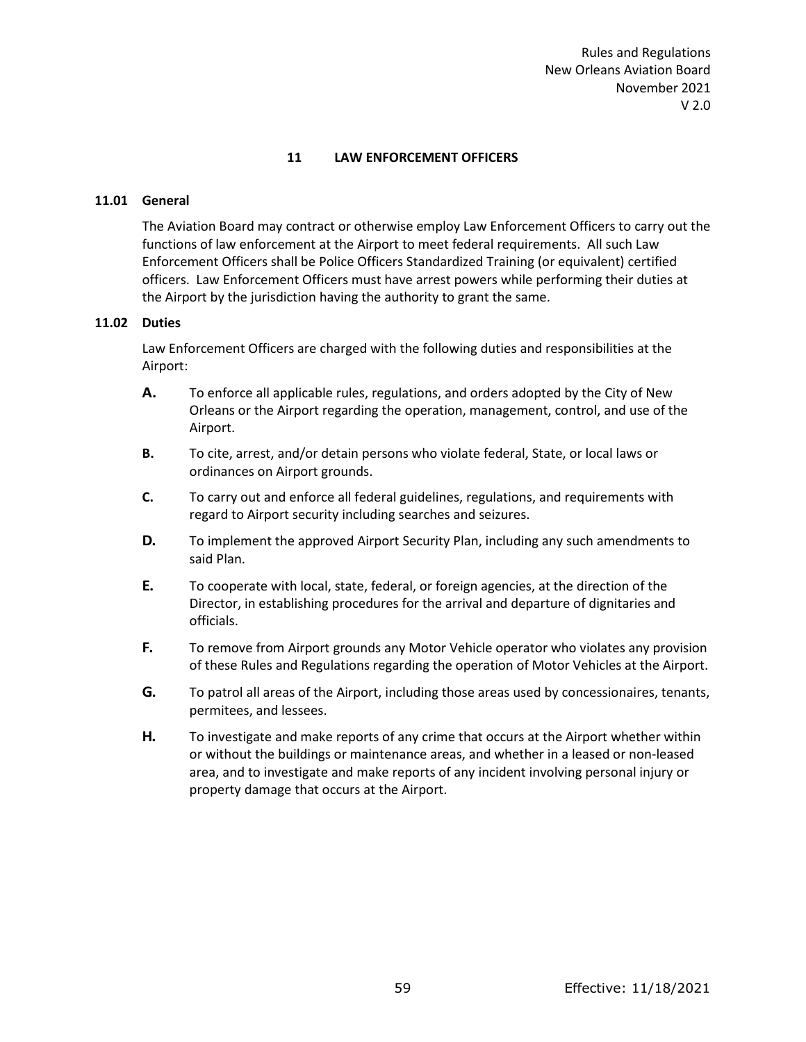# 11 LAW ENFORCEMENT OFFICERS

## 11.01 General

The Aviation Board may contract or otherwise employ Law Enforcement Officers to carry out the functions of law enforcement at the Airport to meet federal requirements. All such Law Enforcement Officers shall be Police Officers Standardized Training (or equivalent) certified officers. Law Enforcement Officers must have arrest powers while performing their duties at the Airport by the jurisdiction having the authority to grant the same.

## 11.02 Duties

Law Enforcement Officers are charged with the following duties and responsibilities at the Airport:

**A.** To enforce all applicable rules, regulations, and orders adopted by the City of New Orleans or the Airport regarding the operation, management, control, and use of the Airport.

**B.** To cite, arrest, and/or detain persons who violate federal, State, or local laws or ordinances on Airport grounds.

**C.** To carry out and enforce all federal guidelines, regulations, and requirements with regard to Airport security including searches and seizures.

**D.** To implement the approved Airport Security Plan, including any such amendments to said Plan.

**E.** To cooperate with local, state, federal, or foreign agencies, at the direction of the Director, in establishing procedures for the arrival and departure of dignitaries and officials.

**F.** To remove from Airport grounds any Motor Vehicle operator who violates any provision of these Rules and Regulations regarding the operation of Motor Vehicles at the Airport.

**G.** To patrol all areas of the Airport, including those areas used by concessionaires, tenants, permitees, and lessees.

**H.** To investigate and make reports of any crime that occurs at the Airport whether within or without the buildings or maintenance areas, and whether in a leased or non-leased area, and to investigate and make reports of any incident involving personal injury or property damage that occurs at the Airport.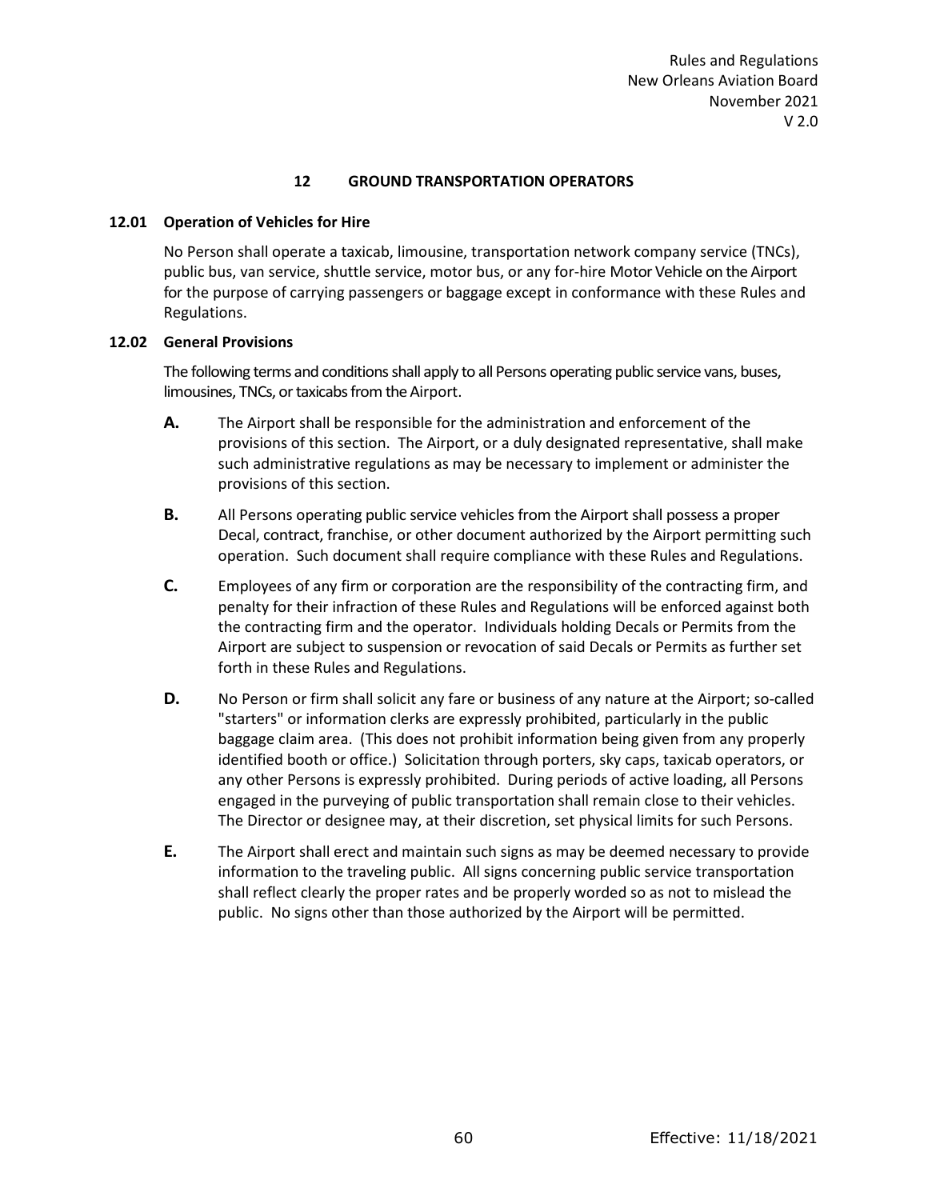# 12 GROUND TRANSPORTATION OPERATORS

## 12.01 Operation of Vehicles for Hire

No Person shall operate a taxicab, limousine, transportation network company service (TNCs), public bus, van service, shuttle service, motor bus, or any for-hire Motor Vehicle on the Airport for the purpose of carrying passengers or baggage except in conformance with these Rules and Regulations.

## 12.02 General Provisions

The following terms and conditions shall apply to all Persons operating public service vans, buses, limousines, TNCs, or taxicabs from the Airport.

**A.** The Airport shall be responsible for the administration and enforcement of the provisions of this section. The Airport, or a duly designated representative, shall make such administrative regulations as may be necessary to implement or administer the provisions of this section.

**B.** All Persons operating public service vehicles from the Airport shall possess a proper Decal, contract, franchise, or other document authorized by the Airport permitting such operation. Such document shall require compliance with these Rules and Regulations.

**C.** Employees of any firm or corporation are the responsibility of the contracting firm, and penalty for their infraction of these Rules and Regulations will be enforced against both the contracting firm and the operator. Individuals holding Decals or Permits from the Airport are subject to suspension or revocation of said Decals or Permits as further set forth in these Rules and Regulations.

**D.** No Person or firm shall solicit any fare or business of any nature at the Airport; so-called "starters" or information clerks are expressly prohibited, particularly in the public baggage claim area. (This does not prohibit information being given from any properly identified booth or office.) Solicitation through porters, sky caps, taxicab operators, or any other Persons is expressly prohibited. During periods of active loading, all Persons engaged in the purveying of public transportation shall remain close to their vehicles. The Director or designee may, at their discretion, set physical limits for such Persons.

**E.** The Airport shall erect and maintain such signs as may be deemed necessary to provide information to the traveling public. All signs concerning public service transportation shall reflect clearly the proper rates and be properly worded so as not to mislead the public. No signs other than those authorized by the Airport will be permitted.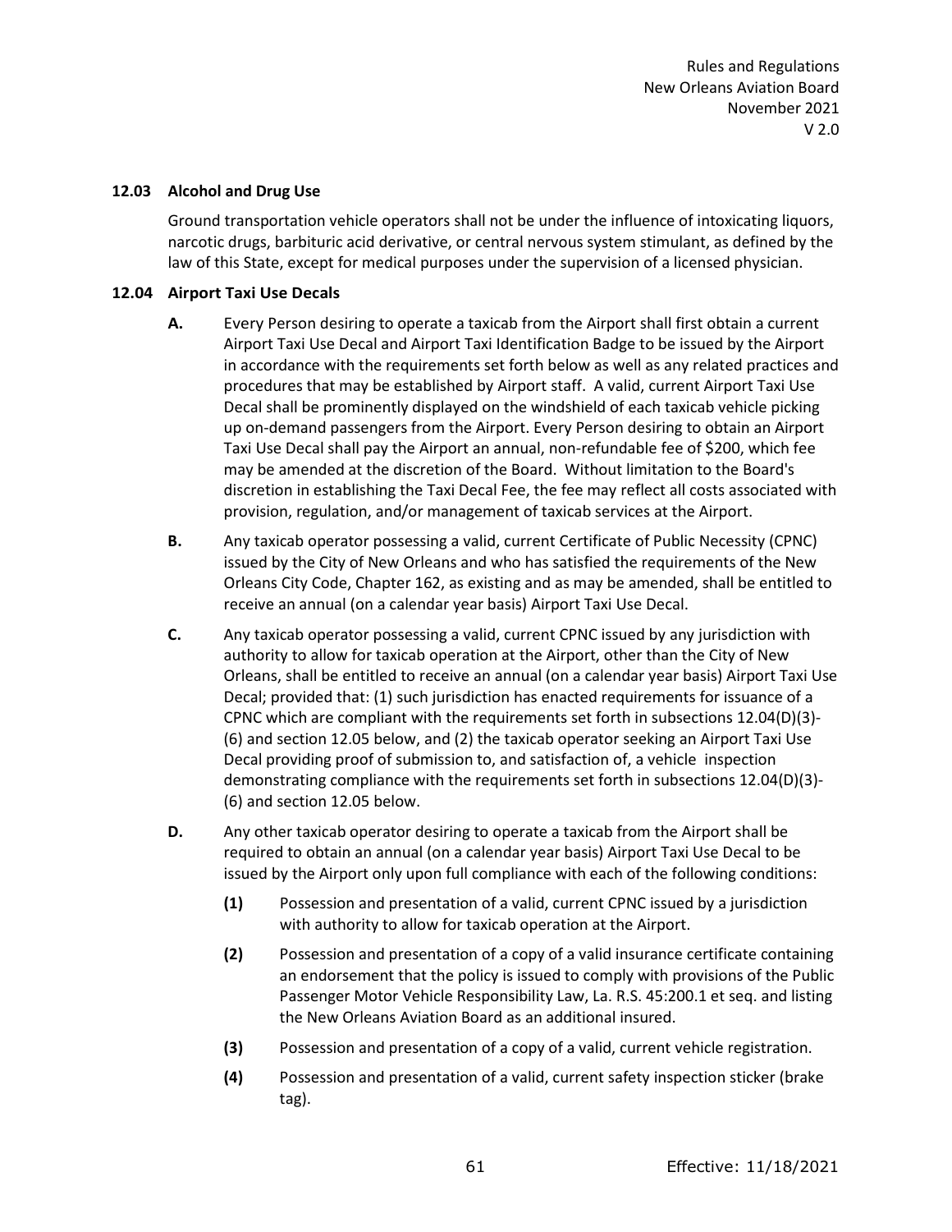### 12.03 Alcohol and Drug Use

Ground transportation vehicle operators shall not be under the influence of intoxicating liquors, narcotic drugs, barbituric acid derivative, or central nervous system stimulant, as defined by the law of this State, except for medical purposes under the supervision of a licensed physician.

### 12.04 Airport Taxi Use Decals

**A.** Every Person desiring to operate a taxicab from the Airport shall first obtain a current Airport Taxi Use Decal and Airport Taxi Identification Badge to be issued by the Airport in accordance with the requirements set forth below as well as any related practices and procedures that may be established by Airport staff. A valid, current Airport Taxi Use Decal shall be prominently displayed on the windshield of each taxicab vehicle picking up on-demand passengers from the Airport. Every Person desiring to obtain an Airport Taxi Use Decal shall pay the Airport an annual, non-refundable fee of $200, which fee may be amended at the discretion of the Board. Without limitation to the Board's discretion in establishing the Taxi Decal Fee, the fee may reflect all costs associated with provision, regulation, and/or management of taxicab services at the Airport.

**B.** Any taxicab operator possessing a valid, current Certificate of Public Necessity (CPNC) issued by the City of New Orleans and who has satisfied the requirements of the New Orleans City Code, Chapter 162, as existing and as may be amended, shall be entitled to receive an annual (on a calendar year basis) Airport Taxi Use Decal.

**C.** Any taxicab operator possessing a valid, current CPNC issued by any jurisdiction with authority to allow for taxicab operation at the Airport, other than the City of New Orleans, shall be entitled to receive an annual (on a calendar year basis) Airport Taxi Use Decal; provided that: (1) such jurisdiction has enacted requirements for issuance of a CPNC which are compliant with the requirements set forth in subsections 12.04(D)(3)-(6) and section 12.05 below, and (2) the taxicab operator seeking an Airport Taxi Use Decal providing proof of submission to, and satisfaction of, a vehicle inspection demonstrating compliance with the requirements set forth in subsections 12.04(D)(3)-(6) and section 12.05 below.

**D.** Any other taxicab operator desiring to operate a taxicab from the Airport shall be required to obtain an annual (on a calendar year basis) Airport Taxi Use Decal to be issued by the Airport only upon full compliance with each of the following conditions:

- **(1)** Possession and presentation of a valid, current CPNC issued by a jurisdiction with authority to allow for taxicab operation at the Airport.
- **(2)** Possession and presentation of a copy of a valid insurance certificate containing an endorsement that the policy is issued to comply with provisions of the Public Passenger Motor Vehicle Responsibility Law, La. R.S. 45:200.1 et seq. and listing the New Orleans Aviation Board as an additional insured.
- **(3)** Possession and presentation of a copy of a valid, current vehicle registration.
- **(4)** Possession and presentation of a valid, current safety inspection sticker (brake tag).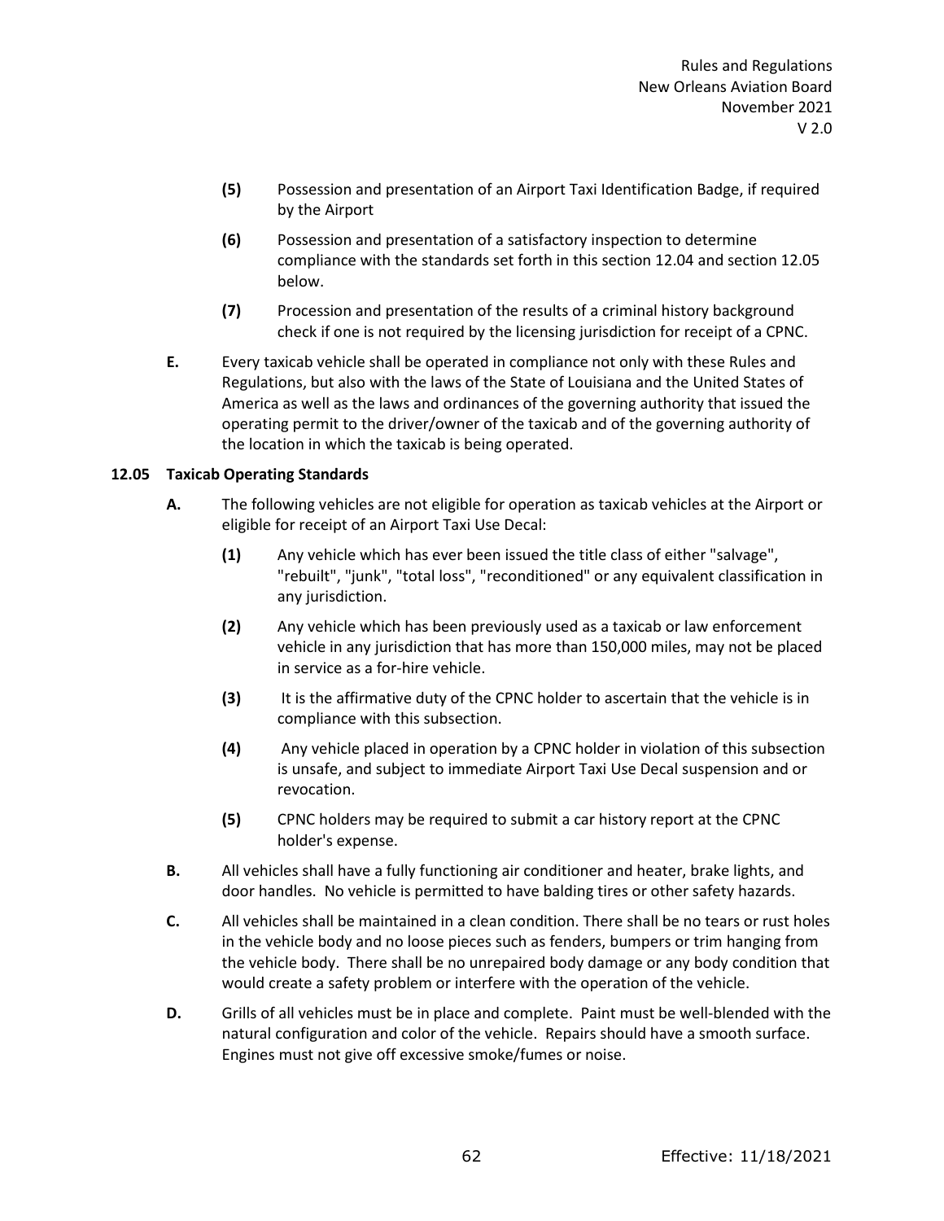**(5)** Possession and presentation of an Airport Taxi Identification Badge, if required by the Airport

**(6)** Possession and presentation of a satisfactory inspection to determine compliance with the standards set forth in this section 12.04 and section 12.05 below.

**(7)** Procession and presentation of the results of a criminal history background check if one is not required by the licensing jurisdiction for receipt of a CPNC.

**E.** Every taxicab vehicle shall be operated in compliance not only with these Rules and Regulations, but also with the laws of the State of Louisiana and the United States of America as well as the laws and ordinances of the governing authority that issued the operating permit to the driver/owner of the taxicab and of the governing authority of the location in which the taxicab is being operated.

**12.05 Taxicab Operating Standards**

**A.** The following vehicles are not eligible for operation as taxicab vehicles at the Airport or eligible for receipt of an Airport Taxi Use Decal:

**(1)** Any vehicle which has ever been issued the title class of either "salvage", "rebuilt", "junk", "total loss", "reconditioned" or any equivalent classification in any jurisdiction.

**(2)** Any vehicle which has been previously used as a taxicab or law enforcement vehicle in any jurisdiction that has more than 150,000 miles, may not be placed in service as a for-hire vehicle.

**(3)** It is the affirmative duty of the CPNC holder to ascertain that the vehicle is in compliance with this subsection.

**(4)** Any vehicle placed in operation by a CPNC holder in violation of this subsection is unsafe, and subject to immediate Airport Taxi Use Decal suspension and or revocation.

**(5)** CPNC holders may be required to submit a car history report at the CPNC holder's expense.

**B.** All vehicles shall have a fully functioning air conditioner and heater, brake lights, and door handles. No vehicle is permitted to have balding tires or other safety hazards.

**C.** All vehicles shall be maintained in a clean condition. There shall be no tears or rust holes in the vehicle body and no loose pieces such as fenders, bumpers or trim hanging from the vehicle body. There shall be no unrepaired body damage or any body condition that would create a safety problem or interfere with the operation of the vehicle.

**D.** Grills of all vehicles must be in place and complete. Paint must be well-blended with the natural configuration and color of the vehicle. Repairs should have a smooth surface. Engines must not give off excessive smoke/fumes or noise.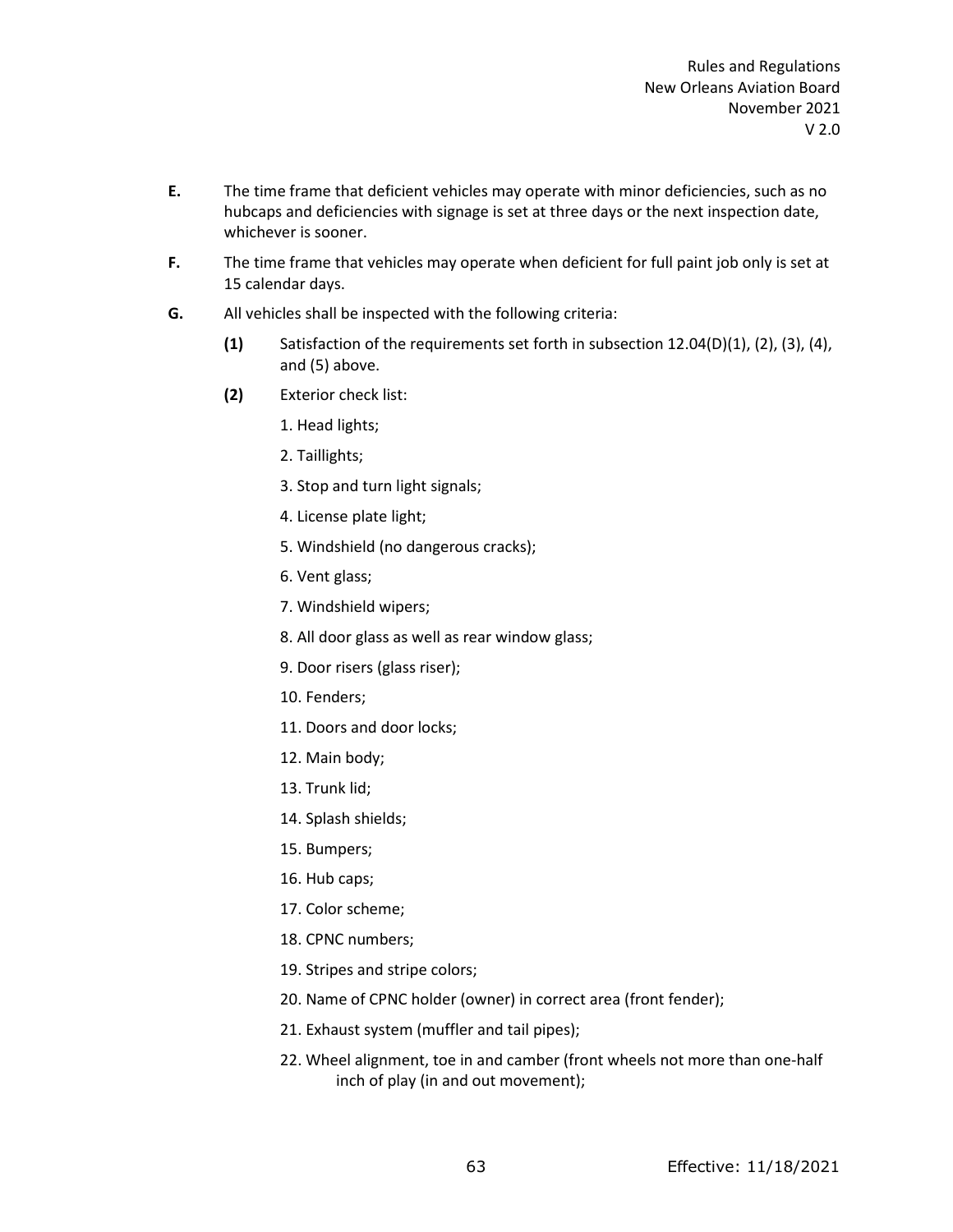**E.** The time frame that deficient vehicles may operate with minor deficiencies, such as no hubcaps and deficiencies with signage is set at three days or the next inspection date, whichever is sooner.

**F.** The time frame that vehicles may operate when deficient for full paint job only is set at 15 calendar days.

**G.** All vehicles shall be inspected with the following criteria:

**(1)** Satisfaction of the requirements set forth in subsection 12.04(D)(1), (2), (3), (4), and (5) above.

**(2)** Exterior check list:

1. Head lights;
2. Taillights;
3. Stop and turn light signals;
4. License plate light;
5. Windshield (no dangerous cracks);
6. Vent glass;
7. Windshield wipers;
8. All door glass as well as rear window glass;
9. Door risers (glass riser);
10. Fenders;
11. Doors and door locks;
12. Main body;
13. Trunk lid;
14. Splash shields;
15. Bumpers;
16. Hub caps;
17. Color scheme;
18. CPNC numbers;
19. Stripes and stripe colors;
20. Name of CPNC holder (owner) in correct area (front fender);
21. Exhaust system (muffler and tail pipes);
22. Wheel alignment, toe in and camber (front wheels not more than one-half inch of play (in and out movement);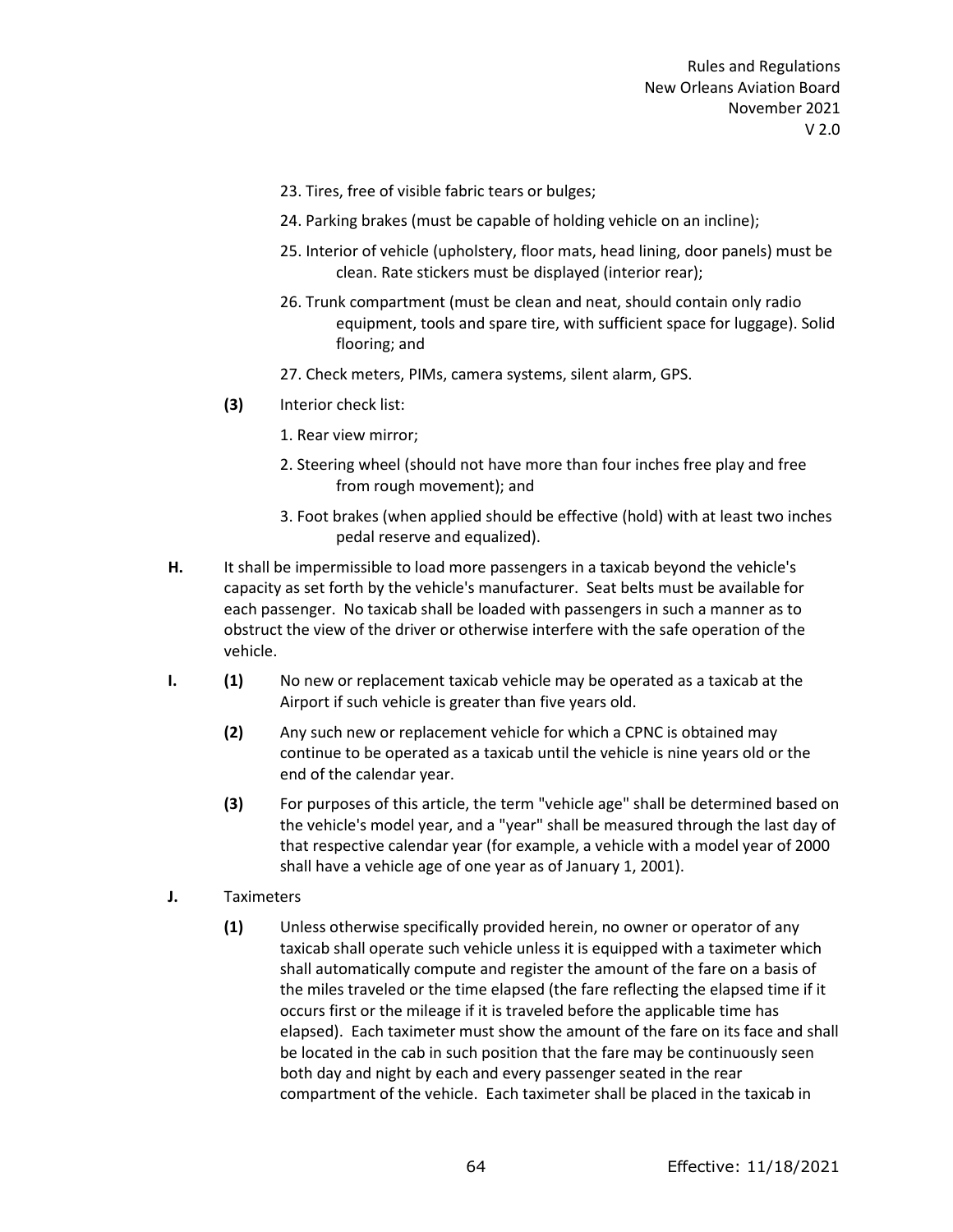23. Tires, free of visible fabric tears or bulges;

24. Parking brakes (must be capable of holding vehicle on an incline);

25. Interior of vehicle (upholstery, floor mats, head lining, door panels) must be clean. Rate stickers must be displayed (interior rear);

26. Trunk compartment (must be clean and neat, should contain only radio equipment, tools and spare tire, with sufficient space for luggage). Solid flooring; and

27. Check meters, PIMs, camera systems, silent alarm, GPS.

**(3)** Interior check list:

1. Rear view mirror;

2. Steering wheel (should not have more than four inches free play and free from rough movement); and

3. Foot brakes (when applied should be effective (hold) with at least two inches pedal reserve and equalized).

**H.** It shall be impermissible to load more passengers in a taxicab beyond the vehicle's capacity as set forth by the vehicle's manufacturer. Seat belts must be available for each passenger. No taxicab shall be loaded with passengers in such a manner as to obstruct the view of the driver or otherwise interfere with the safe operation of the vehicle.

**I.** **(1)** No new or replacement taxicab vehicle may be operated as a taxicab at the Airport if such vehicle is greater than five years old.

**(2)** Any such new or replacement vehicle for which a CPNC is obtained may continue to be operated as a taxicab until the vehicle is nine years old or the end of the calendar year.

**(3)** For purposes of this article, the term "vehicle age" shall be determined based on the vehicle's model year, and a "year" shall be measured through the last day of that respective calendar year (for example, a vehicle with a model year of 2000 shall have a vehicle age of one year as of January 1, 2001).

**J.** Taximeters

**(1)** Unless otherwise specifically provided herein, no owner or operator of any taxicab shall operate such vehicle unless it is equipped with a taximeter which shall automatically compute and register the amount of the fare on a basis of the miles traveled or the time elapsed (the fare reflecting the elapsed time if it occurs first or the mileage if it is traveled before the applicable time has elapsed). Each taximeter must show the amount of the fare on its face and shall be located in the cab in such position that the fare may be continuously seen both day and night by each and every passenger seated in the rear compartment of the vehicle. Each taximeter shall be placed in the taxicab in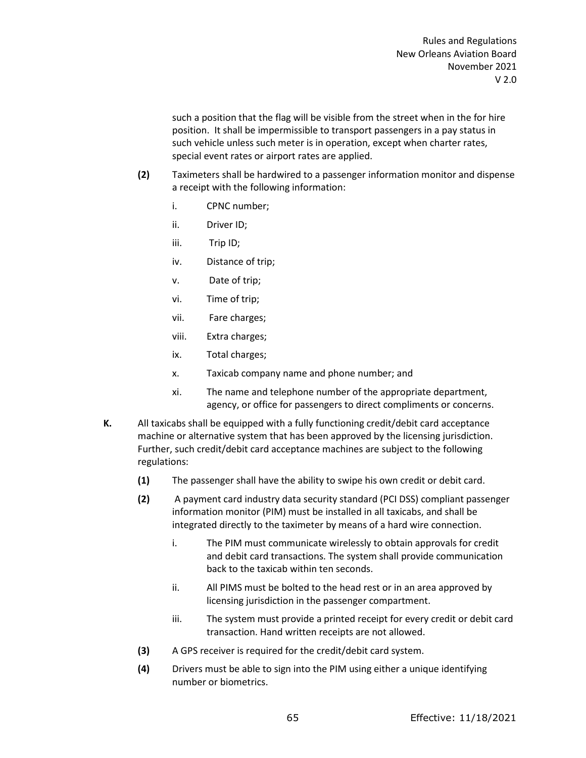such a position that the flag will be visible from the street when in the for hire position. It shall be impermissible to transport passengers in a pay status in such vehicle unless such meter is in operation, except when charter rates, special event rates or airport rates are applied.

**(2)** Taximeters shall be hardwired to a passenger information monitor and dispense a receipt with the following information:

i. CPNC number;

ii. Driver ID;

iii. Trip ID;

iv. Distance of trip;

v. Date of trip;

vi. Time of trip;

vii. Fare charges;

viii. Extra charges;

ix. Total charges;

x. Taxicab company name and phone number; and

xi. The name and telephone number of the appropriate department, agency, or office for passengers to direct compliments or concerns.

**K.** All taxicabs shall be equipped with a fully functioning credit/debit card acceptance machine or alternative system that has been approved by the licensing jurisdiction. Further, such credit/debit card acceptance machines are subject to the following regulations:

**(1)** The passenger shall have the ability to swipe his own credit or debit card.

**(2)** A payment card industry data security standard (PCI DSS) compliant passenger information monitor (PIM) must be installed in all taxicabs, and shall be integrated directly to the taximeter by means of a hard wire connection.

i. The PIM must communicate wirelessly to obtain approvals for credit and debit card transactions. The system shall provide communication back to the taxicab within ten seconds.

ii. All PIMS must be bolted to the head rest or in an area approved by licensing jurisdiction in the passenger compartment.

iii. The system must provide a printed receipt for every credit or debit card transaction. Hand written receipts are not allowed.

**(3)** A GPS receiver is required for the credit/debit card system.

**(4)** Drivers must be able to sign into the PIM using either a unique identifying number or biometrics.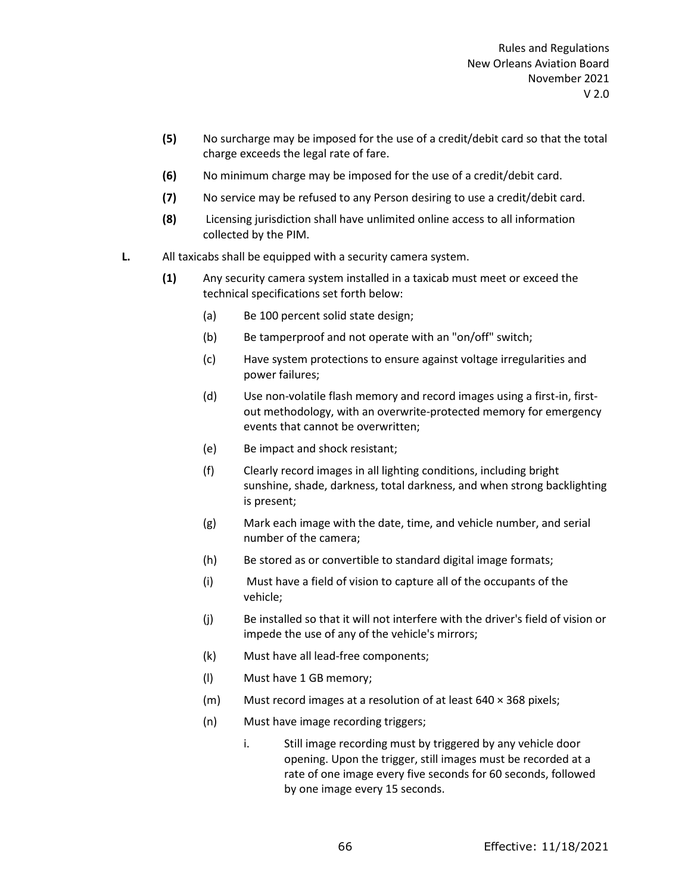**(5)** No surcharge may be imposed for the use of a credit/debit card so that the total charge exceeds the legal rate of fare.

**(6)** No minimum charge may be imposed for the use of a credit/debit card.

**(7)** No service may be refused to any Person desiring to use a credit/debit card.

**(8)** Licensing jurisdiction shall have unlimited online access to all information collected by the PIM.

**L.** All taxicabs shall be equipped with a security camera system.

**(1)** Any security camera system installed in a taxicab must meet or exceed the technical specifications set forth below:

(a) Be 100 percent solid state design;

(b) Be tamperproof and not operate with an "on/off" switch;

(c) Have system protections to ensure against voltage irregularities and power failures;

(d) Use non-volatile flash memory and record images using a first-in, first-out methodology, with an overwrite-protected memory for emergency events that cannot be overwritten;

(e) Be impact and shock resistant;

(f) Clearly record images in all lighting conditions, including bright sunshine, shade, darkness, total darkness, and when strong backlighting is present;

(g) Mark each image with the date, time, and vehicle number, and serial number of the camera;

(h) Be stored as or convertible to standard digital image formats;

(i) Must have a field of vision to capture all of the occupants of the vehicle;

(j) Be installed so that it will not interfere with the driver's field of vision or impede the use of any of the vehicle's mirrors;

(k) Must have all lead-free components;

(l) Must have 1 GB memory;

(m) Must record images at a resolution of at least 640 × 368 pixels;

(n) Must have image recording triggers;

i. Still image recording must by triggered by any vehicle door opening. Upon the trigger, still images must be recorded at a rate of one image every five seconds for 60 seconds, followed by one image every 15 seconds.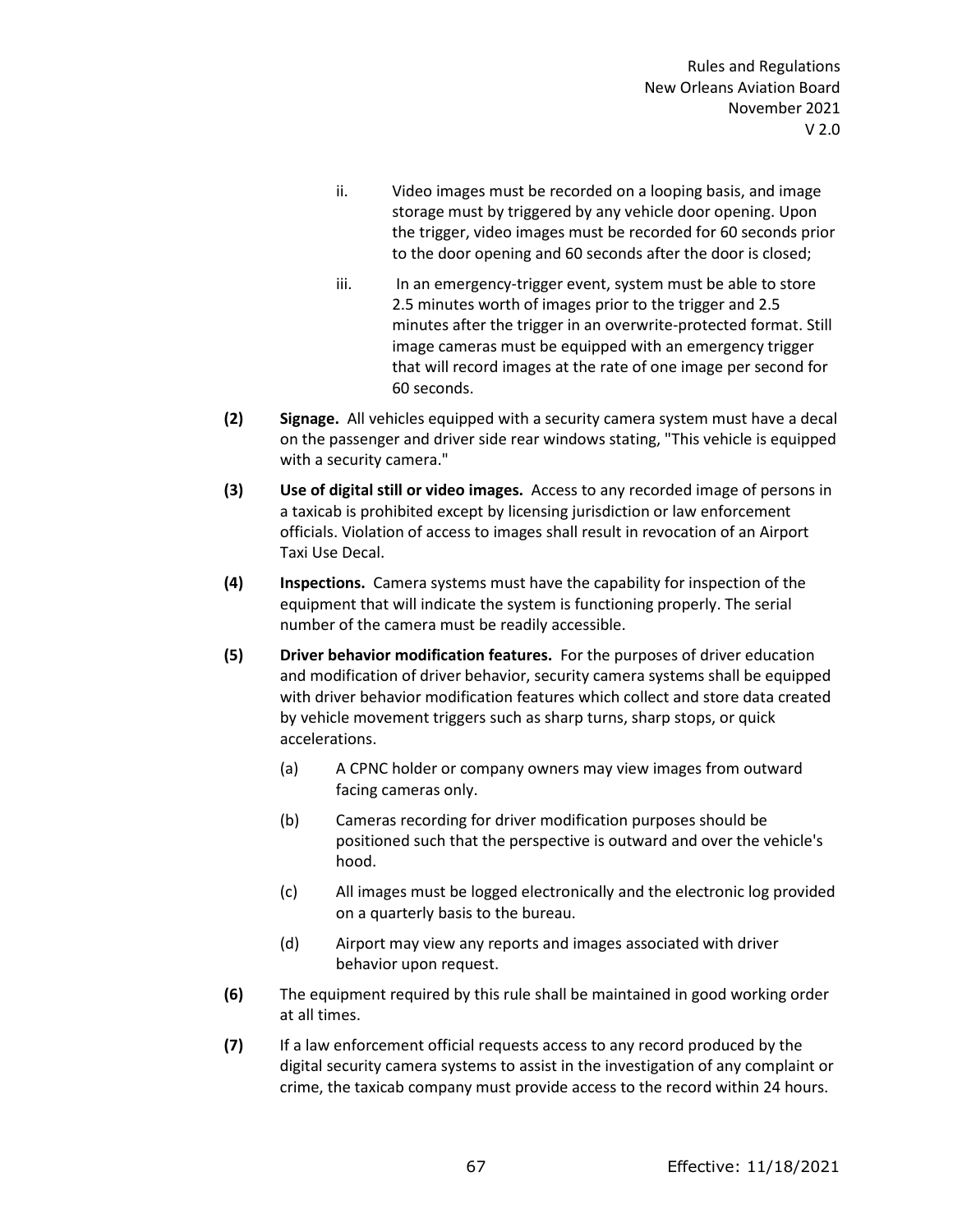ii. Video images must be recorded on a looping basis, and image storage must by triggered by any vehicle door opening. Upon the trigger, video images must be recorded for 60 seconds prior to the door opening and 60 seconds after the door is closed;

iii. In an emergency-trigger event, system must be able to store 2.5 minutes worth of images prior to the trigger and 2.5 minutes after the trigger in an overwrite-protected format. Still image cameras must be equipped with an emergency trigger that will record images at the rate of one image per second for 60 seconds.

**(2)** **Signage.** All vehicles equipped with a security camera system must have a decal on the passenger and driver side rear windows stating, "This vehicle is equipped with a security camera."

**(3)** **Use of digital still or video images.** Access to any recorded image of persons in a taxicab is prohibited except by licensing jurisdiction or law enforcement officials. Violation of access to images shall result in revocation of an Airport Taxi Use Decal.

**(4)** **Inspections.** Camera systems must have the capability for inspection of the equipment that will indicate the system is functioning properly. The serial number of the camera must be readily accessible.

**(5)** **Driver behavior modification features.** For the purposes of driver education and modification of driver behavior, security camera systems shall be equipped with driver behavior modification features which collect and store data created by vehicle movement triggers such as sharp turns, sharp stops, or quick accelerations.

(a) A CPNC holder or company owners may view images from outward facing cameras only.

(b) Cameras recording for driver modification purposes should be positioned such that the perspective is outward and over the vehicle's hood.

(c) All images must be logged electronically and the electronic log provided on a quarterly basis to the bureau.

(d) Airport may view any reports and images associated with driver behavior upon request.

**(6)** The equipment required by this rule shall be maintained in good working order at all times.

**(7)** If a law enforcement official requests access to any record produced by the digital security camera systems to assist in the investigation of any complaint or crime, the taxicab company must provide access to the record within 24 hours.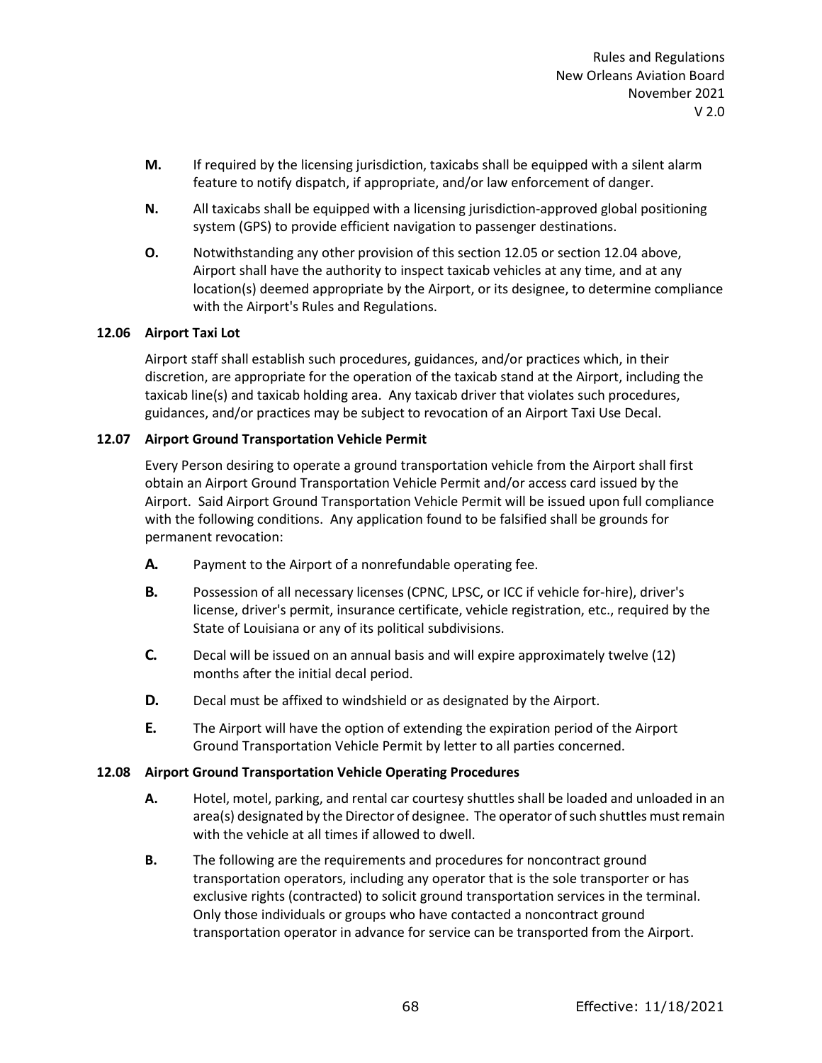**M.** If required by the licensing jurisdiction, taxicabs shall be equipped with a silent alarm feature to notify dispatch, if appropriate, and/or law enforcement of danger.

**N.** All taxicabs shall be equipped with a licensing jurisdiction-approved global positioning system (GPS) to provide efficient navigation to passenger destinations.

**O.** Notwithstanding any other provision of this section 12.05 or section 12.04 above, Airport shall have the authority to inspect taxicab vehicles at any time, and at any location(s) deemed appropriate by the Airport, or its designee, to determine compliance with the Airport's Rules and Regulations.

### 12.06 Airport Taxi Lot

Airport staff shall establish such procedures, guidances, and/or practices which, in their discretion, are appropriate for the operation of the taxicab stand at the Airport, including the taxicab line(s) and taxicab holding area. Any taxicab driver that violates such procedures, guidances, and/or practices may be subject to revocation of an Airport Taxi Use Decal.

### 12.07 Airport Ground Transportation Vehicle Permit

Every Person desiring to operate a ground transportation vehicle from the Airport shall first obtain an Airport Ground Transportation Vehicle Permit and/or access card issued by the Airport. Said Airport Ground Transportation Vehicle Permit will be issued upon full compliance with the following conditions. Any application found to be falsified shall be grounds for permanent revocation:

**A.** Payment to the Airport of a nonrefundable operating fee.

**B.** Possession of all necessary licenses (CPNC, LPSC, or ICC if vehicle for-hire), driver's license, driver's permit, insurance certificate, vehicle registration, etc., required by the State of Louisiana or any of its political subdivisions.

**C.** Decal will be issued on an annual basis and will expire approximately twelve (12) months after the initial decal period.

**D.** Decal must be affixed to windshield or as designated by the Airport.

**E.** The Airport will have the option of extending the expiration period of the Airport Ground Transportation Vehicle Permit by letter to all parties concerned.

### 12.08 Airport Ground Transportation Vehicle Operating Procedures

**A.** Hotel, motel, parking, and rental car courtesy shuttles shall be loaded and unloaded in an area(s) designated by the Director of designee. The operator of such shuttles must remain with the vehicle at all times if allowed to dwell.

**B.** The following are the requirements and procedures for noncontract ground transportation operators, including any operator that is the sole transporter or has exclusive rights (contracted) to solicit ground transportation services in the terminal. Only those individuals or groups who have contacted a noncontract ground transportation operator in advance for service can be transported from the Airport.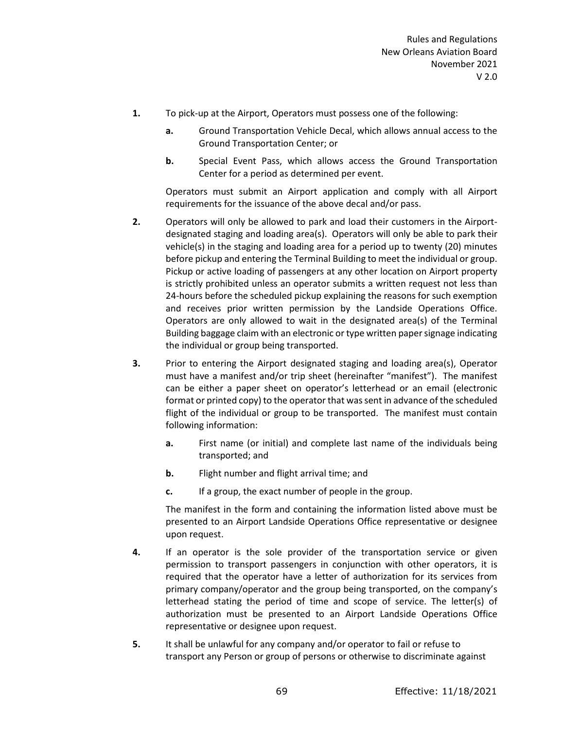**1.** To pick-up at the Airport, Operators must possess one of the following:

   **a.** Ground Transportation Vehicle Decal, which allows annual access to the Ground Transportation Center; or

   **b.** Special Event Pass, which allows access the Ground Transportation Center for a period as determined per event.

   Operators must submit an Airport application and comply with all Airport requirements for the issuance of the above decal and/or pass.

**2.** Operators will only be allowed to park and load their customers in the Airport-designated staging and loading area(s). Operators will only be able to park their vehicle(s) in the staging and loading area for a period up to twenty (20) minutes before pickup and entering the Terminal Building to meet the individual or group. Pickup or active loading of passengers at any other location on Airport property is strictly prohibited unless an operator submits a written request not less than 24-hours before the scheduled pickup explaining the reasons for such exemption and receives prior written permission by the Landside Operations Office. Operators are only allowed to wait in the designated area(s) of the Terminal Building baggage claim with an electronic or type written paper signage indicating the individual or group being transported.

**3.** Prior to entering the Airport designated staging and loading area(s), Operator must have a manifest and/or trip sheet (hereinafter "manifest"). The manifest can be either a paper sheet on operator's letterhead or an email (electronic format or printed copy) to the operator that was sent in advance of the scheduled flight of the individual or group to be transported. The manifest must contain following information:

   **a.** First name (or initial) and complete last name of the individuals being transported; and

   **b.** Flight number and flight arrival time; and

   **c.** If a group, the exact number of people in the group.

   The manifest in the form and containing the information listed above must be presented to an Airport Landside Operations Office representative or designee upon request.

**4.** If an operator is the sole provider of the transportation service or given permission to transport passengers in conjunction with other operators, it is required that the operator have a letter of authorization for its services from primary company/operator and the group being transported, on the company's letterhead stating the period of time and scope of service. The letter(s) of authorization must be presented to an Airport Landside Operations Office representative or designee upon request.

**5.** It shall be unlawful for any company and/or operator to fail or refuse to transport any Person or group of persons or otherwise to discriminate against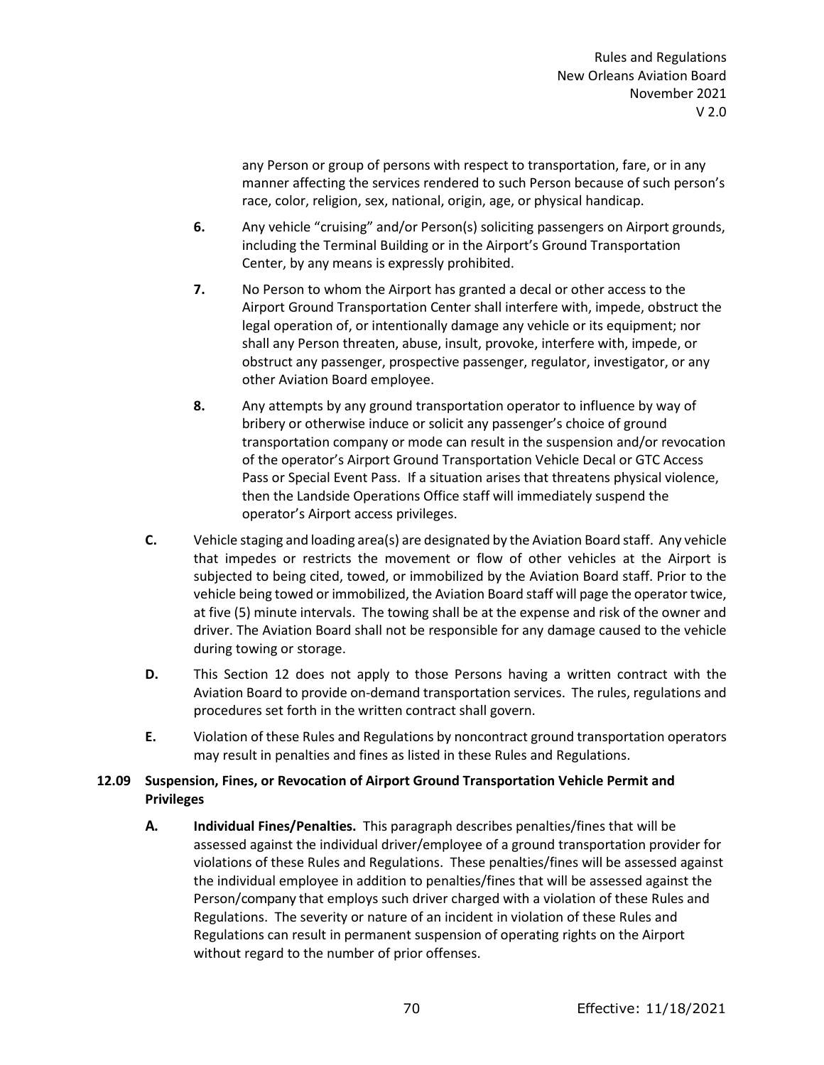any Person or group of persons with respect to transportation, fare, or in any manner affecting the services rendered to such Person because of such person's race, color, religion, sex, national, origin, age, or physical handicap.

**6.** Any vehicle "cruising" and/or Person(s) soliciting passengers on Airport grounds, including the Terminal Building or in the Airport's Ground Transportation Center, by any means is expressly prohibited.

**7.** No Person to whom the Airport has granted a decal or other access to the Airport Ground Transportation Center shall interfere with, impede, obstruct the legal operation of, or intentionally damage any vehicle or its equipment; nor shall any Person threaten, abuse, insult, provoke, interfere with, impede, or obstruct any passenger, prospective passenger, regulator, investigator, or any other Aviation Board employee.

**8.** Any attempts by any ground transportation operator to influence by way of bribery or otherwise induce or solicit any passenger's choice of ground transportation company or mode can result in the suspension and/or revocation of the operator's Airport Ground Transportation Vehicle Decal or GTC Access Pass or Special Event Pass. If a situation arises that threatens physical violence, then the Landside Operations Office staff will immediately suspend the operator's Airport access privileges.

**C.** Vehicle staging and loading area(s) are designated by the Aviation Board staff. Any vehicle that impedes or restricts the movement or flow of other vehicles at the Airport is subjected to being cited, towed, or immobilized by the Aviation Board staff. Prior to the vehicle being towed or immobilized, the Aviation Board staff will page the operator twice, at five (5) minute intervals. The towing shall be at the expense and risk of the owner and driver. The Aviation Board shall not be responsible for any damage caused to the vehicle during towing or storage.

**D.** This Section 12 does not apply to those Persons having a written contract with the Aviation Board to provide on-demand transportation services. The rules, regulations and procedures set forth in the written contract shall govern.

**E.** Violation of these Rules and Regulations by noncontract ground transportation operators may result in penalties and fines as listed in these Rules and Regulations.

### 12.09 Suspension, Fines, or Revocation of Airport Ground Transportation Vehicle Permit and Privileges

**A.** **Individual Fines/Penalties.** This paragraph describes penalties/fines that will be assessed against the individual driver/employee of a ground transportation provider for violations of these Rules and Regulations. These penalties/fines will be assessed against the individual employee in addition to penalties/fines that will be assessed against the Person/company that employs such driver charged with a violation of these Rules and Regulations. The severity or nature of an incident in violation of these Rules and Regulations can result in permanent suspension of operating rights on the Airport without regard to the number of prior offenses.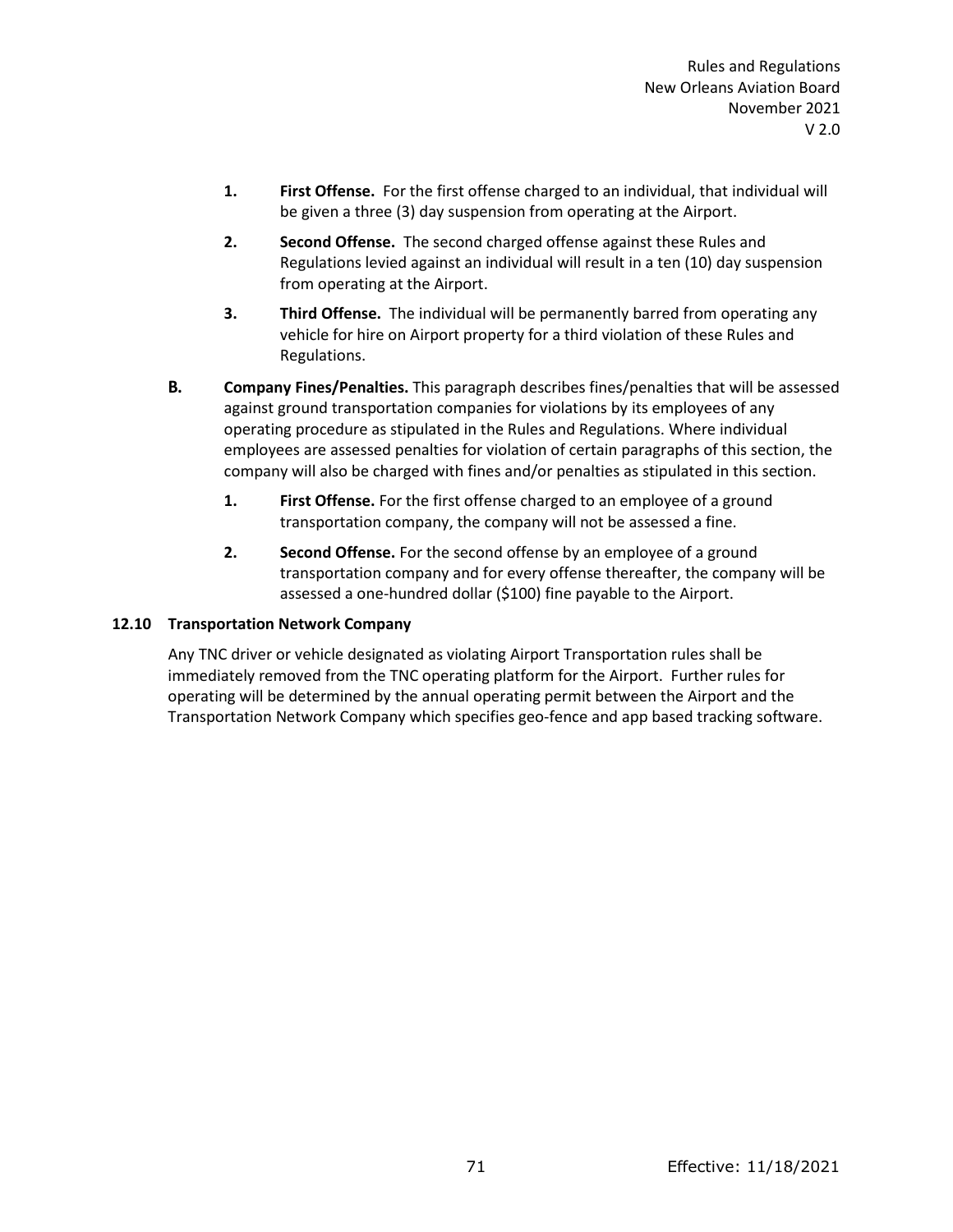1. **First Offense.** For the first offense charged to an individual, that individual will be given a three (3) day suspension from operating at the Airport.

2. **Second Offense.** The second charged offense against these Rules and Regulations levied against an individual will result in a ten (10) day suspension from operating at the Airport.

3. **Third Offense.** The individual will be permanently barred from operating any vehicle for hire on Airport property for a third violation of these Rules and Regulations.

**B. Company Fines/Penalties.** This paragraph describes fines/penalties that will be assessed against ground transportation companies for violations by its employees of any operating procedure as stipulated in the Rules and Regulations. Where individual employees are assessed penalties for violation of certain paragraphs of this section, the company will also be charged with fines and/or penalties as stipulated in this section.

1. **First Offense.** For the first offense charged to an employee of a ground transportation company, the company will not be assessed a fine.

2. **Second Offense.** For the second offense by an employee of a ground transportation company and for every offense thereafter, the company will be assessed a one-hundred dollar ($100) fine payable to the Airport.

### 12.10 Transportation Network Company

Any TNC driver or vehicle designated as violating Airport Transportation rules shall be immediately removed from the TNC operating platform for the Airport. Further rules for operating will be determined by the annual operating permit between the Airport and the Transportation Network Company which specifies geo-fence and app based tracking software.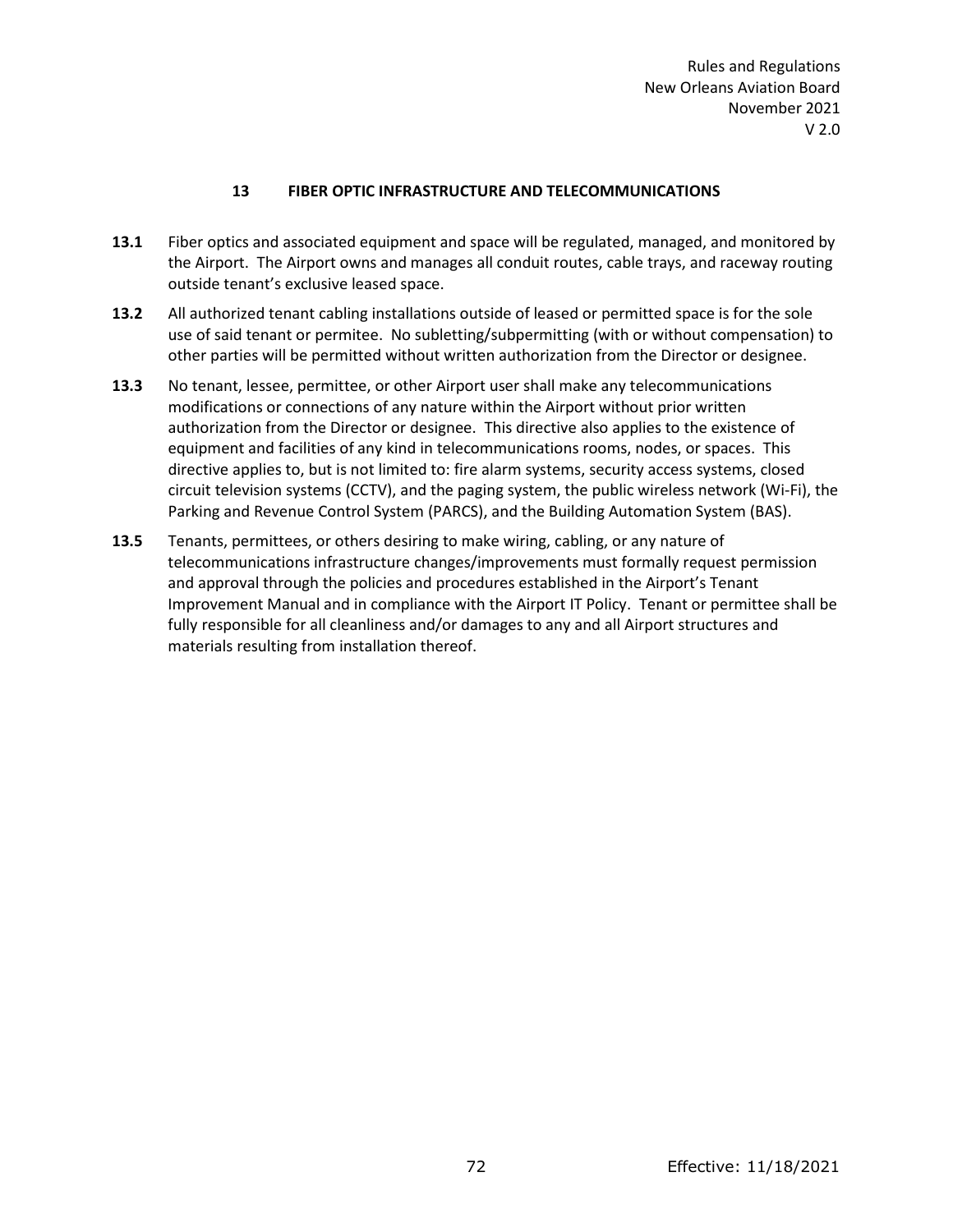## 13 FIBER OPTIC INFRASTRUCTURE AND TELECOMMUNICATIONS

**13.1** Fiber optics and associated equipment and space will be regulated, managed, and monitored by the Airport. The Airport owns and manages all conduit routes, cable trays, and raceway routing outside tenant's exclusive leased space.

**13.2** All authorized tenant cabling installations outside of leased or permitted space is for the sole use of said tenant or permitee. No subletting/subpermitting (with or without compensation) to other parties will be permitted without written authorization from the Director or designee.

**13.3** No tenant, lessee, permittee, or other Airport user shall make any telecommunications modifications or connections of any nature within the Airport without prior written authorization from the Director or designee. This directive also applies to the existence of equipment and facilities of any kind in telecommunications rooms, nodes, or spaces. This directive applies to, but is not limited to: fire alarm systems, security access systems, closed circuit television systems (CCTV), and the paging system, the public wireless network (Wi-Fi), the Parking and Revenue Control System (PARCS), and the Building Automation System (BAS).

**13.5** Tenants, permittees, or others desiring to make wiring, cabling, or any nature of telecommunications infrastructure changes/improvements must formally request permission and approval through the policies and procedures established in the Airport's Tenant Improvement Manual and in compliance with the Airport IT Policy. Tenant or permittee shall be fully responsible for all cleanliness and/or damages to any and all Airport structures and materials resulting from installation thereof.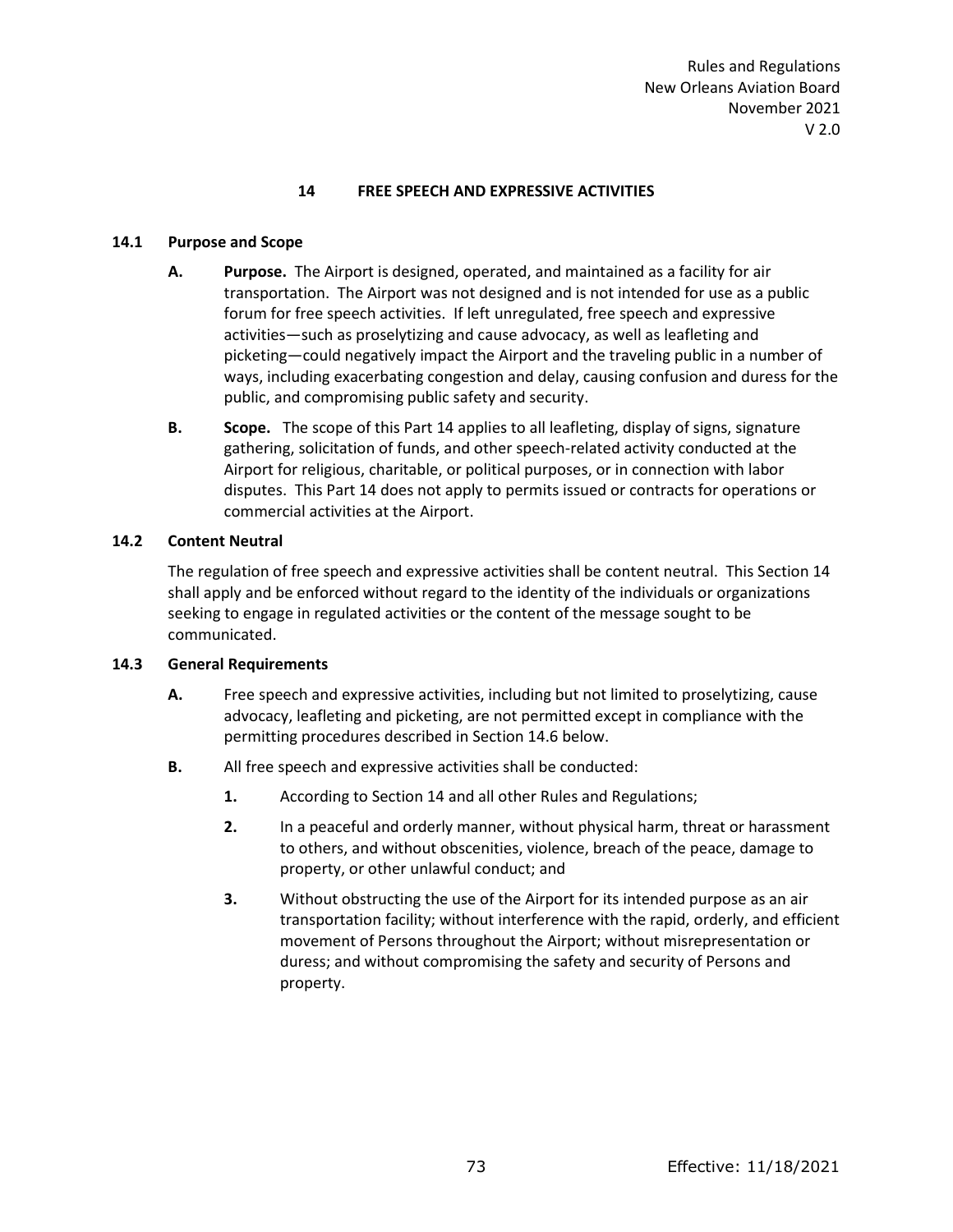## 14 FREE SPEECH AND EXPRESSIVE ACTIVITIES

### 14.1 Purpose and Scope

**A. Purpose.** The Airport is designed, operated, and maintained as a facility for air transportation. The Airport was not designed and is not intended for use as a public forum for free speech activities. If left unregulated, free speech and expressive activities—such as proselytizing and cause advocacy, as well as leafleting and picketing—could negatively impact the Airport and the traveling public in a number of ways, including exacerbating congestion and delay, causing confusion and duress for the public, and compromising public safety and security.

**B. Scope.** The scope of this Part 14 applies to all leafleting, display of signs, signature gathering, solicitation of funds, and other speech-related activity conducted at the Airport for religious, charitable, or political purposes, or in connection with labor disputes. This Part 14 does not apply to permits issued or contracts for operations or commercial activities at the Airport.

### 14.2 Content Neutral

The regulation of free speech and expressive activities shall be content neutral. This Section 14 shall apply and be enforced without regard to the identity of the individuals or organizations seeking to engage in regulated activities or the content of the message sought to be communicated.

### 14.3 General Requirements

**A.** Free speech and expressive activities, including but not limited to proselytizing, cause advocacy, leafleting and picketing, are not permitted except in compliance with the permitting procedures described in Section 14.6 below.

**B.** All free speech and expressive activities shall be conducted:

1. According to Section 14 and all other Rules and Regulations;
2. In a peaceful and orderly manner, without physical harm, threat or harassment to others, and without obscenities, violence, breach of the peace, damage to property, or other unlawful conduct; and
3. Without obstructing the use of the Airport for its intended purpose as an air transportation facility; without interference with the rapid, orderly, and efficient movement of Persons throughout the Airport; without misrepresentation or duress; and without compromising the safety and security of Persons and property.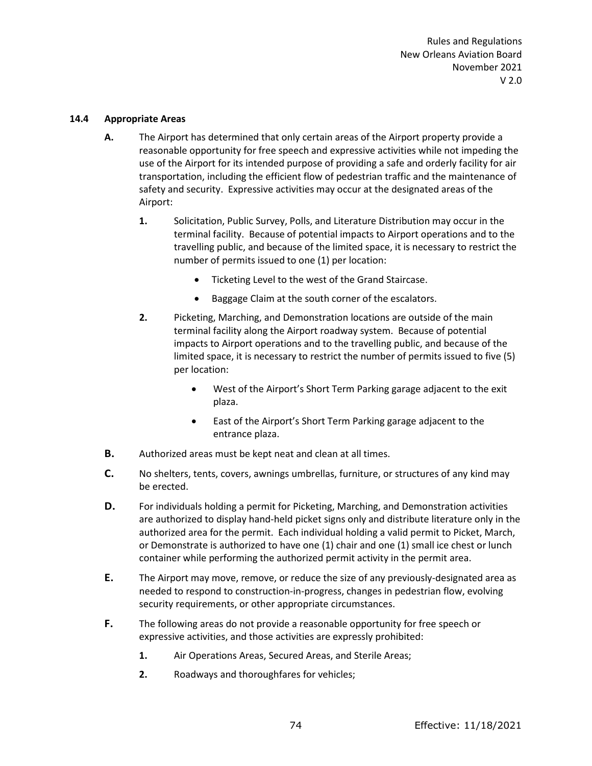### 14.4 Appropriate Areas

**A.** The Airport has determined that only certain areas of the Airport property provide a reasonable opportunity for free speech and expressive activities while not impeding the use of the Airport for its intended purpose of providing a safe and orderly facility for air transportation, including the efficient flow of pedestrian traffic and the maintenance of safety and security. Expressive activities may occur at the designated areas of the Airport:

**1.** Solicitation, Public Survey, Polls, and Literature Distribution may occur in the terminal facility. Because of potential impacts to Airport operations and to the travelling public, and because of the limited space, it is necessary to restrict the number of permits issued to one (1) per location:

- Ticketing Level to the west of the Grand Staircase.
- Baggage Claim at the south corner of the escalators.

**2.** Picketing, Marching, and Demonstration locations are outside of the main terminal facility along the Airport roadway system. Because of potential impacts to Airport operations and to the travelling public, and because of the limited space, it is necessary to restrict the number of permits issued to five (5) per location:

- West of the Airport's Short Term Parking garage adjacent to the exit plaza.
- East of the Airport's Short Term Parking garage adjacent to the entrance plaza.

**B.** Authorized areas must be kept neat and clean at all times.

**C.** No shelters, tents, covers, awnings umbrellas, furniture, or structures of any kind may be erected.

**D.** For individuals holding a permit for Picketing, Marching, and Demonstration activities are authorized to display hand-held picket signs only and distribute literature only in the authorized area for the permit. Each individual holding a valid permit to Picket, March, or Demonstrate is authorized to have one (1) chair and one (1) small ice chest or lunch container while performing the authorized permit activity in the permit area.

**E.** The Airport may move, remove, or reduce the size of any previously-designated area as needed to respond to construction-in-progress, changes in pedestrian flow, evolving security requirements, or other appropriate circumstances.

**F.** The following areas do not provide a reasonable opportunity for free speech or expressive activities, and those activities are expressly prohibited:

**1.** Air Operations Areas, Secured Areas, and Sterile Areas;

**2.** Roadways and thoroughfares for vehicles;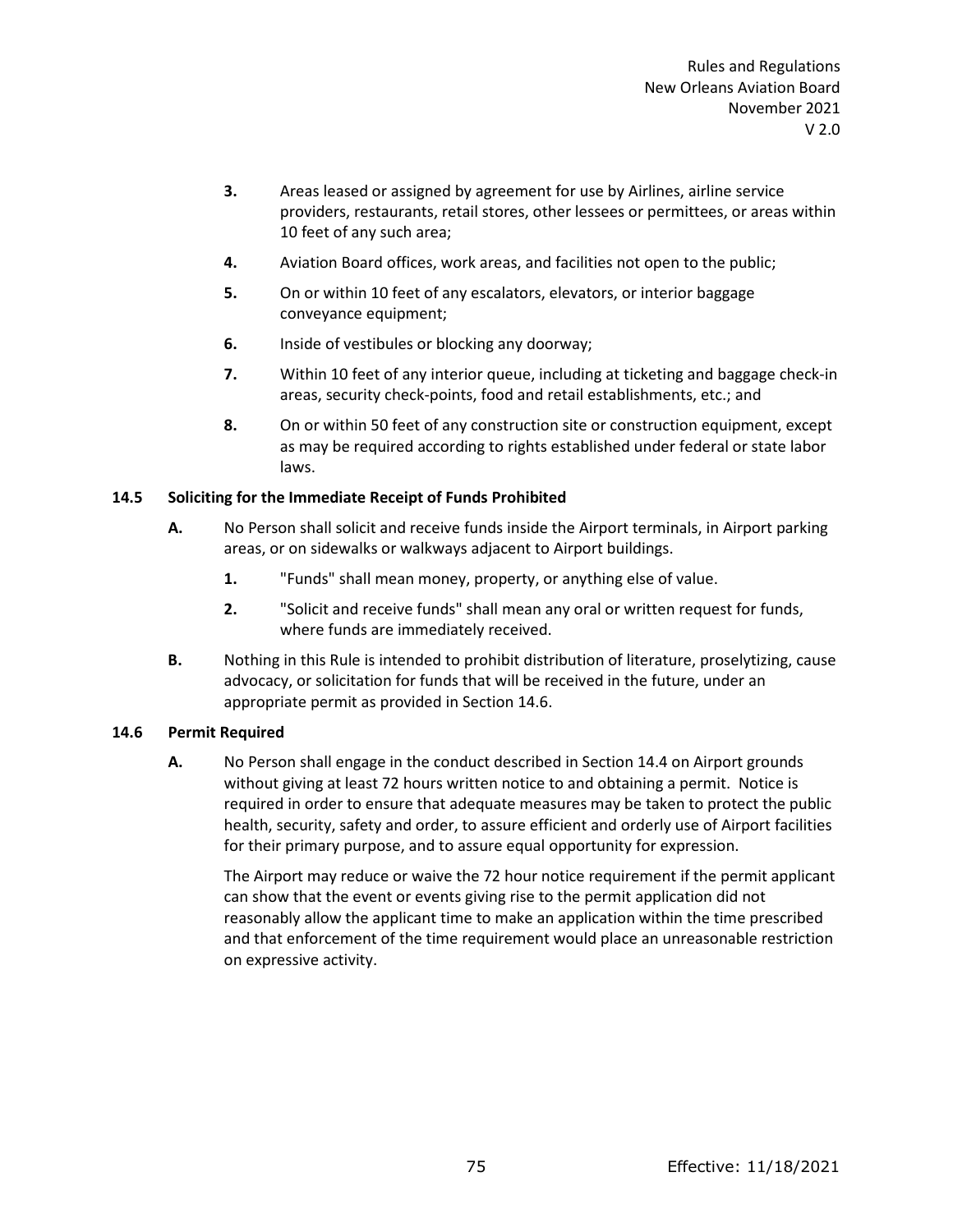3. Areas leased or assigned by agreement for use by Airlines, airline service providers, restaurants, retail stores, other lessees or permittees, or areas within 10 feet of any such area;

4. Aviation Board offices, work areas, and facilities not open to the public;

5. On or within 10 feet of any escalators, elevators, or interior baggage conveyance equipment;

6. Inside of vestibules or blocking any doorway;

7. Within 10 feet of any interior queue, including at ticketing and baggage check-in areas, security check-points, food and retail establishments, etc.; and

8. On or within 50 feet of any construction site or construction equipment, except as may be required according to rights established under federal or state labor laws.

### 14.5 Soliciting for the Immediate Receipt of Funds Prohibited

**A.** No Person shall solicit and receive funds inside the Airport terminals, in Airport parking areas, or on sidewalks or walkways adjacent to Airport buildings.

1. "Funds" shall mean money, property, or anything else of value.

2. "Solicit and receive funds" shall mean any oral or written request for funds, where funds are immediately received.

**B.** Nothing in this Rule is intended to prohibit distribution of literature, proselytizing, cause advocacy, or solicitation for funds that will be received in the future, under an appropriate permit as provided in Section 14.6.

### 14.6 Permit Required

**A.** No Person shall engage in the conduct described in Section 14.4 on Airport grounds without giving at least 72 hours written notice to and obtaining a permit. Notice is required in order to ensure that adequate measures may be taken to protect the public health, security, safety and order, to assure efficient and orderly use of Airport facilities for their primary purpose, and to assure equal opportunity for expression.

The Airport may reduce or waive the 72 hour notice requirement if the permit applicant can show that the event or events giving rise to the permit application did not reasonably allow the applicant time to make an application within the time prescribed and that enforcement of the time requirement would place an unreasonable restriction on expressive activity.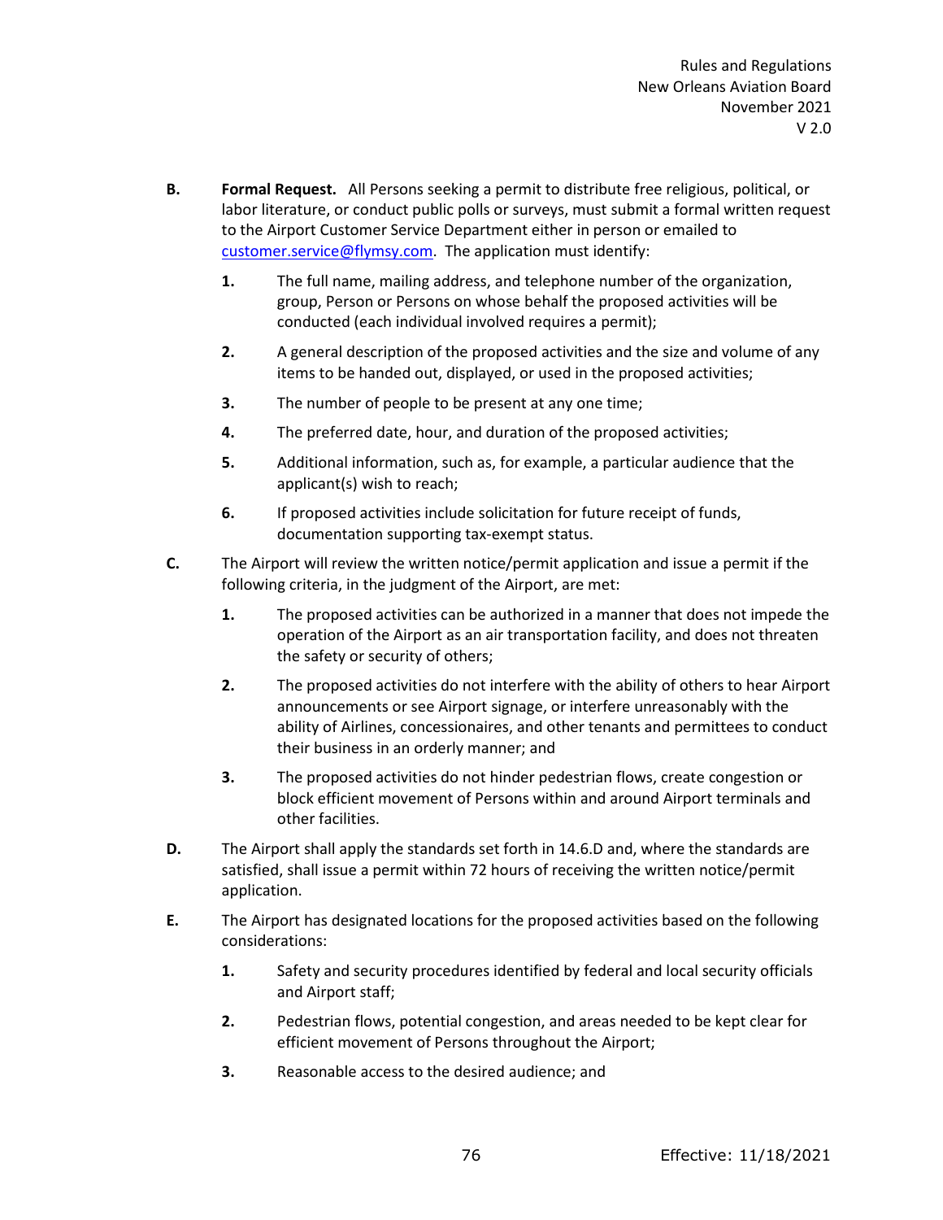**B.** **Formal Request.** All Persons seeking a permit to distribute free religious, political, or labor literature, or conduct public polls or surveys, must submit a formal written request to the Airport Customer Service Department either in person or emailed to customer.service@flymsy.com. The application must identify:

1. The full name, mailing address, and telephone number of the organization, group, Person or Persons on whose behalf the proposed activities will be conducted (each individual involved requires a permit);
2. A general description of the proposed activities and the size and volume of any items to be handed out, displayed, or used in the proposed activities;
3. The number of people to be present at any one time;
4. The preferred date, hour, and duration of the proposed activities;
5. Additional information, such as, for example, a particular audience that the applicant(s) wish to reach;
6. If proposed activities include solicitation for future receipt of funds, documentation supporting tax-exempt status.

**C.** The Airport will review the written notice/permit application and issue a permit if the following criteria, in the judgment of the Airport, are met:

1. The proposed activities can be authorized in a manner that does not impede the operation of the Airport as an air transportation facility, and does not threaten the safety or security of others;
2. The proposed activities do not interfere with the ability of others to hear Airport announcements or see Airport signage, or interfere unreasonably with the ability of Airlines, concessionaires, and other tenants and permittees to conduct their business in an orderly manner; and
3. The proposed activities do not hinder pedestrian flows, create congestion or block efficient movement of Persons within and around Airport terminals and other facilities.

**D.** The Airport shall apply the standards set forth in 14.6.D and, where the standards are satisfied, shall issue a permit within 72 hours of receiving the written notice/permit application.

**E.** The Airport has designated locations for the proposed activities based on the following considerations:

1. Safety and security procedures identified by federal and local security officials and Airport staff;
2. Pedestrian flows, potential congestion, and areas needed to be kept clear for efficient movement of Persons throughout the Airport;
3. Reasonable access to the desired audience; and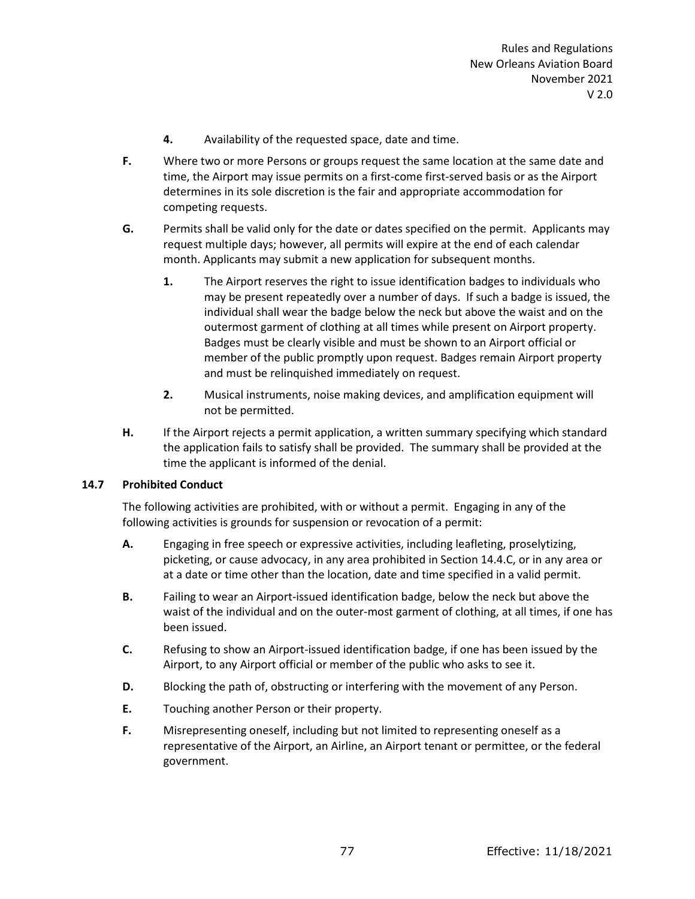4. Availability of the requested space, date and time.

**F.** Where two or more Persons or groups request the same location at the same date and time, the Airport may issue permits on a first-come first-served basis or as the Airport determines in its sole discretion is the fair and appropriate accommodation for competing requests.

**G.** Permits shall be valid only for the date or dates specified on the permit. Applicants may request multiple days; however, all permits will expire at the end of each calendar month. Applicants may submit a new application for subsequent months.

1. The Airport reserves the right to issue identification badges to individuals who may be present repeatedly over a number of days. If such a badge is issued, the individual shall wear the badge below the neck but above the waist and on the outermost garment of clothing at all times while present on Airport property. Badges must be clearly visible and must be shown to an Airport official or member of the public promptly upon request. Badges remain Airport property and must be relinquished immediately on request.
2. Musical instruments, noise making devices, and amplification equipment will not be permitted.

**H.** If the Airport rejects a permit application, a written summary specifying which standard the application fails to satisfy shall be provided. The summary shall be provided at the time the applicant is informed of the denial.

### 14.7 Prohibited Conduct

The following activities are prohibited, with or without a permit. Engaging in any of the following activities is grounds for suspension or revocation of a permit:

**A.** Engaging in free speech or expressive activities, including leafleting, proselytizing, picketing, or cause advocacy, in any area prohibited in Section 14.4.C, or in any area or at a date or time other than the location, date and time specified in a valid permit.

**B.** Failing to wear an Airport-issued identification badge, below the neck but above the waist of the individual and on the outer-most garment of clothing, at all times, if one has been issued.

**C.** Refusing to show an Airport-issued identification badge, if one has been issued by the Airport, to any Airport official or member of the public who asks to see it.

**D.** Blocking the path of, obstructing or interfering with the movement of any Person.

**E.** Touching another Person or their property.

**F.** Misrepresenting oneself, including but not limited to representing oneself as a representative of the Airport, an Airline, an Airport tenant or permittee, or the federal government.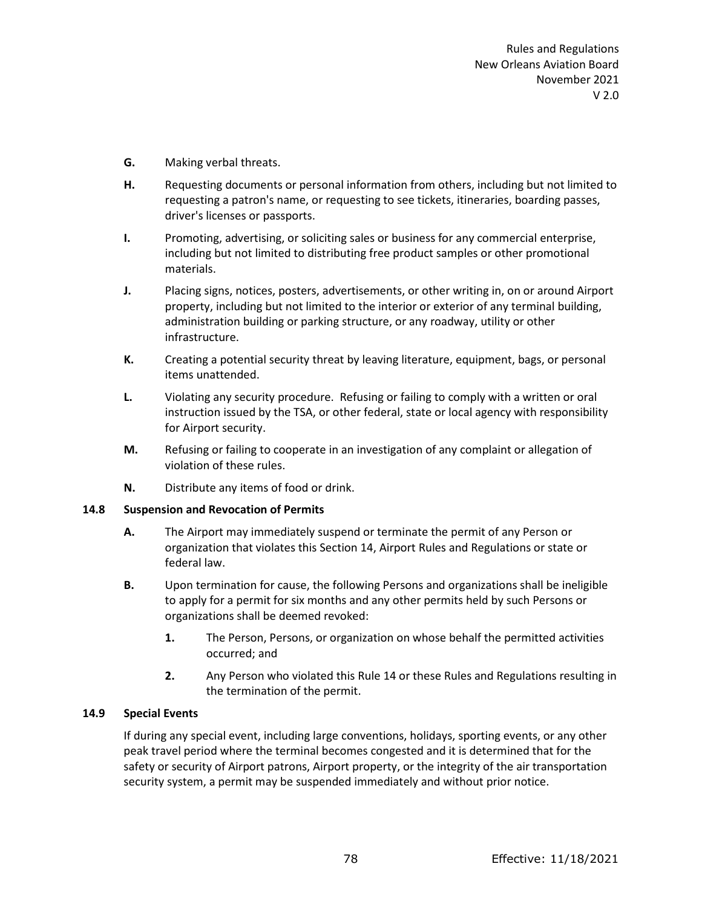**G.** Making verbal threats.

**H.** Requesting documents or personal information from others, including but not limited to requesting a patron's name, or requesting to see tickets, itineraries, boarding passes, driver's licenses or passports.

**I.** Promoting, advertising, or soliciting sales or business for any commercial enterprise, including but not limited to distributing free product samples or other promotional materials.

**J.** Placing signs, notices, posters, advertisements, or other writing in, on or around Airport property, including but not limited to the interior or exterior of any terminal building, administration building or parking structure, or any roadway, utility or other infrastructure.

**K.** Creating a potential security threat by leaving literature, equipment, bags, or personal items unattended.

**L.** Violating any security procedure. Refusing or failing to comply with a written or oral instruction issued by the TSA, or other federal, state or local agency with responsibility for Airport security.

**M.** Refusing or failing to cooperate in an investigation of any complaint or allegation of violation of these rules.

**N.** Distribute any items of food or drink.

### 14.8 Suspension and Revocation of Permits

**A.** The Airport may immediately suspend or terminate the permit of any Person or organization that violates this Section 14, Airport Rules and Regulations or state or federal law.

**B.** Upon termination for cause, the following Persons and organizations shall be ineligible to apply for a permit for six months and any other permits held by such Persons or organizations shall be deemed revoked:

**1.** The Person, Persons, or organization on whose behalf the permitted activities occurred; and

**2.** Any Person who violated this Rule 14 or these Rules and Regulations resulting in the termination of the permit.

### 14.9 Special Events

If during any special event, including large conventions, holidays, sporting events, or any other peak travel period where the terminal becomes congested and it is determined that for the safety or security of Airport patrons, Airport property, or the integrity of the air transportation security system, a permit may be suspended immediately and without prior notice.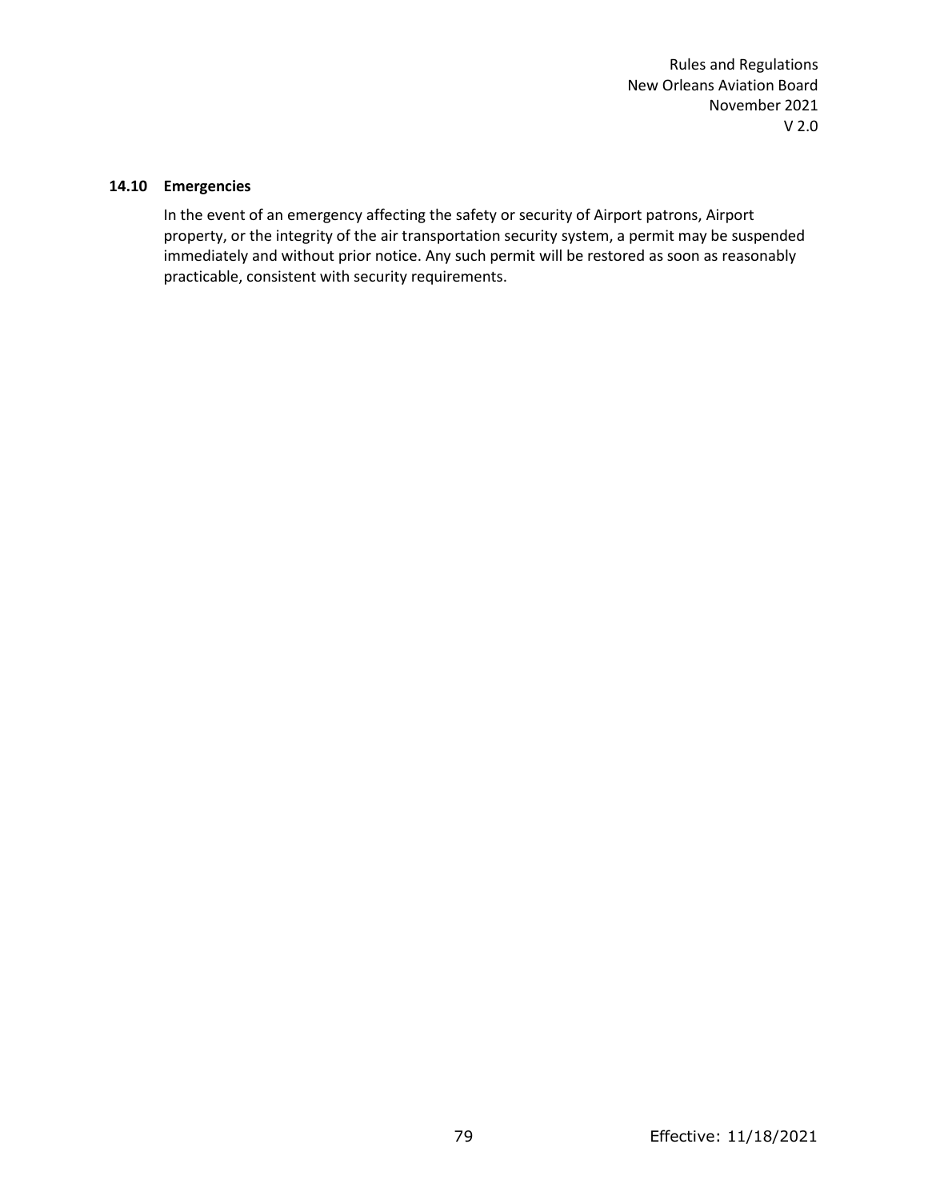### 14.10 Emergencies

In the event of an emergency affecting the safety or security of Airport patrons, Airport property, or the integrity of the air transportation security system, a permit may be suspended immediately and without prior notice. Any such permit will be restored as soon as reasonably practicable, consistent with security requirements.